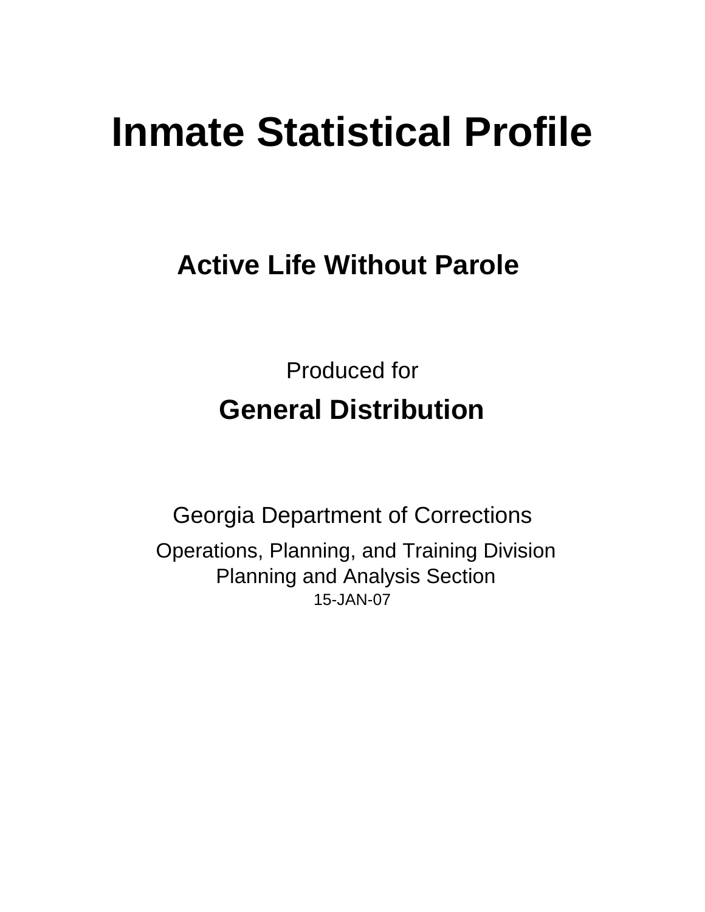# Inmate Statistical Profile

## Active Life Without Parole

Produced for

## General Distribution

Georgia Department of Corrections

Operations, Planning, and Training Division
Planning and Analysis Section
15-JAN-07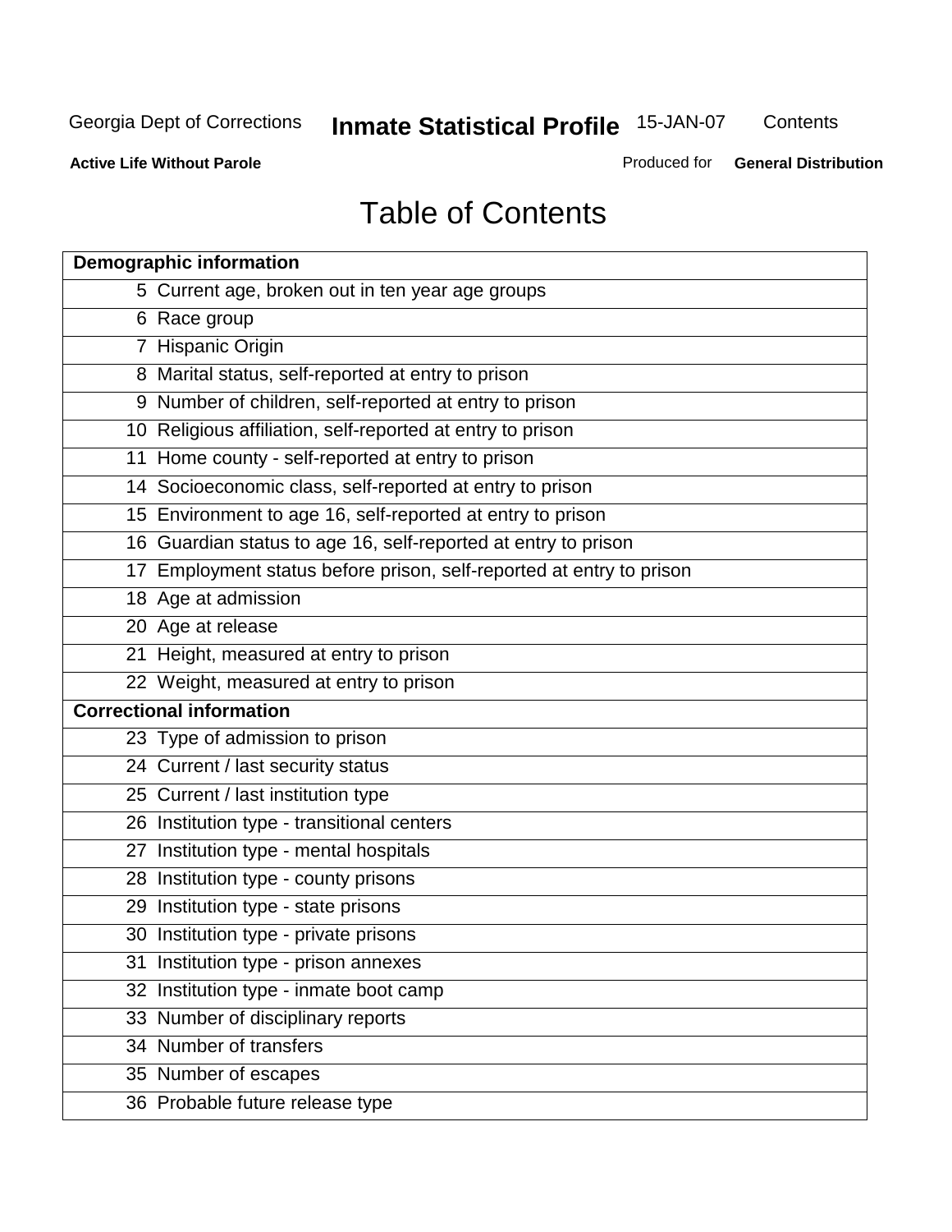# Table of Contents

| Page | Section |
| --- | --- |
| **Demographic information** | |
| 5 | Current age, broken out in ten year age groups |
| 6 | Race group |
| 7 | Hispanic Origin |
| 8 | Marital status, self-reported at entry to prison |
| 9 | Number of children, self-reported at entry to prison |
| 10 | Religious affiliation, self-reported at entry to prison |
| 11 | Home county - self-reported at entry to prison |
| 14 | Socioeconomic class, self-reported at entry to prison |
| 15 | Environment to age 16, self-reported at entry to prison |
| 16 | Guardian status to age 16, self-reported at entry to prison |
| 17 | Employment status before prison, self-reported at entry to prison |
| 18 | Age at admission |
| 20 | Age at release |
| 21 | Height, measured at entry to prison |
| 22 | Weight, measured at entry to prison |
| **Correctional information** | |
| 23 | Type of admission to prison |
| 24 | Current / last security status |
| 25 | Current / last institution type |
| 26 | Institution type - transitional centers |
| 27 | Institution type - mental hospitals |
| 28 | Institution type - county prisons |
| 29 | Institution type - state prisons |
| 30 | Institution type - private prisons |
| 31 | Institution type - prison annexes |
| 32 | Institution type - inmate boot camp |
| 33 | Number of disciplinary reports |
| 34 | Number of transfers |
| 35 | Number of escapes |
| 36 | Probable future release type |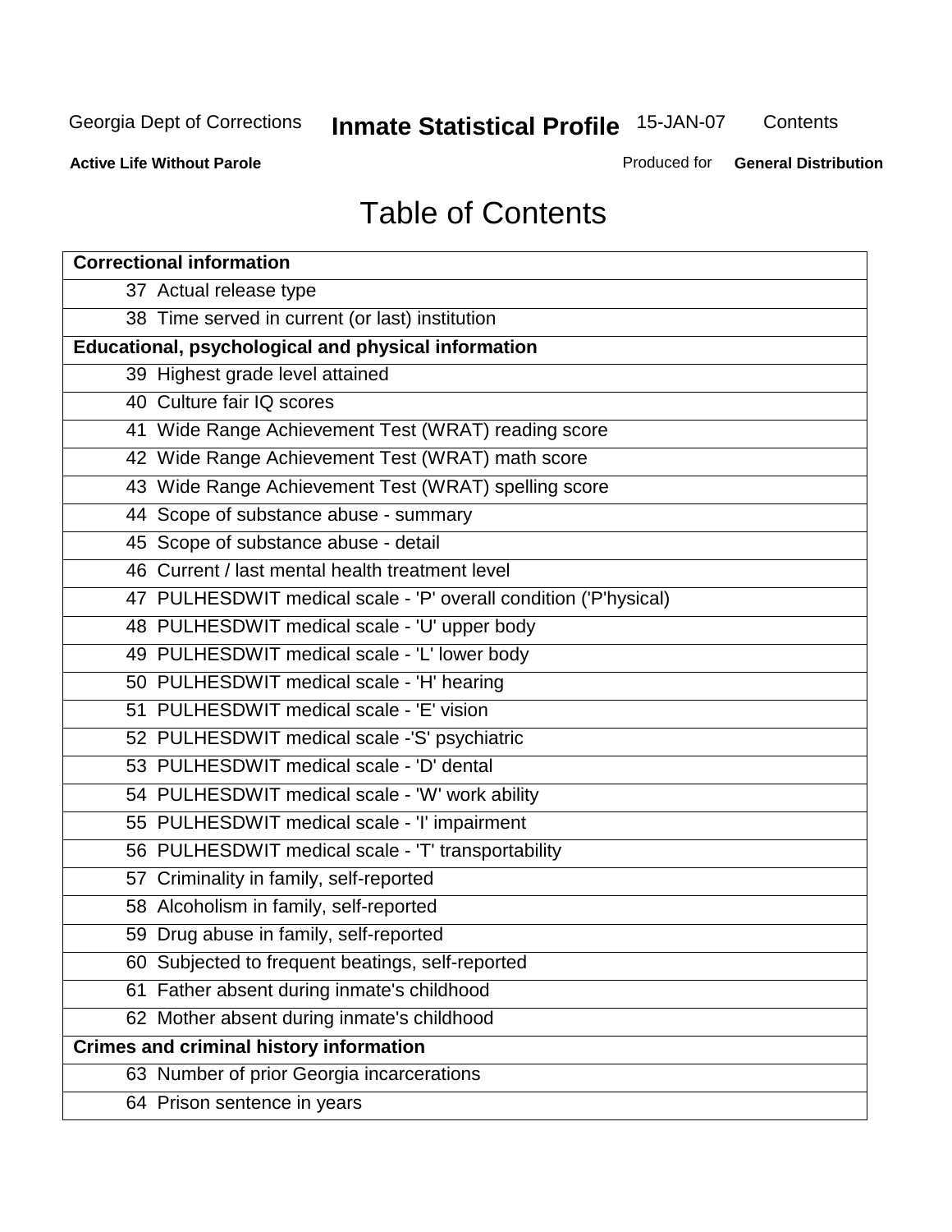# Table of Contents

| Correctional information |
|---|
| 37 Actual release type |
| 38 Time served in current (or last) institution |
| **Educational, psychological and physical information** |
| 39 Highest grade level attained |
| 40 Culture fair IQ scores |
| 41 Wide Range Achievement Test (WRAT) reading score |
| 42 Wide Range Achievement Test (WRAT) math score |
| 43 Wide Range Achievement Test (WRAT) spelling score |
| 44 Scope of substance abuse - summary |
| 45 Scope of substance abuse - detail |
| 46 Current / last mental health treatment level |
| 47 PULHESDWIT medical scale - 'P' overall condition ('P'hysical) |
| 48 PULHESDWIT medical scale - 'U' upper body |
| 49 PULHESDWIT medical scale - 'L' lower body |
| 50 PULHESDWIT medical scale - 'H' hearing |
| 51 PULHESDWIT medical scale - 'E' vision |
| 52 PULHESDWIT medical scale -'S' psychiatric |
| 53 PULHESDWIT medical scale - 'D' dental |
| 54 PULHESDWIT medical scale - 'W' work ability |
| 55 PULHESDWIT medical scale - 'I' impairment |
| 56 PULHESDWIT medical scale - 'T' transportability |
| 57 Criminality in family, self-reported |
| 58 Alcoholism in family, self-reported |
| 59 Drug abuse in family, self-reported |
| 60 Subjected to frequent beatings, self-reported |
| 61 Father absent during inmate's childhood |
| 62 Mother absent during inmate's childhood |
| **Crimes and criminal history information** |
| 63 Number of prior Georgia incarcerations |
| 64 Prison sentence in years |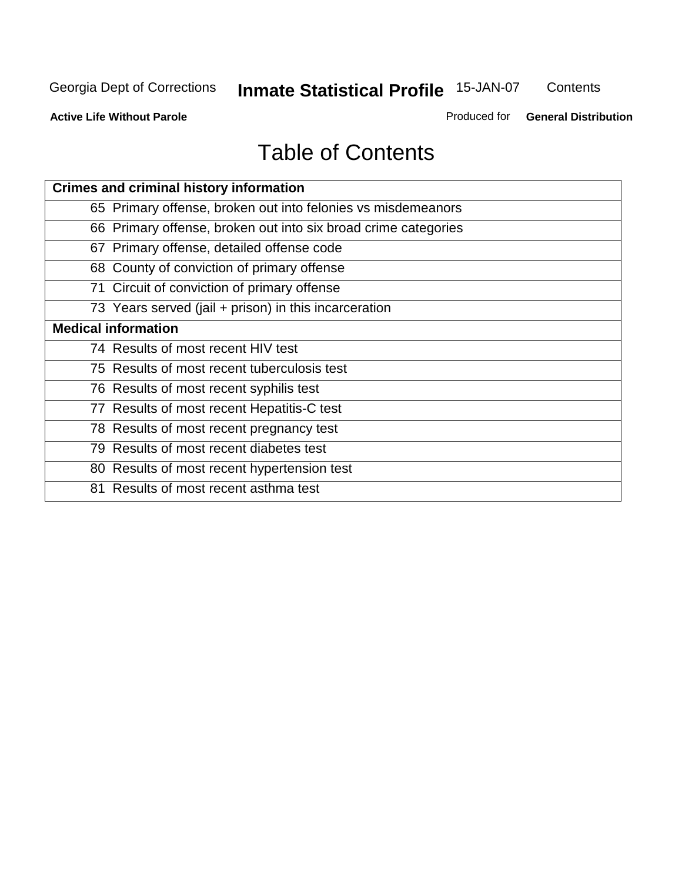# Table of Contents

| Crimes and criminal history information |
|---|
| 65 Primary offense, broken out into felonies vs misdemeanors |
| 66 Primary offense, broken out into six broad crime categories |
| 67 Primary offense, detailed offense code |
| 68 County of conviction of primary offense |
| 71 Circuit of conviction of primary offense |
| 73 Years served (jail + prison) in this incarceration |
| **Medical information** |
| 74 Results of most recent HIV test |
| 75 Results of most recent tuberculosis test |
| 76 Results of most recent syphilis test |
| 77 Results of most recent Hepatitis-C test |
| 78 Results of most recent pregnancy test |
| 79 Results of most recent diabetes test |
| 80 Results of most recent hypertension test |
| 81 Results of most recent asthma test |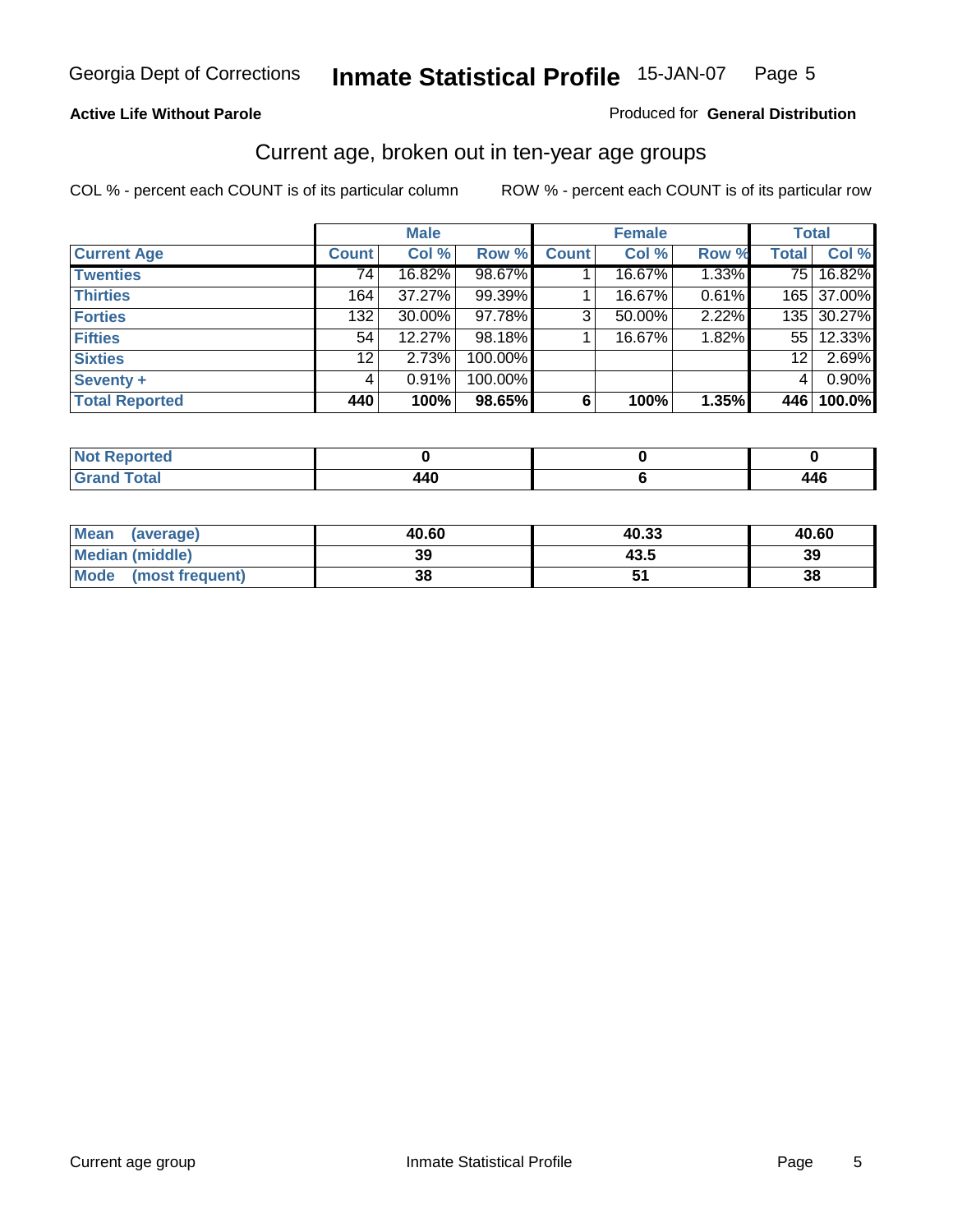**Active Life Without Parole**

Produced for **General Distribution**

## Current age, broken out in ten-year age groups

COL % - percent each COUNT is of its particular column

ROW % - percent each COUNT is of its particular row

| | Male | | | Female | | | Total | |
|---|---|---|---|---|---|---|---|---|
| **Current Age** | **Count** | **Col %** | **Row %** | **Count** | **Col %** | **Row %** | **Total** | **Col %** |
| **Twenties** | 74 | 16.82% | 98.67% | 1 | 16.67% | 1.33% | 75 | 16.82% |
| **Thirties** | 164 | 37.27% | 99.39% | 1 | 16.67% | 0.61% | 165 | 37.00% |
| **Forties** | 132 | 30.00% | 97.78% | 3 | 50.00% | 2.22% | 135 | 30.27% |
| **Fifties** | 54 | 12.27% | 98.18% | 1 | 16.67% | 1.82% | 55 | 12.33% |
| **Sixties** | 12 | 2.73% | 100.00% | | | | 12 | 2.69% |
| **Seventy +** | 4 | 0.91% | 100.00% | | | | 4 | 0.90% |
| **Total Reported** | **440** | **100%** | **98.65%** | **6** | **100%** | **1.35%** | **446** | **100.0%** |

| | Male | Female | Total |
|---|---|---|---|
| **Not Reported** | **0** | **0** | **0** |
| **Grand Total** | **440** | **6** | **446** |

| | Male | Female | Total |
|---|---|---|---|
| **Mean (average)** | **40.60** | **40.33** | **40.60** |
| **Median (middle)** | **39** | **43.5** | **39** |
| **Mode (most frequent)** | **38** | **51** | **38** |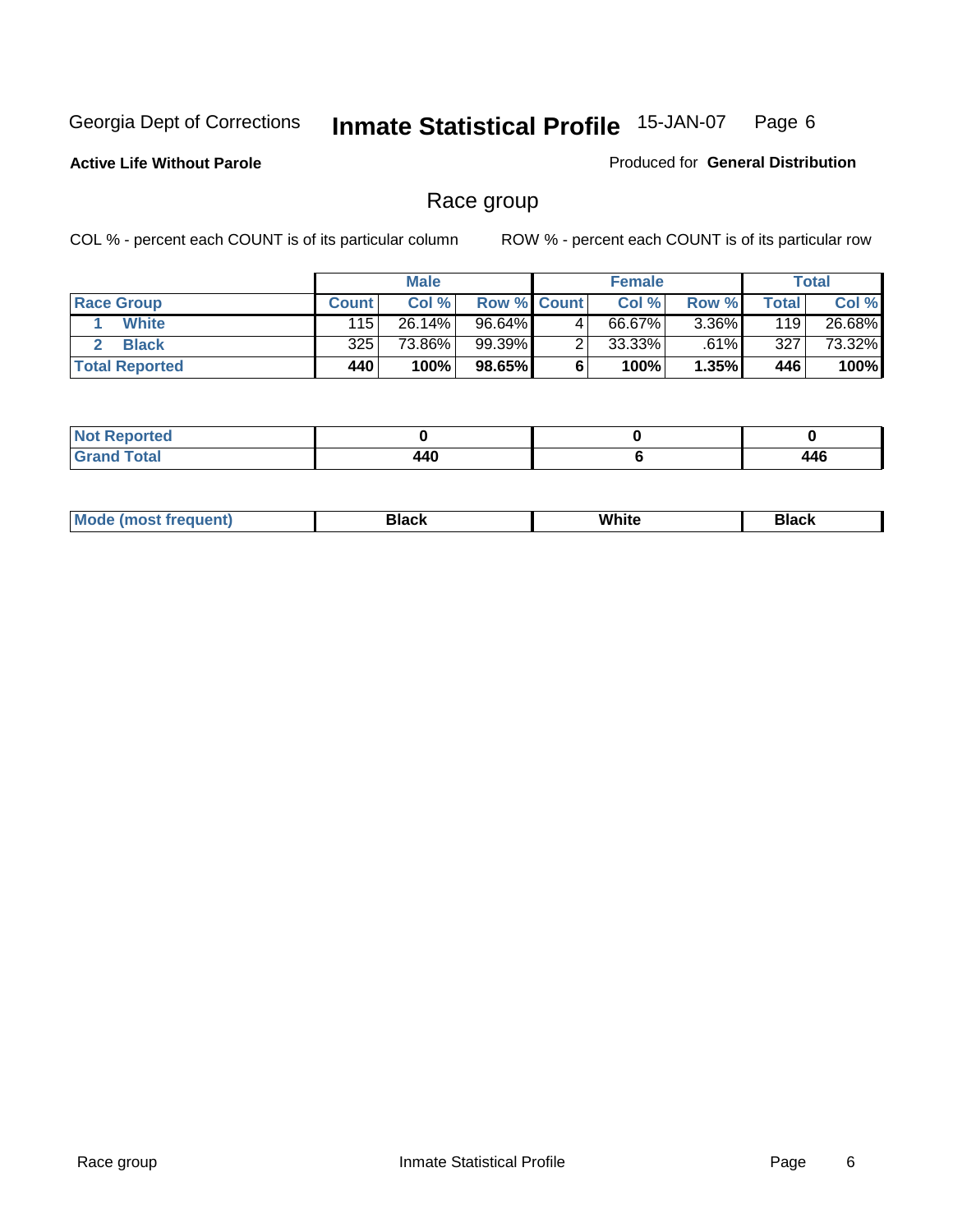Georgia Dept of Corrections **Inmate Statistical Profile** 15-JAN-07

**Active Life Without Parole**

Produced for **General Distribution**

## Race group

COL % - percent each COUNT is of its particular column

ROW % - percent each COUNT is of its particular row

| | Male | | | Female | | | Total | |
|---|---|---|---|---|---|---|---|---|
| **Race Group** | **Count** | **Col %** | **Row %** | **Count** | **Col %** | **Row %** | **Total** | **Col %** |
| 1 **White** | 115 | 26.14% | 96.64% | 4 | 66.67% | 3.36% | 119 | 26.68% |
| 2 **Black** | 325 | 73.86% | 99.39% | 2 | 33.33% | .61% | 327 | 73.32% |
| **Total Reported** | **440** | **100%** | **98.65%** | **6** | **100%** | **1.35%** | **446** | **100%** |

| | Male | Female | Total |
|---|---|---|---|
| **Not Reported** | **0** | **0** | **0** |
| **Grand Total** | **440** | **6** | **446** |

| | Male | Female | Total |
|---|---|---|---|
| **Mode (most frequent)** | **Black** | **White** | **Black** |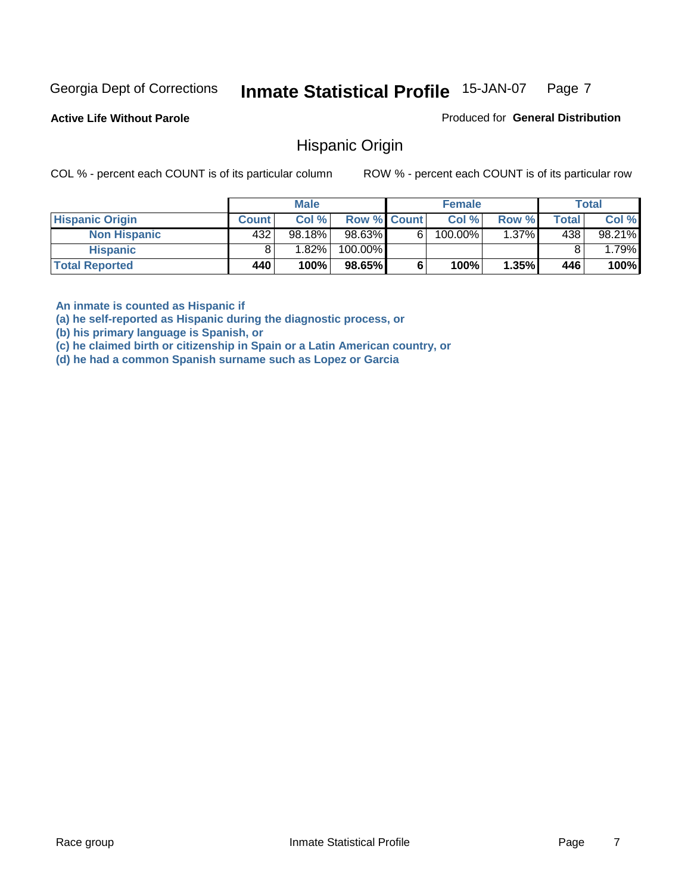Georgia Dept of Corrections **Inmate Statistical Profile** 15-JAN-07 Page 7

**Active Life Without Parole**

Produced for **General Distribution**

## Hispanic Origin

COL % - percent each COUNT is of its particular column ROW % - percent each COUNT is of its particular row

| | Male | | | Female | | | Total | |
|---|---|---|---|---|---|---|---|---|
| **Hispanic Origin** | **Count** | **Col %** | **Row %** | **Count** | **Col %** | **Row %** | **Total** | **Col %** |
| **Non Hispanic** | 432 | 98.18% | 98.63% | 6 | 100.00% | 1.37% | 438 | 98.21% |
| **Hispanic** | 8 | 1.82% | 100.00% | | | | 8 | 1.79% |
| **Total Reported** | **440** | **100%** | **98.65%** | **6** | **100%** | **1.35%** | **446** | **100%** |

**An inmate is counted as Hispanic if**
**(a) he self-reported as Hispanic during the diagnostic process, or**
**(b) his primary language is Spanish, or**
**(c) he claimed birth or citizenship in Spain or a Latin American country, or**
**(d) he had a common Spanish surname such as Lopez or Garcia**

Race group Inmate Statistical Profile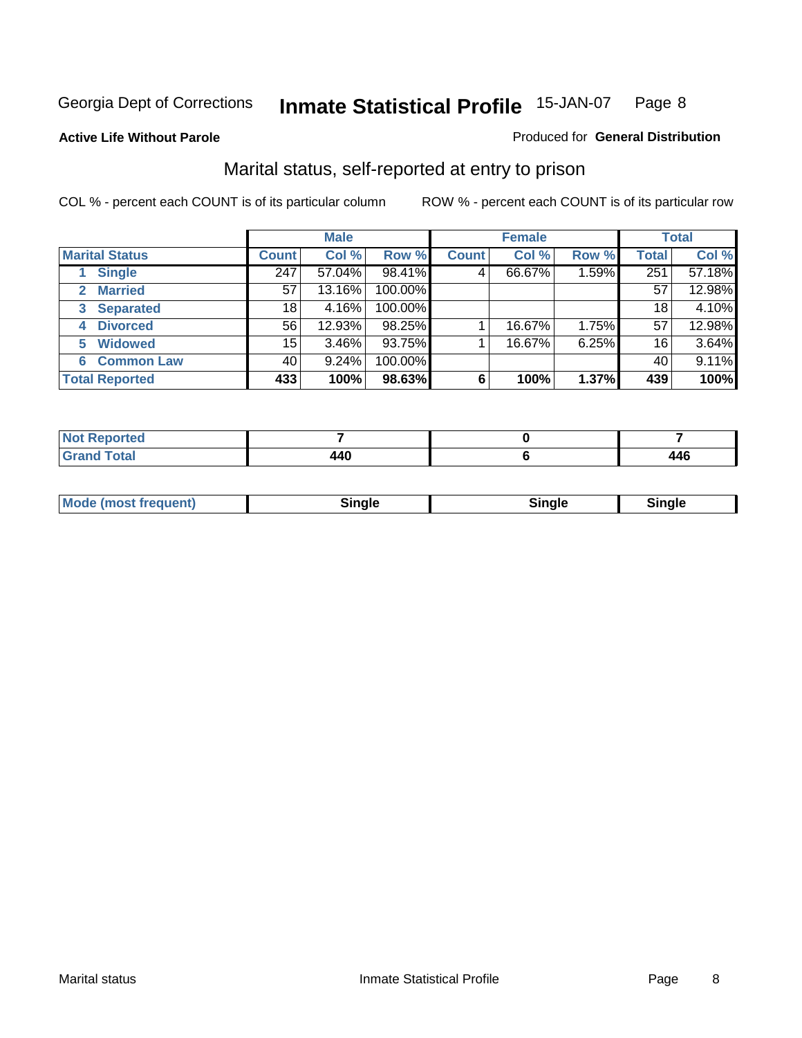Georgia Dept of Corrections **Inmate Statistical Profile** 15-JAN-07 Page 8

**Active Life Without Parole**

Produced for **General Distribution**

## Marital status, self-reported at entry to prison

COL % - percent each COUNT is of its particular column

ROW % - percent each COUNT is of its particular row

| | Male | | | Female | | | Total | |
|---|---|---|---|---|---|---|---|---|
| **Marital Status** | **Count** | **Col %** | **Row %** | **Count** | **Col %** | **Row %** | **Total** | **Col %** |
| 1 **Single** | 247 | 57.04% | 98.41% | 4 | 66.67% | 1.59% | 251 | 57.18% |
| 2 **Married** | 57 | 13.16% | 100.00% | | | | 57 | 12.98% |
| 3 **Separated** | 18 | 4.16% | 100.00% | | | | 18 | 4.10% |
| 4 **Divorced** | 56 | 12.93% | 98.25% | 1 | 16.67% | 1.75% | 57 | 12.98% |
| 5 **Widowed** | 15 | 3.46% | 93.75% | 1 | 16.67% | 6.25% | 16 | 3.64% |
| 6 **Common Law** | 40 | 9.24% | 100.00% | | | | 40 | 9.11% |
| **Total Reported** | **433** | **100%** | **98.63%** | **6** | **100%** | **1.37%** | **439** | **100%** |

| | Male | Female | Total |
|---|---|---|---|
| **Not Reported** | **7** | **0** | **7** |
| **Grand Total** | **440** | **6** | **446** |

| | Male | Female | Total |
|---|---|---|---|
| **Mode (most frequent)** | **Single** | **Single** | **Single** |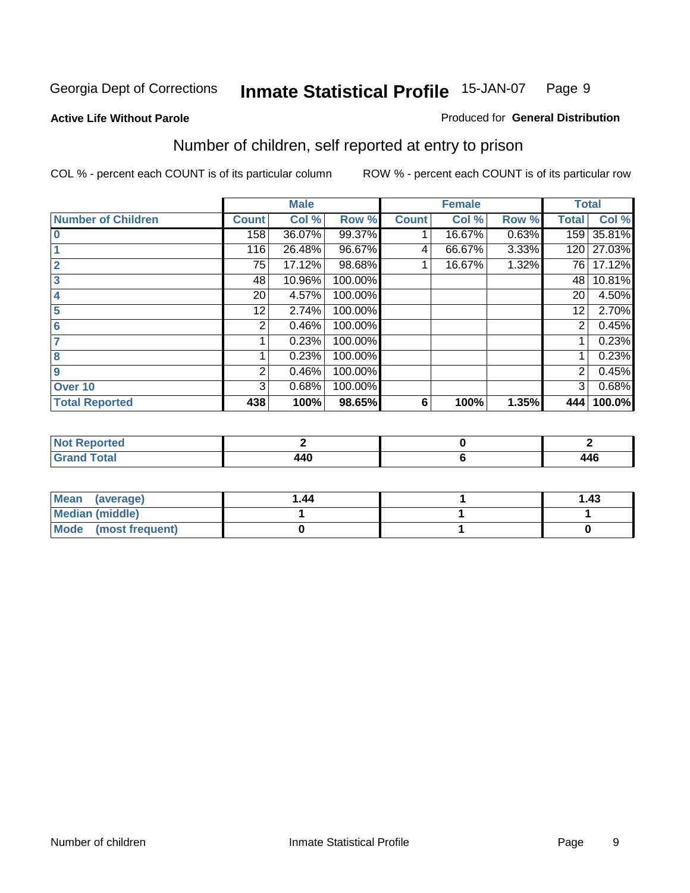Georgia Dept of Corrections **Inmate Statistical Profile** 15-JAN-07

**Active Life Without Parole**

Produced for **General Distribution**

## Number of children, self reported at entry to prison

COL % - percent each COUNT is of its particular column

ROW % - percent each COUNT is of its particular row

| | Male | | | Female | | | Total | |
|---|---|---|---|---|---|---|---|---|
| **Number of Children** | **Count** | **Col %** | **Row %** | **Count** | **Col %** | **Row %** | **Total** | **Col %** |
| 0 | 158 | 36.07% | 99.37% | 1 | 16.67% | 0.63% | 159 | 35.81% |
| 1 | 116 | 26.48% | 96.67% | 4 | 66.67% | 3.33% | 120 | 27.03% |
| 2 | 75 | 17.12% | 98.68% | 1 | 16.67% | 1.32% | 76 | 17.12% |
| 3 | 48 | 10.96% | 100.00% | | | | 48 | 10.81% |
| 4 | 20 | 4.57% | 100.00% | | | | 20 | 4.50% |
| 5 | 12 | 2.74% | 100.00% | | | | 12 | 2.70% |
| 6 | 2 | 0.46% | 100.00% | | | | 2 | 0.45% |
| 7 | 1 | 0.23% | 100.00% | | | | 1 | 0.23% |
| 8 | 1 | 0.23% | 100.00% | | | | 1 | 0.23% |
| 9 | 2 | 0.46% | 100.00% | | | | 2 | 0.45% |
| Over 10 | 3 | 0.68% | 100.00% | | | | 3 | 0.68% |
| **Total Reported** | **438** | **100%** | **98.65%** | **6** | **100%** | **1.35%** | **444** | **100.0%** |

| | Male | Female | Total |
|---|---|---|---|
| **Not Reported** | **2** | **0** | **2** |
| **Grand Total** | **440** | **6** | **446** |

| | Male | Female | Total |
|---|---|---|---|
| **Mean (average)** | **1.44** | **1** | **1.43** |
| **Median (middle)** | **1** | **1** | **1** |
| **Mode (most frequent)** | **0** | **1** | **0** |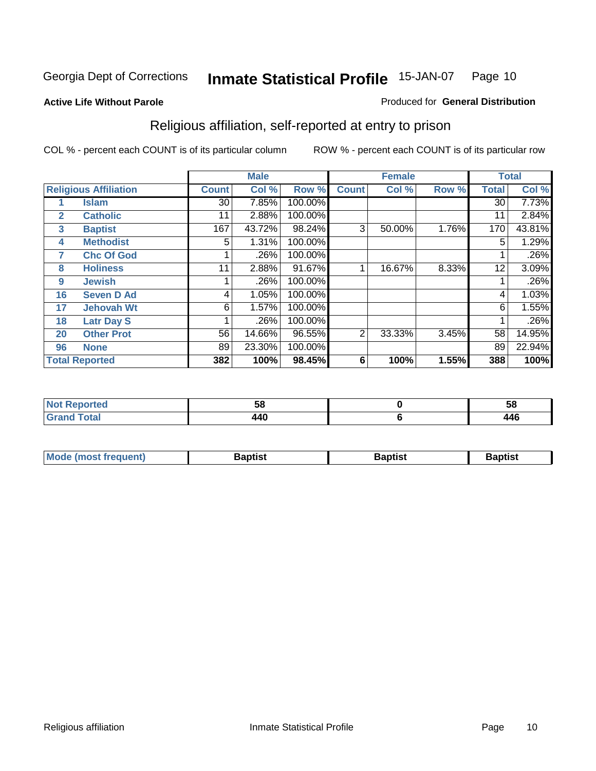Georgia Dept of Corrections **Inmate Statistical Profile** 15-JAN-07

**Active Life Without Parole**

Produced for **General Distribution**

## Religious affiliation, self-reported at entry to prison

COL % - percent each COUNT is of its particular column    ROW % - percent each COUNT is of its particular row

| | | Male | | | Female | | | Total | |
|---|---|---|---|---|---|---|---|---|---|
| **Religious Affiliation** | | **Count** | **Col %** | **Row %** | **Count** | **Col %** | **Row %** | **Total** | **Col %** |
| 1 | Islam | 30 | 7.85% | 100.00% | | | | 30 | 7.73% |
| 2 | Catholic | 11 | 2.88% | 100.00% | | | | 11 | 2.84% |
| 3 | Baptist | 167 | 43.72% | 98.24% | 3 | 50.00% | 1.76% | 170 | 43.81% |
| 4 | Methodist | 5 | 1.31% | 100.00% | | | | 5 | 1.29% |
| 7 | Chc Of God | 1 | .26% | 100.00% | | | | 1 | .26% |
| 8 | Holiness | 11 | 2.88% | 91.67% | 1 | 16.67% | 8.33% | 12 | 3.09% |
| 9 | Jewish | 1 | .26% | 100.00% | | | | 1 | .26% |
| 16 | Seven D Ad | 4 | 1.05% | 100.00% | | | | 4 | 1.03% |
| 17 | Jehovah Wt | 6 | 1.57% | 100.00% | | | | 6 | 1.55% |
| 18 | Latr Day S | 1 | .26% | 100.00% | | | | 1 | .26% |
| 20 | Other Prot | 56 | 14.66% | 96.55% | 2 | 33.33% | 3.45% | 58 | 14.95% |
| 96 | None | 89 | 23.30% | 100.00% | | | | 89 | 22.94% |
| **Total Reported** | | **382** | **100%** | **98.45%** | **6** | **100%** | **1.55%** | **388** | **100%** |

| | Male | Female | Total |
|---|---|---|---|
| **Not Reported** | **58** | **0** | **58** |
| **Grand Total** | **440** | **6** | **446** |

| | Male | Female | Total |
|---|---|---|---|
| **Mode (most frequent)** | **Baptist** | **Baptist** | **Baptist** |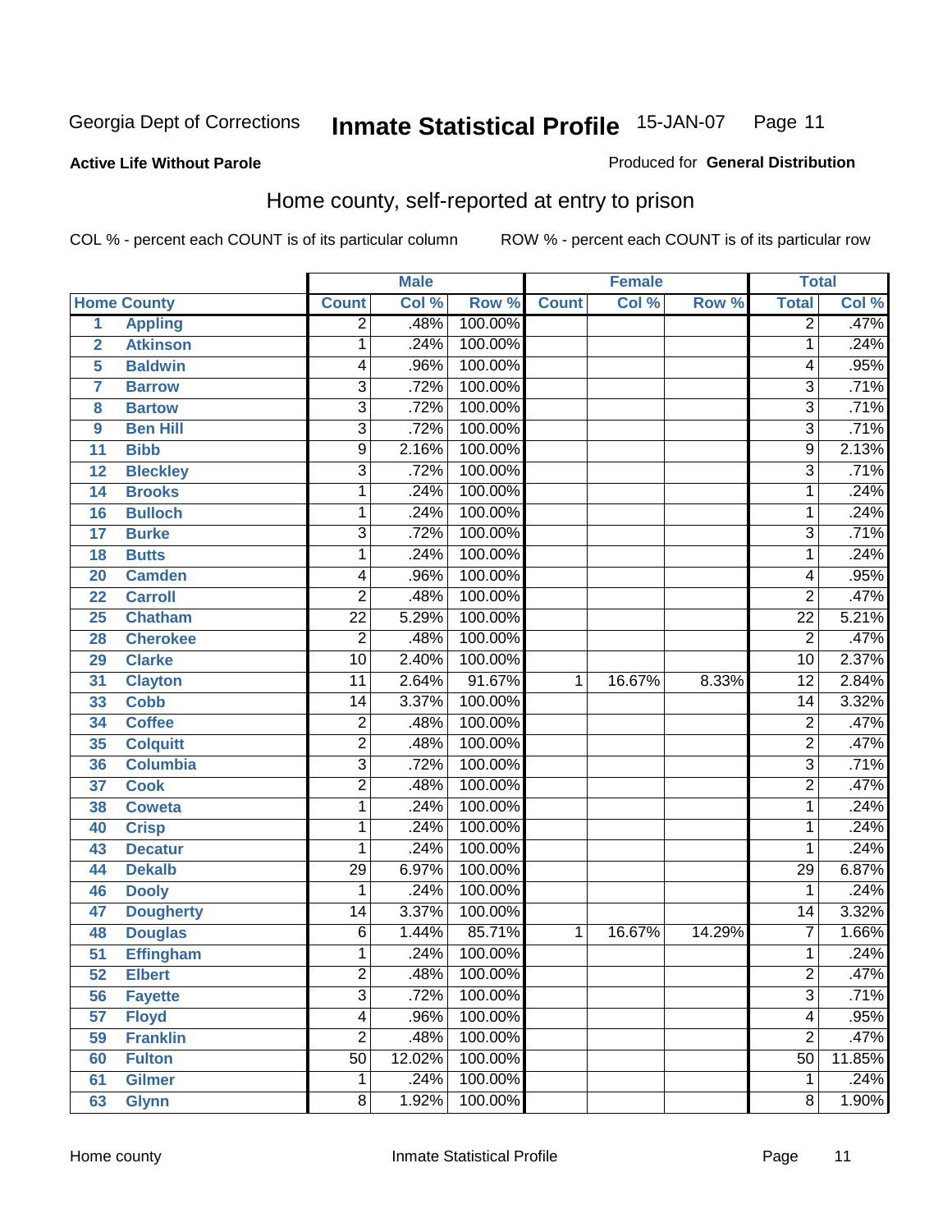Georgia Dept of Corrections **Inmate Statistical Profile** 15-JAN-07 Page 11

**Active Life Without Parole**

Produced for **General Distribution**

## Home county, self-reported at entry to prison

COL % - percent each COUNT is of its particular column ROW % - percent each COUNT is of its particular row

| Home County | | Male | | | Female | | | Total | |
|---|---|---|---|---|---|---|---|---|---|
| | | Count | Col % | Row % | Count | Col % | Row % | Total | Col % |
| 1 | Appling | 2 | .48% | 100.00% | | | | 2 | .47% |
| 2 | Atkinson | 1 | .24% | 100.00% | | | | 1 | .24% |
| 5 | Baldwin | 4 | .96% | 100.00% | | | | 4 | .95% |
| 7 | Barrow | 3 | .72% | 100.00% | | | | 3 | .71% |
| 8 | Bartow | 3 | .72% | 100.00% | | | | 3 | .71% |
| 9 | Ben Hill | 3 | .72% | 100.00% | | | | 3 | .71% |
| 11 | Bibb | 9 | 2.16% | 100.00% | | | | 9 | 2.13% |
| 12 | Bleckley | 3 | .72% | 100.00% | | | | 3 | .71% |
| 14 | Brooks | 1 | .24% | 100.00% | | | | 1 | .24% |
| 16 | Bulloch | 1 | .24% | 100.00% | | | | 1 | .24% |
| 17 | Burke | 3 | .72% | 100.00% | | | | 3 | .71% |
| 18 | Butts | 1 | .24% | 100.00% | | | | 1 | .24% |
| 20 | Camden | 4 | .96% | 100.00% | | | | 4 | .95% |
| 22 | Carroll | 2 | .48% | 100.00% | | | | 2 | .47% |
| 25 | Chatham | 22 | 5.29% | 100.00% | | | | 22 | 5.21% |
| 28 | Cherokee | 2 | .48% | 100.00% | | | | 2 | .47% |
| 29 | Clarke | 10 | 2.40% | 100.00% | | | | 10 | 2.37% |
| 31 | Clayton | 11 | 2.64% | 91.67% | 1 | 16.67% | 8.33% | 12 | 2.84% |
| 33 | Cobb | 14 | 3.37% | 100.00% | | | | 14 | 3.32% |
| 34 | Coffee | 2 | .48% | 100.00% | | | | 2 | .47% |
| 35 | Colquitt | 2 | .48% | 100.00% | | | | 2 | .47% |
| 36 | Columbia | 3 | .72% | 100.00% | | | | 3 | .71% |
| 37 | Cook | 2 | .48% | 100.00% | | | | 2 | .47% |
| 38 | Coweta | 1 | .24% | 100.00% | | | | 1 | .24% |
| 40 | Crisp | 1 | .24% | 100.00% | | | | 1 | .24% |
| 43 | Decatur | 1 | .24% | 100.00% | | | | 1 | .24% |
| 44 | Dekalb | 29 | 6.97% | 100.00% | | | | 29 | 6.87% |
| 46 | Dooly | 1 | .24% | 100.00% | | | | 1 | .24% |
| 47 | Dougherty | 14 | 3.37% | 100.00% | | | | 14 | 3.32% |
| 48 | Douglas | 6 | 1.44% | 85.71% | 1 | 16.67% | 14.29% | 7 | 1.66% |
| 51 | Effingham | 1 | .24% | 100.00% | | | | 1 | .24% |
| 52 | Elbert | 2 | .48% | 100.00% | | | | 2 | .47% |
| 56 | Fayette | 3 | .72% | 100.00% | | | | 3 | .71% |
| 57 | Floyd | 4 | .96% | 100.00% | | | | 4 | .95% |
| 59 | Franklin | 2 | .48% | 100.00% | | | | 2 | .47% |
| 60 | Fulton | 50 | 12.02% | 100.00% | | | | 50 | 11.85% |
| 61 | Gilmer | 1 | .24% | 100.00% | | | | 1 | .24% |
| 63 | Glynn | 8 | 1.92% | 100.00% | | | | 8 | 1.90% |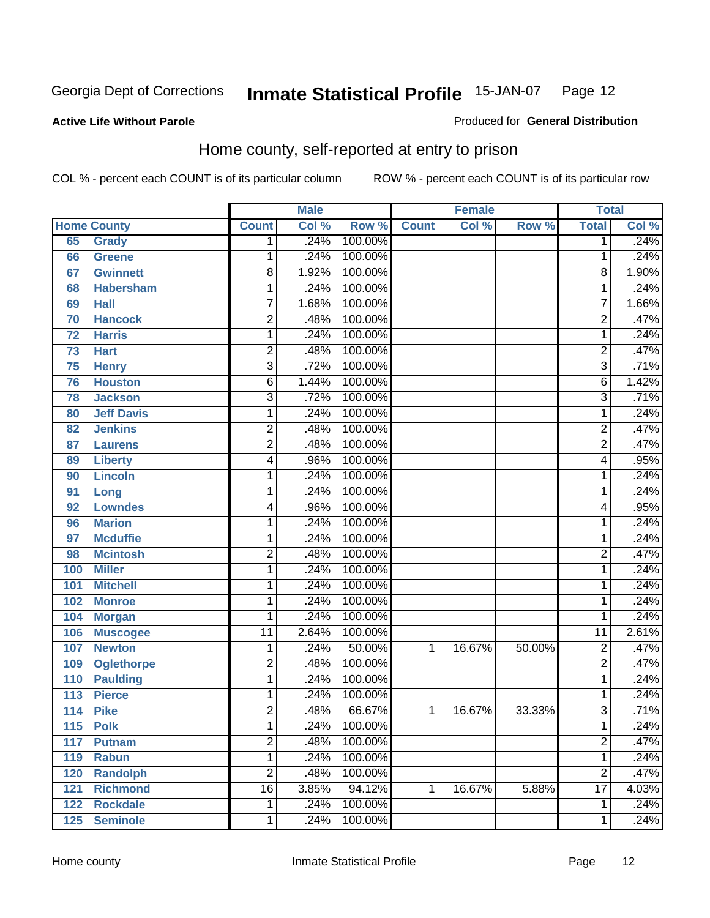**Active Life Without Parole**

Produced for **General Distribution**

## Home county, self-reported at entry to prison

COL % - percent each COUNT is of its particular column

ROW % - percent each COUNT is of its particular row

| Home County | | Male | | | Female | | | Total | |
|---|---|---|---|---|---|---|---|---|---|
| | | Count | Col % | Row % | Count | Col % | Row % | Total | Col % |
| 65 | Grady | 1 | .24% | 100.00% | | | | 1 | .24% |
| 66 | Greene | 1 | .24% | 100.00% | | | | 1 | .24% |
| 67 | Gwinnett | 8 | 1.92% | 100.00% | | | | 8 | 1.90% |
| 68 | Habersham | 1 | .24% | 100.00% | | | | 1 | .24% |
| 69 | Hall | 7 | 1.68% | 100.00% | | | | 7 | 1.66% |
| 70 | Hancock | 2 | .48% | 100.00% | | | | 2 | .47% |
| 72 | Harris | 1 | .24% | 100.00% | | | | 1 | .24% |
| 73 | Hart | 2 | .48% | 100.00% | | | | 2 | .47% |
| 75 | Henry | 3 | .72% | 100.00% | | | | 3 | .71% |
| 76 | Houston | 6 | 1.44% | 100.00% | | | | 6 | 1.42% |
| 78 | Jackson | 3 | .72% | 100.00% | | | | 3 | .71% |
| 80 | Jeff Davis | 1 | .24% | 100.00% | | | | 1 | .24% |
| 82 | Jenkins | 2 | .48% | 100.00% | | | | 2 | .47% |
| 87 | Laurens | 2 | .48% | 100.00% | | | | 2 | .47% |
| 89 | Liberty | 4 | .96% | 100.00% | | | | 4 | .95% |
| 90 | Lincoln | 1 | .24% | 100.00% | | | | 1 | .24% |
| 91 | Long | 1 | .24% | 100.00% | | | | 1 | .24% |
| 92 | Lowndes | 4 | .96% | 100.00% | | | | 4 | .95% |
| 96 | Marion | 1 | .24% | 100.00% | | | | 1 | .24% |
| 97 | Mcduffie | 1 | .24% | 100.00% | | | | 1 | .24% |
| 98 | Mcintosh | 2 | .48% | 100.00% | | | | 2 | .47% |
| 100 | Miller | 1 | .24% | 100.00% | | | | 1 | .24% |
| 101 | Mitchell | 1 | .24% | 100.00% | | | | 1 | .24% |
| 102 | Monroe | 1 | .24% | 100.00% | | | | 1 | .24% |
| 104 | Morgan | 1 | .24% | 100.00% | | | | 1 | .24% |
| 106 | Muscogee | 11 | 2.64% | 100.00% | | | | 11 | 2.61% |
| 107 | Newton | 1 | .24% | 50.00% | 1 | 16.67% | 50.00% | 2 | .47% |
| 109 | Oglethorpe | 2 | .48% | 100.00% | | | | 2 | .47% |
| 110 | Paulding | 1 | .24% | 100.00% | | | | 1 | .24% |
| 113 | Pierce | 1 | .24% | 100.00% | | | | 1 | .24% |
| 114 | Pike | 2 | .48% | 66.67% | 1 | 16.67% | 33.33% | 3 | .71% |
| 115 | Polk | 1 | .24% | 100.00% | | | | 1 | .24% |
| 117 | Putnam | 2 | .48% | 100.00% | | | | 2 | .47% |
| 119 | Rabun | 1 | .24% | 100.00% | | | | 1 | .24% |
| 120 | Randolph | 2 | .48% | 100.00% | | | | 2 | .47% |
| 121 | Richmond | 16 | 3.85% | 94.12% | 1 | 16.67% | 5.88% | 17 | 4.03% |
| 122 | Rockdale | 1 | .24% | 100.00% | | | | 1 | .24% |
| 125 | Seminole | 1 | .24% | 100.00% | | | | 1 | .24% |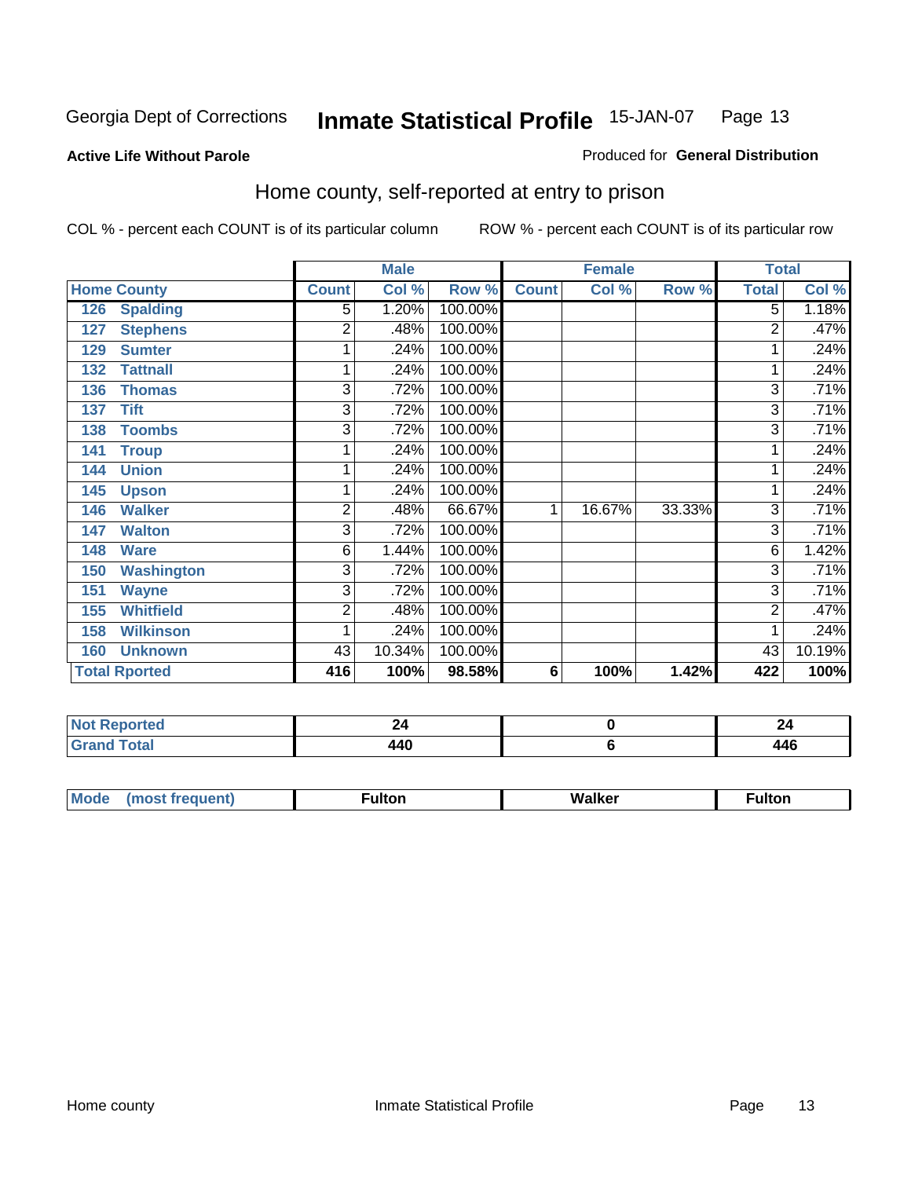Georgia Dept of Corrections **Inmate Statistical Profile** 15-JAN-07

**Active Life Without Parole**

Produced for **General Distribution**

## Home county, self-reported at entry to prison

COL % - percent each COUNT is of its particular column ROW % - percent each COUNT is of its particular row

| Home County | Male | | | Female | | | Total | |
|---|---|---|---|---|---|---|---|---|
| | Count | Col % | Row % | Count | Col % | Row % | Total | Col % |
| 126 Spalding | 5 | 1.20% | 100.00% | | | | 5 | 1.18% |
| 127 Stephens | 2 | .48% | 100.00% | | | | 2 | .47% |
| 129 Sumter | 1 | .24% | 100.00% | | | | 1 | .24% |
| 132 Tattnall | 1 | .24% | 100.00% | | | | 1 | .24% |
| 136 Thomas | 3 | .72% | 100.00% | | | | 3 | .71% |
| 137 Tift | 3 | .72% | 100.00% | | | | 3 | .71% |
| 138 Toombs | 3 | .72% | 100.00% | | | | 3 | .71% |
| 141 Troup | 1 | .24% | 100.00% | | | | 1 | .24% |
| 144 Union | 1 | .24% | 100.00% | | | | 1 | .24% |
| 145 Upson | 1 | .24% | 100.00% | | | | 1 | .24% |
| 146 Walker | 2 | .48% | 66.67% | 1 | 16.67% | 33.33% | 3 | .71% |
| 147 Walton | 3 | .72% | 100.00% | | | | 3 | .71% |
| 148 Ware | 6 | 1.44% | 100.00% | | | | 6 | 1.42% |
| 150 Washington | 3 | .72% | 100.00% | | | | 3 | .71% |
| 151 Wayne | 3 | .72% | 100.00% | | | | 3 | .71% |
| 155 Whitfield | 2 | .48% | 100.00% | | | | 2 | .47% |
| 158 Wilkinson | 1 | .24% | 100.00% | | | | 1 | .24% |
| 160 Unknown | 43 | 10.34% | 100.00% | | | | 43 | 10.19% |
| **Total Rported** | **416** | **100%** | **98.58%** | **6** | **100%** | **1.42%** | **422** | **100%** |

| | Male | Female | Total |
|---|---|---|---|
| **Not Reported** | **24** | **0** | **24** |
| **Grand Total** | **440** | **6** | **446** |

| | Male | Female | Total |
|---|---|---|---|
| **Mode (most frequent)** | **Fulton** | **Walker** | **Fulton** |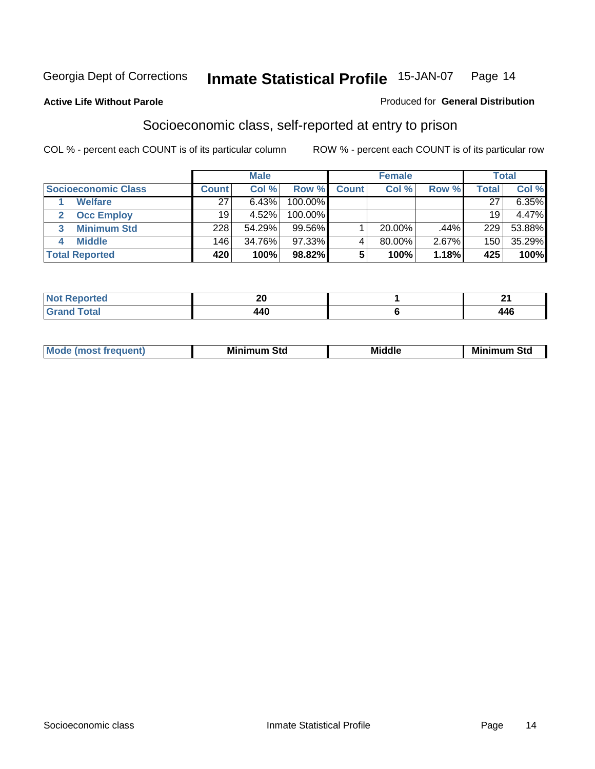Georgia Dept of Corrections **Inmate Statistical Profile** 15-JAN-07

**Active Life Without Parole**

Produced for **General Distribution**

## Socioeconomic class, self-reported at entry to prison

COL % - percent each COUNT is of its particular column

ROW % - percent each COUNT is of its particular row

| | Male | | | Female | | | Total | |
|---|---|---|---|---|---|---|---|---|
| **Socioeconomic Class** | **Count** | **Col %** | **Row %** | **Count** | **Col %** | **Row %** | **Total** | **Col %** |
| **1 Welfare** | 27 | 6.43% | 100.00% | | | | 27 | 6.35% |
| **2 Occ Employ** | 19 | 4.52% | 100.00% | | | | 19 | 4.47% |
| **3 Minimum Std** | 228 | 54.29% | 99.56% | 1 | 20.00% | .44% | 229 | 53.88% |
| **4 Middle** | 146 | 34.76% | 97.33% | 4 | 80.00% | 2.67% | 150 | 35.29% |
| **Total Reported** | **420** | **100%** | **98.82%** | **5** | **100%** | **1.18%** | **425** | **100%** |

| | Male | Female | Total |
|---|---|---|---|
| **Not Reported** | **20** | **1** | **21** |
| **Grand Total** | **440** | **6** | **446** |

| | Male | Female | Total |
|---|---|---|---|
| **Mode (most frequent)** | **Minimum Std** | **Middle** | **Minimum Std** |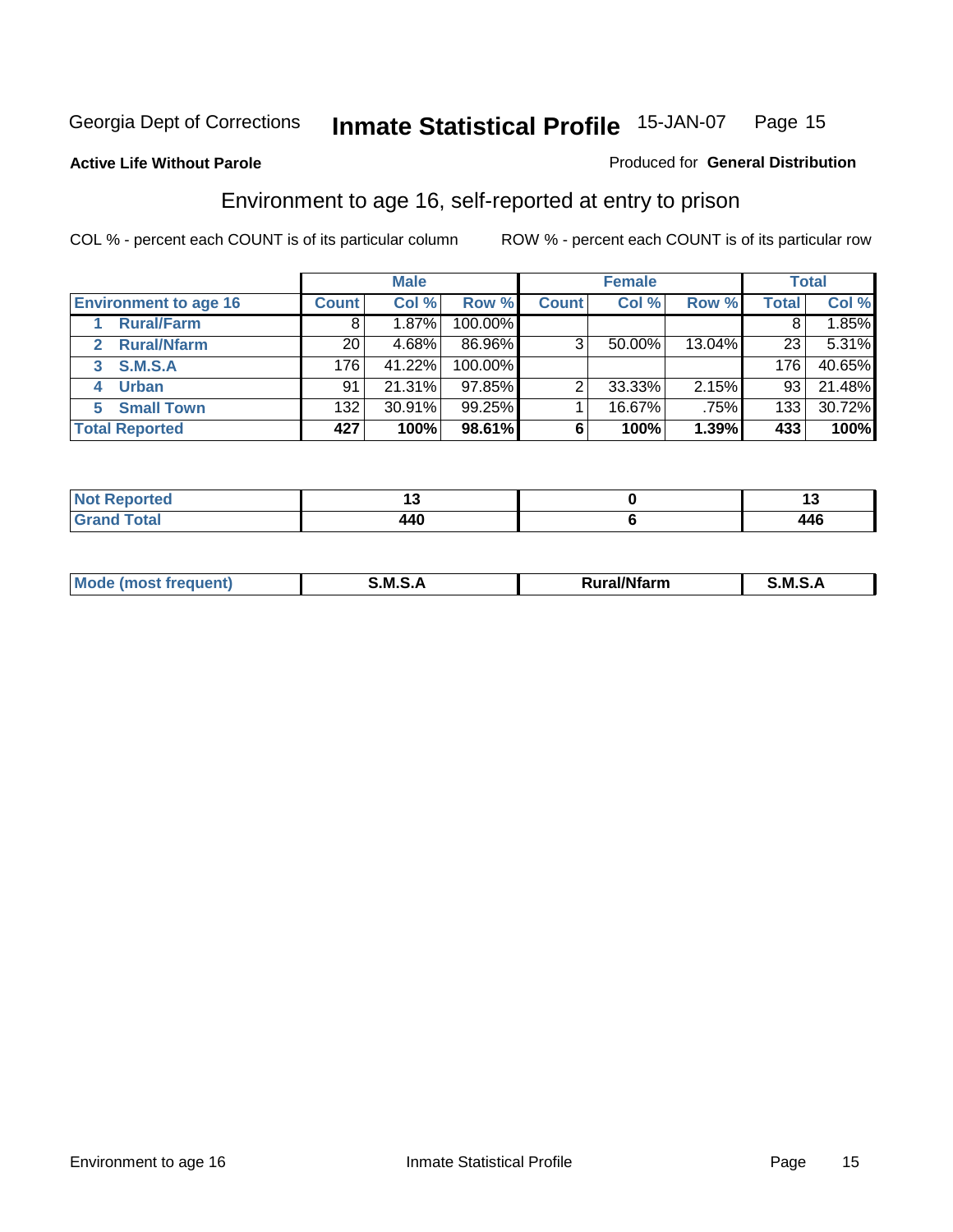Georgia Dept of Corrections **Inmate Statistical Profile** 15-JAN-07

**Active Life Without Parole**

Produced for **General Distribution**

## Environment to age 16, self-reported at entry to prison

COL % - percent each COUNT is of its particular column

ROW % - percent each COUNT is of its particular row

| | Male | | | Female | | | Total | |
|---|---|---|---|---|---|---|---|---|
| **Environment to age 16** | **Count** | **Col %** | **Row %** | **Count** | **Col %** | **Row %** | **Total** | **Col %** |
| **1 Rural/Farm** | 8 | 1.87% | 100.00% | | | | 8 | 1.85% |
| **2 Rural/Nfarm** | 20 | 4.68% | 86.96% | 3 | 50.00% | 13.04% | 23 | 5.31% |
| **3 S.M.S.A** | 176 | 41.22% | 100.00% | | | | 176 | 40.65% |
| **4 Urban** | 91 | 21.31% | 97.85% | 2 | 33.33% | 2.15% | 93 | 21.48% |
| **5 Small Town** | 132 | 30.91% | 99.25% | 1 | 16.67% | .75% | 133 | 30.72% |
| **Total Reported** | **427** | **100%** | **98.61%** | **6** | **100%** | **1.39%** | **433** | **100%** |

| | Male | Female | Total |
|---|---|---|---|
| **Not Reported** | **13** | **0** | **13** |
| **Grand Total** | **440** | **6** | **446** |

| | Male | Female | Total |
|---|---|---|---|
| **Mode (most frequent)** | **S.M.S.A** | **Rural/Nfarm** | **S.M.S.A** |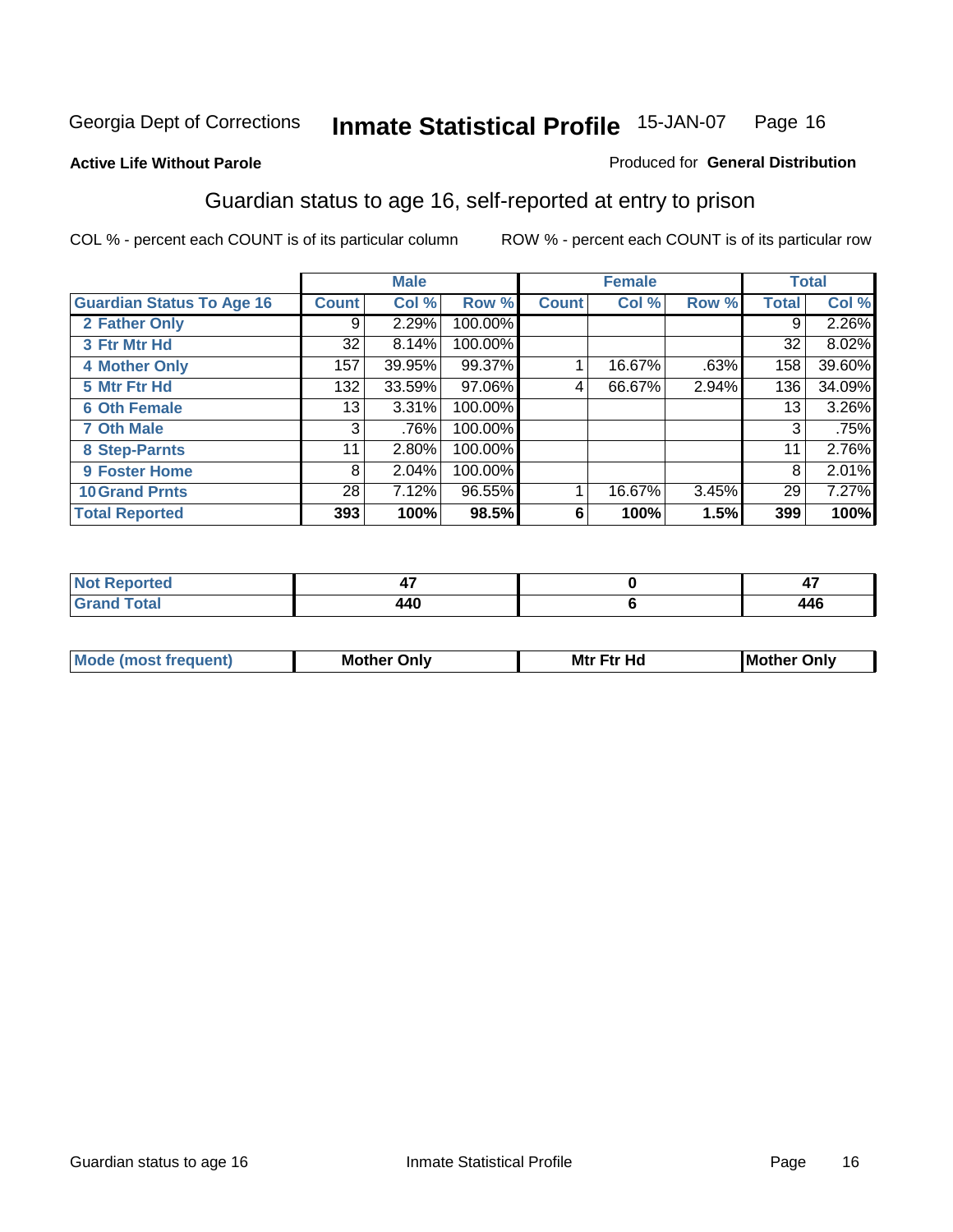Georgia Dept of Corrections **Inmate Statistical Profile** 15-JAN-07

**Active Life Without Parole**

Produced for **General Distribution**

## Guardian status to age 16, self-reported at entry to prison

COL % - percent each COUNT is of its particular column

ROW % - percent each COUNT is of its particular row

| | Male | | | Female | | | Total | |
|---|---|---|---|---|---|---|---|---|
| **Guardian Status To Age 16** | **Count** | **Col %** | **Row %** | **Count** | **Col %** | **Row %** | **Total** | **Col %** |
| 2 Father Only | 9 | 2.29% | 100.00% | | | | 9 | 2.26% |
| 3 Ftr Mtr Hd | 32 | 8.14% | 100.00% | | | | 32 | 8.02% |
| 4 Mother Only | 157 | 39.95% | 99.37% | 1 | 16.67% | .63% | 158 | 39.60% |
| 5 Mtr Ftr Hd | 132 | 33.59% | 97.06% | 4 | 66.67% | 2.94% | 136 | 34.09% |
| 6 Oth Female | 13 | 3.31% | 100.00% | | | | 13 | 3.26% |
| 7 Oth Male | 3 | .76% | 100.00% | | | | 3 | .75% |
| 8 Step-Parnts | 11 | 2.80% | 100.00% | | | | 11 | 2.76% |
| 9 Foster Home | 8 | 2.04% | 100.00% | | | | 8 | 2.01% |
| 10 Grand Prnts | 28 | 7.12% | 96.55% | 1 | 16.67% | 3.45% | 29 | 7.27% |
| **Total Reported** | **393** | **100%** | **98.5%** | **6** | **100%** | **1.5%** | **399** | **100%** |

| | Male | Female | Total |
|---|---|---|---|
| Not Reported | 47 | 0 | 47 |
| Grand Total | 440 | 6 | 446 |

| | Male | Female | Total |
|---|---|---|---|
| Mode (most frequent) | Mother Only | Mtr Ftr Hd | Mother Only |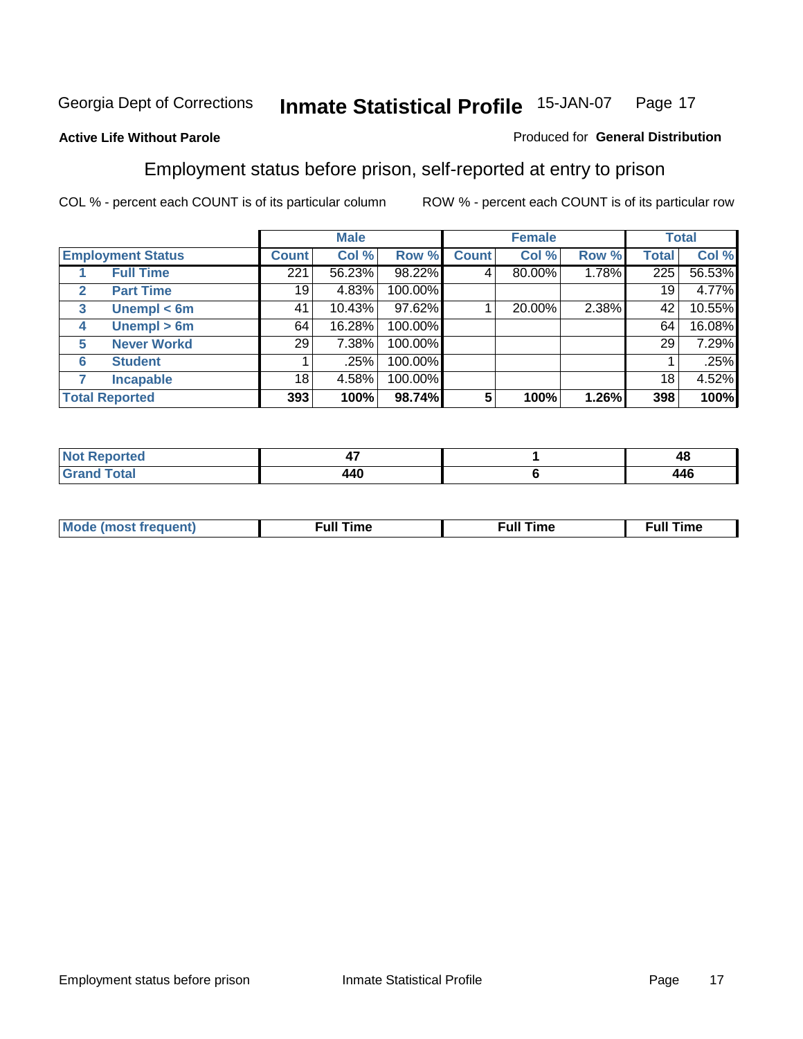Georgia Dept of Corrections **Inmate Statistical Profile** 15-JAN-07 Page 17

**Active Life Without Parole**

Produced for **General Distribution**

## Employment status before prison, self-reported at entry to prison

COL % - percent each COUNT is of its particular column     ROW % - percent each COUNT is of its particular row

| | | Male | | | Female | | | Total | |
|---|---|---|---|---|---|---|---|---|---|
| **Employment Status** | | **Count** | **Col %** | **Row %** | **Count** | **Col %** | **Row %** | **Total** | **Col %** |
| 1 | **Full Time** | 221 | 56.23% | 98.22% | 4 | 80.00% | 1.78% | 225 | 56.53% |
| 2 | **Part Time** | 19 | 4.83% | 100.00% | | | | 19 | 4.77% |
| 3 | **Unempl < 6m** | 41 | 10.43% | 97.62% | 1 | 20.00% | 2.38% | 42 | 10.55% |
| 4 | **Unempl > 6m** | 64 | 16.28% | 100.00% | | | | 64 | 16.08% |
| 5 | **Never Workd** | 29 | 7.38% | 100.00% | | | | 29 | 7.29% |
| 6 | **Student** | 1 | .25% | 100.00% | | | | 1 | .25% |
| 7 | **Incapable** | 18 | 4.58% | 100.00% | | | | 18 | 4.52% |
| **Total Reported** | | **393** | **100%** | **98.74%** | **5** | **100%** | **1.26%** | **398** | **100%** |

| | Male | Female | Total |
|---|---|---|---|
| **Not Reported** | **47** | **1** | **48** |
| **Grand Total** | **440** | **6** | **446** |

| | Male | Female | Total |
|---|---|---|---|
| **Mode (most frequent)** | **Full Time** | **Full Time** | **Full Time** |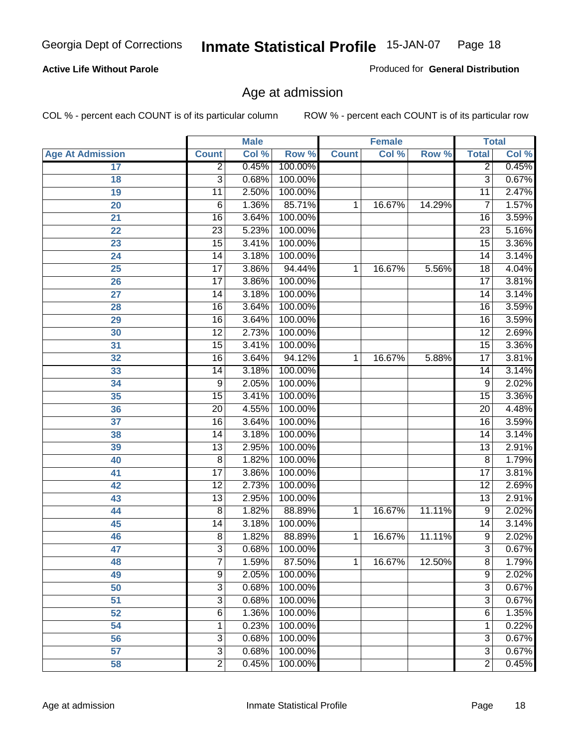**Active Life Without Parole**

Produced for **General Distribution**

## Age at admission

COL % - percent each COUNT is of its particular column

ROW % - percent each COUNT is of its particular row

| | Male | | | Female | | | Total | |
|---|---|---|---|---|---|---|---|---|
| **Age At Admission** | **Count** | **Col %** | **Row %** | **Count** | **Col %** | **Row %** | **Total** | **Col %** |
| 17 | 2 | 0.45% | 100.00% | | | | 2 | 0.45% |
| 18 | 3 | 0.68% | 100.00% | | | | 3 | 0.67% |
| 19 | 11 | 2.50% | 100.00% | | | | 11 | 2.47% |
| 20 | 6 | 1.36% | 85.71% | 1 | 16.67% | 14.29% | 7 | 1.57% |
| 21 | 16 | 3.64% | 100.00% | | | | 16 | 3.59% |
| 22 | 23 | 5.23% | 100.00% | | | | 23 | 5.16% |
| 23 | 15 | 3.41% | 100.00% | | | | 15 | 3.36% |
| 24 | 14 | 3.18% | 100.00% | | | | 14 | 3.14% |
| 25 | 17 | 3.86% | 94.44% | 1 | 16.67% | 5.56% | 18 | 4.04% |
| 26 | 17 | 3.86% | 100.00% | | | | 17 | 3.81% |
| 27 | 14 | 3.18% | 100.00% | | | | 14 | 3.14% |
| 28 | 16 | 3.64% | 100.00% | | | | 16 | 3.59% |
| 29 | 16 | 3.64% | 100.00% | | | | 16 | 3.59% |
| 30 | 12 | 2.73% | 100.00% | | | | 12 | 2.69% |
| 31 | 15 | 3.41% | 100.00% | | | | 15 | 3.36% |
| 32 | 16 | 3.64% | 94.12% | 1 | 16.67% | 5.88% | 17 | 3.81% |
| 33 | 14 | 3.18% | 100.00% | | | | 14 | 3.14% |
| 34 | 9 | 2.05% | 100.00% | | | | 9 | 2.02% |
| 35 | 15 | 3.41% | 100.00% | | | | 15 | 3.36% |
| 36 | 20 | 4.55% | 100.00% | | | | 20 | 4.48% |
| 37 | 16 | 3.64% | 100.00% | | | | 16 | 3.59% |
| 38 | 14 | 3.18% | 100.00% | | | | 14 | 3.14% |
| 39 | 13 | 2.95% | 100.00% | | | | 13 | 2.91% |
| 40 | 8 | 1.82% | 100.00% | | | | 8 | 1.79% |
| 41 | 17 | 3.86% | 100.00% | | | | 17 | 3.81% |
| 42 | 12 | 2.73% | 100.00% | | | | 12 | 2.69% |
| 43 | 13 | 2.95% | 100.00% | | | | 13 | 2.91% |
| 44 | 8 | 1.82% | 88.89% | 1 | 16.67% | 11.11% | 9 | 2.02% |
| 45 | 14 | 3.18% | 100.00% | | | | 14 | 3.14% |
| 46 | 8 | 1.82% | 88.89% | 1 | 16.67% | 11.11% | 9 | 2.02% |
| 47 | 3 | 0.68% | 100.00% | | | | 3 | 0.67% |
| 48 | 7 | 1.59% | 87.50% | 1 | 16.67% | 12.50% | 8 | 1.79% |
| 49 | 9 | 2.05% | 100.00% | | | | 9 | 2.02% |
| 50 | 3 | 0.68% | 100.00% | | | | 3 | 0.67% |
| 51 | 3 | 0.68% | 100.00% | | | | 3 | 0.67% |
| 52 | 6 | 1.36% | 100.00% | | | | 6 | 1.35% |
| 54 | 1 | 0.23% | 100.00% | | | | 1 | 0.22% |
| 56 | 3 | 0.68% | 100.00% | | | | 3 | 0.67% |
| 57 | 3 | 0.68% | 100.00% | | | | 3 | 0.67% |
| 58 | 2 | 0.45% | 100.00% | | | | 2 | 0.45% |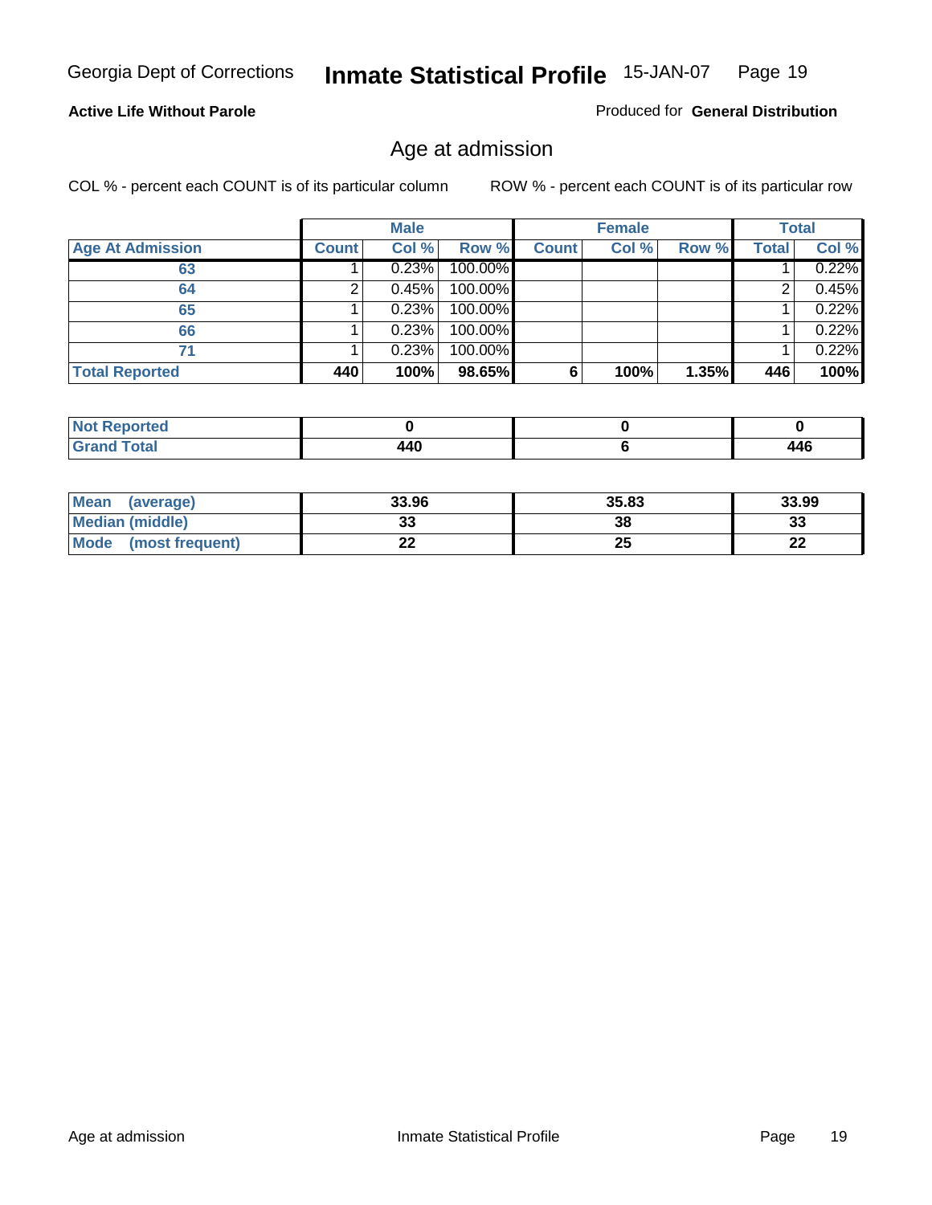**Active Life Without Parole**

Produced for **General Distribution**

## Age at admission

COL % - percent each COUNT is of its particular column

ROW % - percent each COUNT is of its particular row

| | Male | | | Female | | | Total | |
|---|---|---|---|---|---|---|---|---|
| **Age At Admission** | **Count** | **Col %** | **Row %** | **Count** | **Col %** | **Row %** | **Total** | **Col %** |
| 63 | 1 | 0.23% | 100.00% | | | | 1 | 0.22% |
| 64 | 2 | 0.45% | 100.00% | | | | 2 | 0.45% |
| 65 | 1 | 0.23% | 100.00% | | | | 1 | 0.22% |
| 66 | 1 | 0.23% | 100.00% | | | | 1 | 0.22% |
| 71 | 1 | 0.23% | 100.00% | | | | 1 | 0.22% |
| **Total Reported** | **440** | **100%** | **98.65%** | **6** | **100%** | **1.35%** | **446** | **100%** |

| | Male | Female | Total |
|---|---|---|---|
| **Not Reported** | 0 | 0 | 0 |
| **Grand Total** | 440 | 6 | 446 |

| | Male | Female | Total |
|---|---|---|---|
| **Mean (average)** | 33.96 | 35.83 | 33.99 |
| **Median (middle)** | 33 | 38 | 33 |
| **Mode (most frequent)** | 22 | 25 | 22 |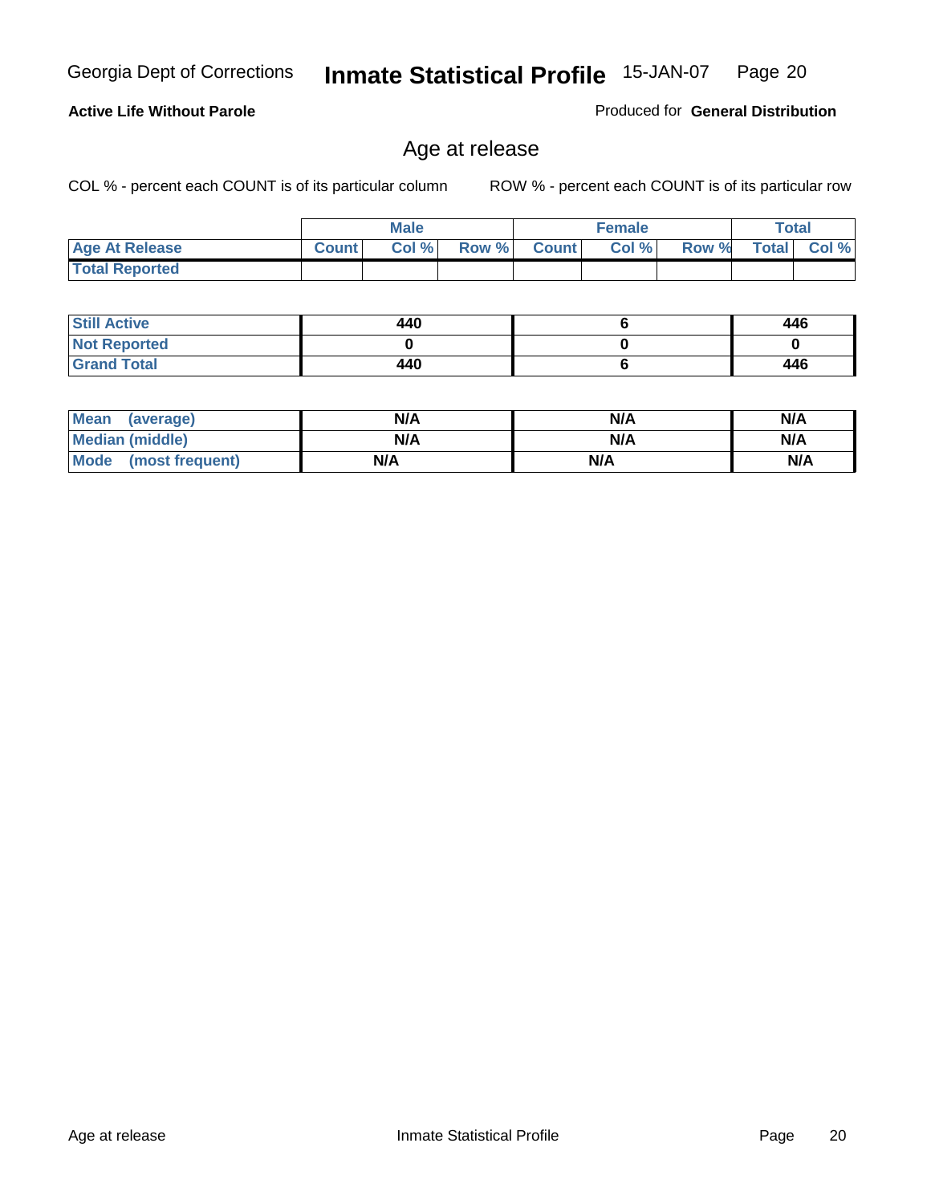Georgia Dept of Corrections **Inmate Statistical Profile** 15-JAN-07

**Active Life Without Parole**

Produced for **General Distribution**

## Age at release

COL % - percent each COUNT is of its particular column ROW % - percent each COUNT is of its particular row

| | Male | | | Female | | | Total | |
|---|---|---|---|---|---|---|---|---|
| Age At Release | Count | Col % | Row % | Count | Col % | Row % | Total | Col % |
| Total Reported | | | | | | | | |

| | Male | Female | Total |
|---|---|---|---|
| Still Active | 440 | 6 | 446 |
| Not Reported | 0 | 0 | 0 |
| Grand Total | 440 | 6 | 446 |

| | Male | Female | Total |
|---|---|---|---|
| Mean (average) | N/A | N/A | N/A |
| Median (middle) | N/A | N/A | N/A |
| Mode (most frequent) | N/A | N/A | N/A |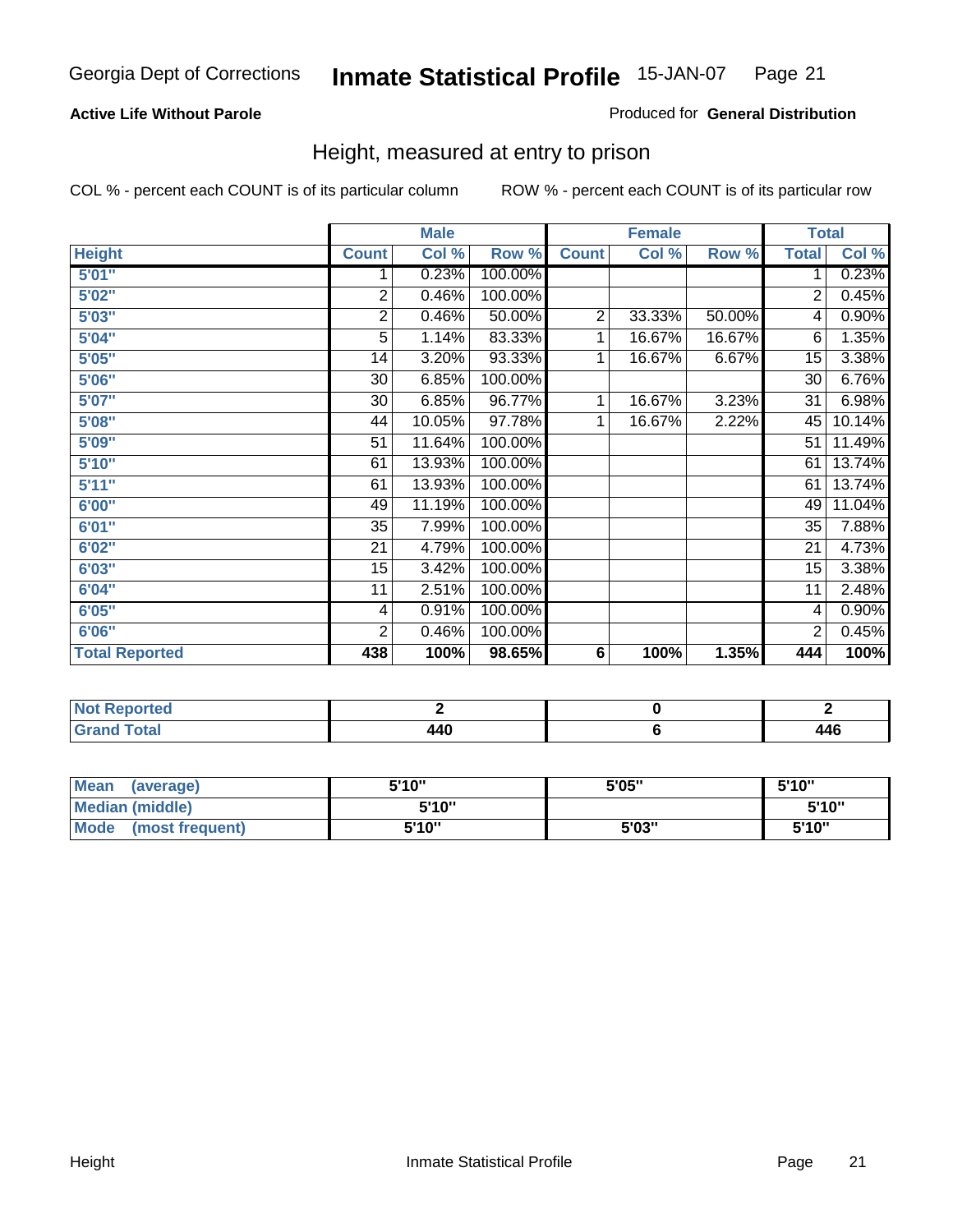Georgia Dept of Corrections **Inmate Statistical Profile** 15-JAN-07 Page 21

**Active Life Without Parole**

Produced for **General Distribution**

## Height, measured at entry to prison

COL % - percent each COUNT is of its particular column

ROW % - percent each COUNT is of its particular row

| | Male | | | Female | | | Total | |
|---|---|---|---|---|---|---|---|---|
| **Height** | **Count** | **Col %** | **Row %** | **Count** | **Col %** | **Row %** | **Total** | **Col %** |
| **5'01"** | 1 | 0.23% | 100.00% | | | | 1 | 0.23% |
| **5'02"** | 2 | 0.46% | 100.00% | | | | 2 | 0.45% |
| **5'03"** | 2 | 0.46% | 50.00% | 2 | 33.33% | 50.00% | 4 | 0.90% |
| **5'04"** | 5 | 1.14% | 83.33% | 1 | 16.67% | 16.67% | 6 | 1.35% |
| **5'05"** | 14 | 3.20% | 93.33% | 1 | 16.67% | 6.67% | 15 | 3.38% |
| **5'06"** | 30 | 6.85% | 100.00% | | | | 30 | 6.76% |
| **5'07"** | 30 | 6.85% | 96.77% | 1 | 16.67% | 3.23% | 31 | 6.98% |
| **5'08"** | 44 | 10.05% | 97.78% | 1 | 16.67% | 2.22% | 45 | 10.14% |
| **5'09"** | 51 | 11.64% | 100.00% | | | | 51 | 11.49% |
| **5'10"** | 61 | 13.93% | 100.00% | | | | 61 | 13.74% |
| **5'11"** | 61 | 13.93% | 100.00% | | | | 61 | 13.74% |
| **6'00"** | 49 | 11.19% | 100.00% | | | | 49 | 11.04% |
| **6'01"** | 35 | 7.99% | 100.00% | | | | 35 | 7.88% |
| **6'02"** | 21 | 4.79% | 100.00% | | | | 21 | 4.73% |
| **6'03"** | 15 | 3.42% | 100.00% | | | | 15 | 3.38% |
| **6'04"** | 11 | 2.51% | 100.00% | | | | 11 | 2.48% |
| **6'05"** | 4 | 0.91% | 100.00% | | | | 4 | 0.90% |
| **6'06"** | 2 | 0.46% | 100.00% | | | | 2 | 0.45% |
| **Total Reported** | **438** | **100%** | **98.65%** | **6** | **100%** | **1.35%** | **444** | **100%** |

| | Male | Female | Total |
|---|---|---|---|
| **Not Reported** | **2** | **0** | **2** |
| **Grand Total** | **440** | **6** | **446** |

| | Male | Female | Total |
|---|---|---|---|
| **Mean (average)** | **5'10"** | **5'05"** | **5'10"** |
| **Median (middle)** | **5'10"** | | **5'10"** |
| **Mode (most frequent)** | **5'10"** | **5'03"** | **5'10"** |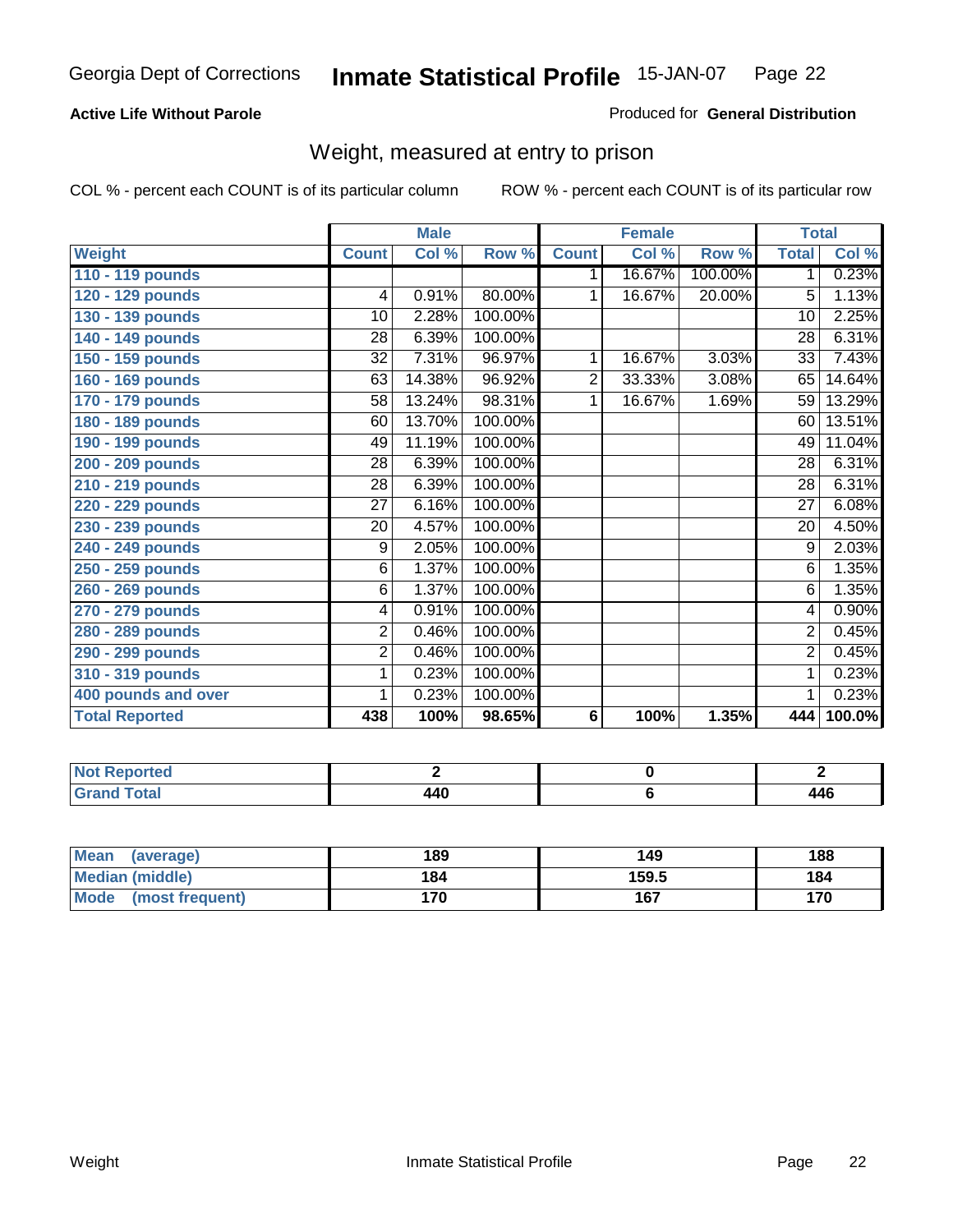Georgia Dept of Corrections **Inmate Statistical Profile** 15-JAN-07

**Active Life Without Parole**

Produced for **General Distribution**

## Weight, measured at entry to prison

COL % - percent each COUNT is of its particular column

ROW % - percent each COUNT is of its particular row

| | Male | | | Female | | | Total | |
|---|---|---|---|---|---|---|---|---|
| **Weight** | **Count** | **Col %** | **Row %** | **Count** | **Col %** | **Row %** | **Total** | **Col %** |
| **110 - 119 pounds** | | | | 1 | 16.67% | 100.00% | 1 | 0.23% |
| **120 - 129 pounds** | 4 | 0.91% | 80.00% | 1 | 16.67% | 20.00% | 5 | 1.13% |
| **130 - 139 pounds** | 10 | 2.28% | 100.00% | | | | 10 | 2.25% |
| **140 - 149 pounds** | 28 | 6.39% | 100.00% | | | | 28 | 6.31% |
| **150 - 159 pounds** | 32 | 7.31% | 96.97% | 1 | 16.67% | 3.03% | 33 | 7.43% |
| **160 - 169 pounds** | 63 | 14.38% | 96.92% | 2 | 33.33% | 3.08% | 65 | 14.64% |
| **170 - 179 pounds** | 58 | 13.24% | 98.31% | 1 | 16.67% | 1.69% | 59 | 13.29% |
| **180 - 189 pounds** | 60 | 13.70% | 100.00% | | | | 60 | 13.51% |
| **190 - 199 pounds** | 49 | 11.19% | 100.00% | | | | 49 | 11.04% |
| **200 - 209 pounds** | 28 | 6.39% | 100.00% | | | | 28 | 6.31% |
| **210 - 219 pounds** | 28 | 6.39% | 100.00% | | | | 28 | 6.31% |
| **220 - 229 pounds** | 27 | 6.16% | 100.00% | | | | 27 | 6.08% |
| **230 - 239 pounds** | 20 | 4.57% | 100.00% | | | | 20 | 4.50% |
| **240 - 249 pounds** | 9 | 2.05% | 100.00% | | | | 9 | 2.03% |
| **250 - 259 pounds** | 6 | 1.37% | 100.00% | | | | 6 | 1.35% |
| **260 - 269 pounds** | 6 | 1.37% | 100.00% | | | | 6 | 1.35% |
| **270 - 279 pounds** | 4 | 0.91% | 100.00% | | | | 4 | 0.90% |
| **280 - 289 pounds** | 2 | 0.46% | 100.00% | | | | 2 | 0.45% |
| **290 - 299 pounds** | 2 | 0.46% | 100.00% | | | | 2 | 0.45% |
| **310 - 319 pounds** | 1 | 0.23% | 100.00% | | | | 1 | 0.23% |
| **400 pounds and over** | 1 | 0.23% | 100.00% | | | | 1 | 0.23% |
| **Total Reported** | **438** | **100%** | **98.65%** | **6** | **100%** | **1.35%** | **444** | **100.0%** |

| | Male | Female | Total |
|---|---|---|---|
| **Not Reported** | **2** | **0** | **2** |
| **Grand Total** | **440** | **6** | **446** |

| | Male | Female | Total |
|---|---|---|---|
| **Mean (average)** | **189** | **149** | **188** |
| **Median (middle)** | **184** | **159.5** | **184** |
| **Mode (most frequent)** | **170** | **167** | **170** |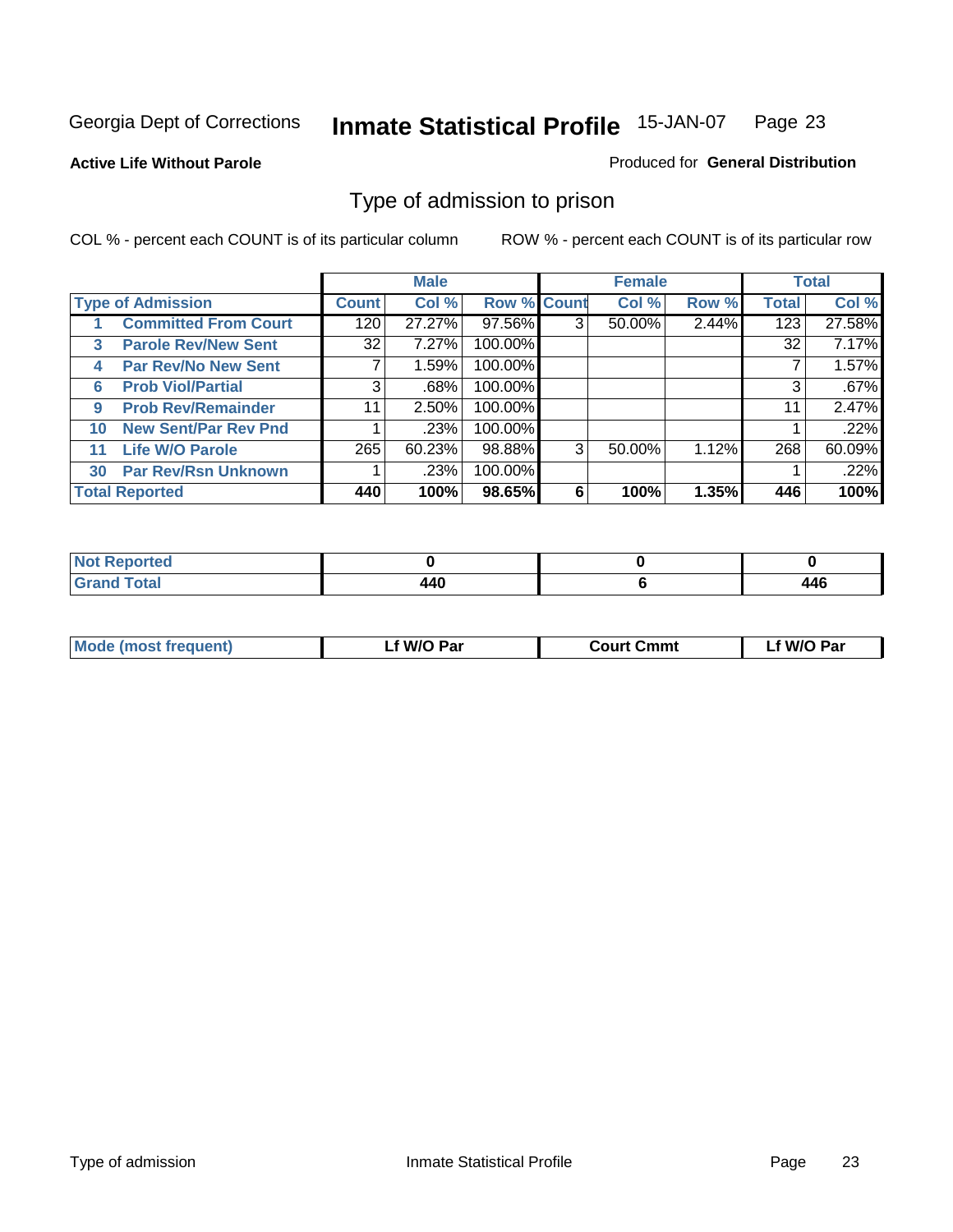Georgia Dept of Corrections **Inmate Statistical Profile** 15-JAN-07

**Active Life Without Parole**

Produced for **General Distribution**

## Type of admission to prison

COL % - percent each COUNT is of its particular column

ROW % - percent each COUNT is of its particular row

| Type of Admission | Male | | | Female | | | Total | |
|---|---|---|---|---|---|---|---|---|
| | Count | Col % | Row % | Count | Col % | Row % | Total | Col % |
| 1 Committed From Court | 120 | 27.27% | 97.56% | 3 | 50.00% | 2.44% | 123 | 27.58% |
| 3 Parole Rev/New Sent | 32 | 7.27% | 100.00% | | | | 32 | 7.17% |
| 4 Par Rev/No New Sent | 7 | 1.59% | 100.00% | | | | 7 | 1.57% |
| 6 Prob Viol/Partial | 3 | .68% | 100.00% | | | | 3 | .67% |
| 9 Prob Rev/Remainder | 11 | 2.50% | 100.00% | | | | 11 | 2.47% |
| 10 New Sent/Par Rev Pnd | 1 | .23% | 100.00% | | | | 1 | .22% |
| 11 Life W/O Parole | 265 | 60.23% | 98.88% | 3 | 50.00% | 1.12% | 268 | 60.09% |
| 30 Par Rev/Rsn Unknown | 1 | .23% | 100.00% | | | | 1 | .22% |
| **Total Reported** | **440** | **100%** | **98.65%** | **6** | **100%** | **1.35%** | **446** | **100%** |

| | Male | Female | Total |
|---|---|---|---|
| Not Reported | 0 | 0 | 0 |
| Grand Total | 440 | 6 | 446 |

| | Male | Female | Total |
|---|---|---|---|
| Mode (most frequent) | Lf W/O Par | Court Cmmt | Lf W/O Par |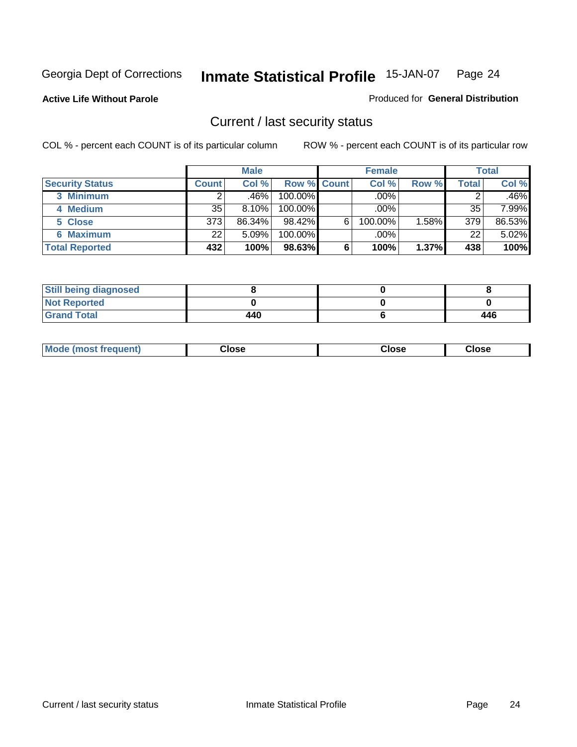Georgia Dept of Corrections **Inmate Statistical Profile** 15-JAN-07

**Active Life Without Parole**

Produced for **General Distribution**

## Current / last security status

COL % - percent each COUNT is of its particular column

ROW % - percent each COUNT is of its particular row

| | Male | | | Female | | | Total | |
|---|---|---|---|---|---|---|---|---|
| **Security Status** | **Count** | **Col %** | **Row %** | **Count** | **Col %** | **Row %** | **Total** | **Col %** |
| 3 Minimum | 2 | .46% | 100.00% | | .00% | | 2 | .46% |
| 4 Medium | 35 | 8.10% | 100.00% | | .00% | | 35 | 7.99% |
| 5 Close | 373 | 86.34% | 98.42% | 6 | 100.00% | 1.58% | 379 | 86.53% |
| 6 Maximum | 22 | 5.09% | 100.00% | | .00% | | 22 | 5.02% |
| **Total Reported** | **432** | **100%** | **98.63%** | **6** | **100%** | **1.37%** | **438** | **100%** |

| | Male | Female | Total |
|---|---|---|---|
| Still being diagnosed | 8 | 0 | 8 |
| Not Reported | 0 | 0 | 0 |
| Grand Total | 440 | 6 | 446 |

| | Male | Female | Total |
|---|---|---|---|
| Mode (most frequent) | Close | Close | Close |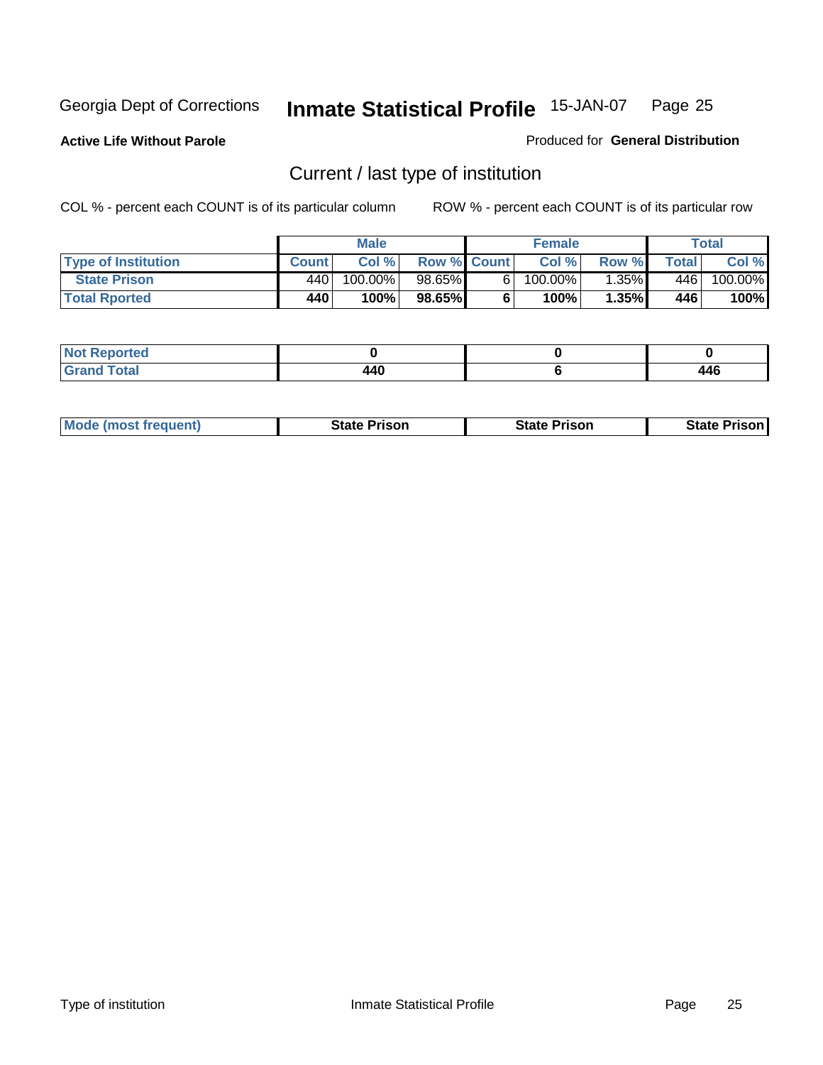Georgia Dept of Corrections **Inmate Statistical Profile** 15-JAN-07

**Active Life Without Parole**

Produced for **General Distribution**

## Current / last type of institution

COL % - percent each COUNT is of its particular column

ROW % - percent each COUNT is of its particular row

| | Male | | | Female | | | Total | |
|---|---|---|---|---|---|---|---|---|
| **Type of Institution** | **Count** | **Col %** | **Row %** | **Count** | **Col %** | **Row %** | **Total** | **Col %** |
| **State Prison** | 440 | 100.00% | 98.65% | 6 | 100.00% | 1.35% | 446 | 100.00% |
| **Total Rported** | **440** | **100%** | **98.65%** | **6** | **100%** | **1.35%** | **446** | **100%** |

| | Male | Female | Total |
|---|---|---|---|
| **Not Reported** | **0** | **0** | **0** |
| **Grand Total** | **440** | **6** | **446** |

| | Male | Female | Total |
|---|---|---|---|
| **Mode (most frequent)** | **State Prison** | **State Prison** | **State Prison** |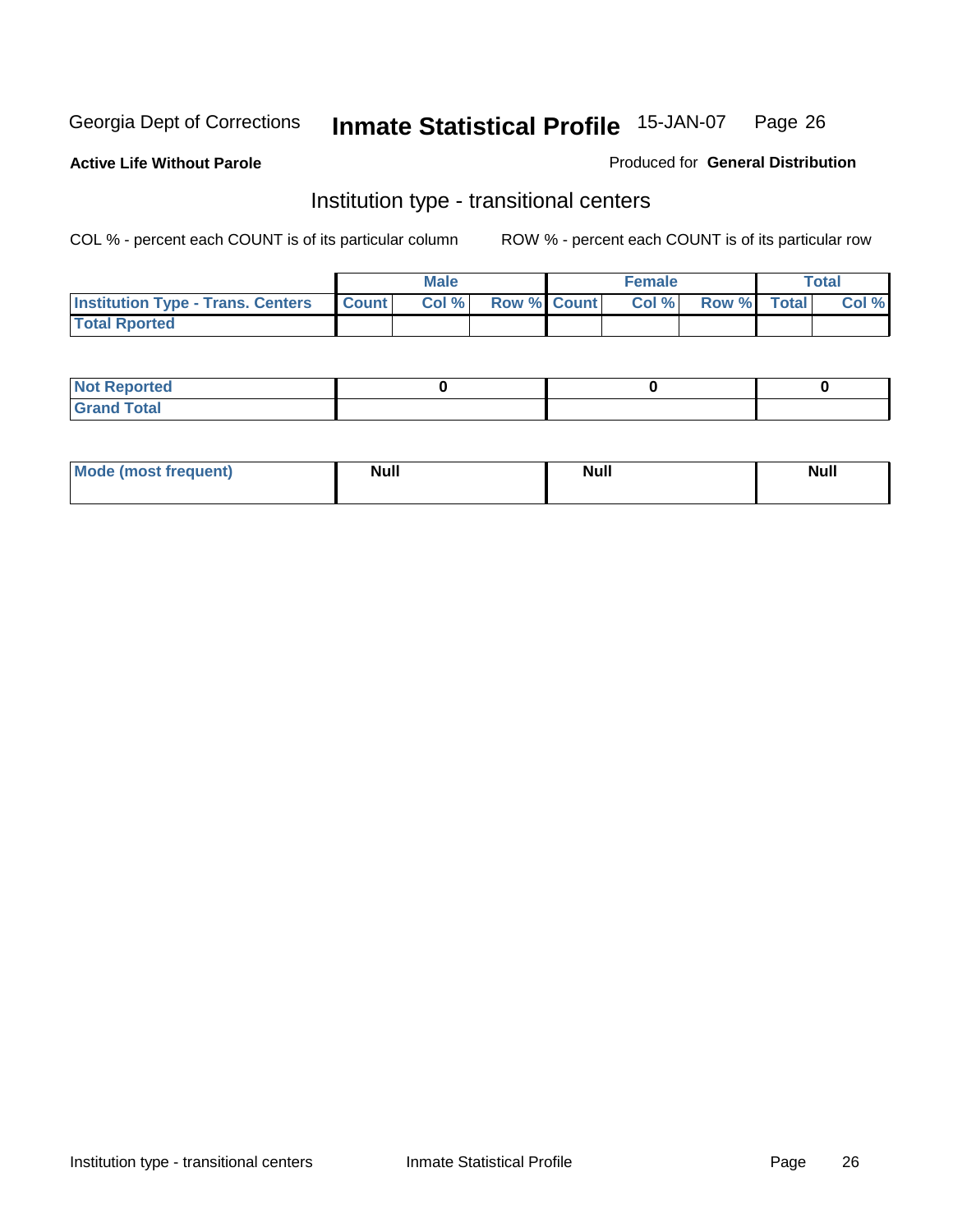Georgia Dept of Corrections **Inmate Statistical Profile** 15-JAN-07

**Active Life Without Parole**

Produced for **General Distribution**

## Institution type - transitional centers

COL % - percent each COUNT is of its particular column

ROW % - percent each COUNT is of its particular row

| | Male | | | Female | | | Total | |
|---|---|---|---|---|---|---|---|---|
| **Institution Type - Trans. Centers** | **Count** | **Col %** | **Row %** | **Count** | **Col %** | **Row %** | **Total** | **Col %** |
| **Total Rported** | | | | | | | | |

| | Male | Female | Total |
|---|---|---|---|
| **Not Reported** | 0 | 0 | 0 |
| **Grand Total** | | | |

| | Male | Female | Total |
|---|---|---|---|
| **Mode (most frequent)** | Null | Null | Null |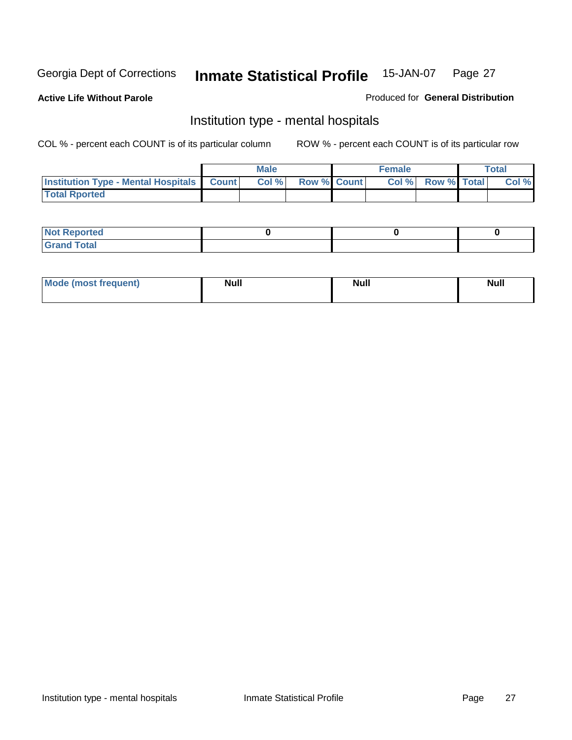Georgia Dept of Corrections **Inmate Statistical Profile** 15-JAN-07

**Active Life Without Parole**

Produced for **General Distribution**

## Institution type - mental hospitals

COL % - percent each COUNT is of its particular column

ROW % - percent each COUNT is of its particular row

| | Male | | | Female | | | Total | |
|---|---|---|---|---|---|---|---|---|
| Institution Type - Mental Hospitals | Count | Col % | Row % | Count | Col % | Row % | Total | Col % |
| Total Rported | | | | | | | | |

| | Male | Female | Total |
|---|---|---|---|
| Not Reported | 0 | 0 | 0 |
| Grand Total | | | |

| | Male | Female | Total |
|---|---|---|---|
| Mode (most frequent) | Null | Null | Null |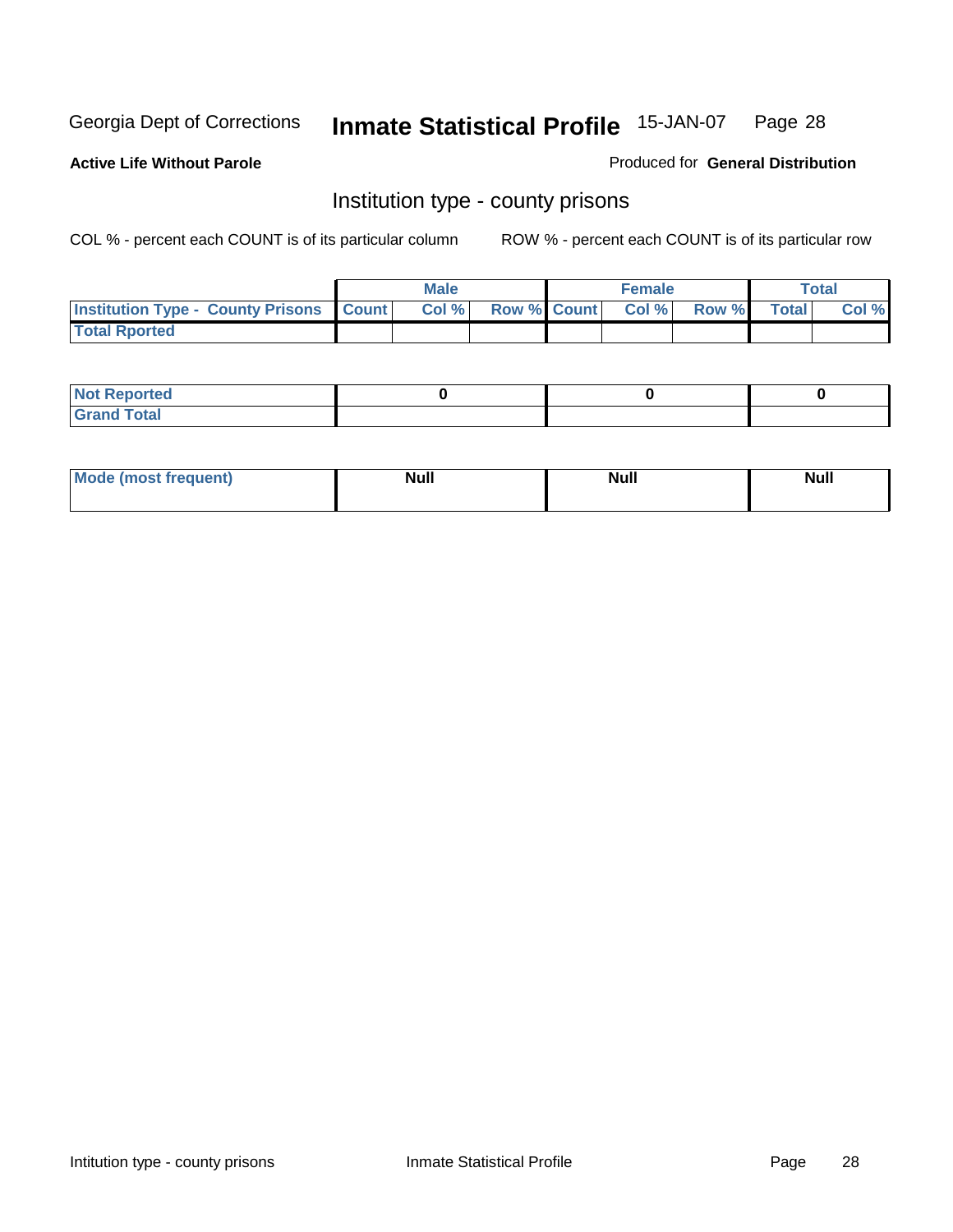Georgia Dept of Corrections **Inmate Statistical Profile** 15-JAN-07

**Active Life Without Parole**

Produced for **General Distribution**

## Institution type - county prisons

COL % - percent each COUNT is of its particular column

ROW % - percent each COUNT is of its particular row

| | Male | | | Female | | | Total | |
|---|---|---|---|---|---|---|---|---|
| **Institution Type - County Prisons** | **Count** | **Col %** | **Row %** | **Count** | **Col %** | **Row %** | **Total** | **Col %** |
| **Total Rported** | | | | | | | | |

| | Male | Female | Total |
|---|---|---|---|
| **Not Reported** | **0** | **0** | **0** |
| **Grand Total** | | | |

| | Male | Female | Total |
|---|---|---|---|
| **Mode (most frequent)** | **Null** | **Null** | **Null** |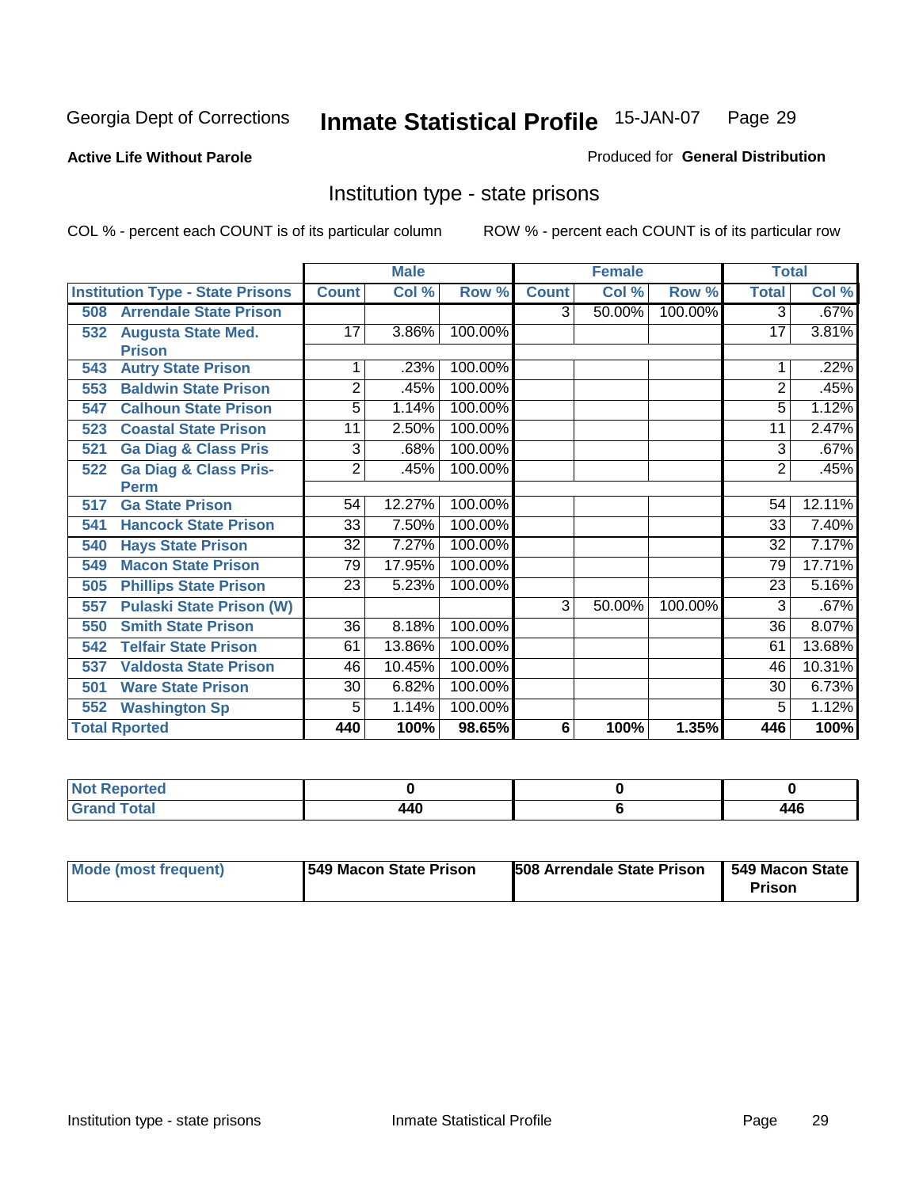Georgia Dept of Corrections **Inmate Statistical Profile** 15-JAN-07

**Active Life Without Parole**

Produced for **General Distribution**

## Institution type - state prisons

COL % - percent each COUNT is of its particular column ROW % - percent each COUNT is of its particular row

| | Male | | | Female | | | Total | |
|---|---|---|---|---|---|---|---|---|
| Institution Type - State Prisons | Count | Col % | Row % | Count | Col % | Row % | Total | Col % |
| 508 Arrendale State Prison | | | | 3 | 50.00% | 100.00% | 3 | .67% |
| 532 Augusta State Med. Prison | 17 | 3.86% | 100.00% | | | | 17 | 3.81% |
| 543 Autry State Prison | 1 | .23% | 100.00% | | | | 1 | .22% |
| 553 Baldwin State Prison | 2 | .45% | 100.00% | | | | 2 | .45% |
| 547 Calhoun State Prison | 5 | 1.14% | 100.00% | | | | 5 | 1.12% |
| 523 Coastal State Prison | 11 | 2.50% | 100.00% | | | | 11 | 2.47% |
| 521 Ga Diag & Class Pris | 3 | .68% | 100.00% | | | | 3 | .67% |
| 522 Ga Diag & Class Pris-Perm | 2 | .45% | 100.00% | | | | 2 | .45% |
| 517 Ga State Prison | 54 | 12.27% | 100.00% | | | | 54 | 12.11% |
| 541 Hancock State Prison | 33 | 7.50% | 100.00% | | | | 33 | 7.40% |
| 540 Hays State Prison | 32 | 7.27% | 100.00% | | | | 32 | 7.17% |
| 549 Macon State Prison | 79 | 17.95% | 100.00% | | | | 79 | 17.71% |
| 505 Phillips State Prison | 23 | 5.23% | 100.00% | | | | 23 | 5.16% |
| 557 Pulaski State Prison (W) | | | | 3 | 50.00% | 100.00% | 3 | .67% |
| 550 Smith State Prison | 36 | 8.18% | 100.00% | | | | 36 | 8.07% |
| 542 Telfair State Prison | 61 | 13.86% | 100.00% | | | | 61 | 13.68% |
| 537 Valdosta State Prison | 46 | 10.45% | 100.00% | | | | 46 | 10.31% |
| 501 Ware State Prison | 30 | 6.82% | 100.00% | | | | 30 | 6.73% |
| 552 Washington Sp | 5 | 1.14% | 100.00% | | | | 5 | 1.12% |
| **Total Rported** | **440** | **100%** | **98.65%** | **6** | **100%** | **1.35%** | **446** | **100%** |

| | Male | Female | Total |
|---|---|---|---|
| Not Reported | 0 | 0 | 0 |
| Grand Total | 440 | 6 | 446 |

| | Male | Female | Total |
|---|---|---|---|
| Mode (most frequent) | 549 Macon State Prison | 508 Arrendale State Prison | 549 Macon State Prison |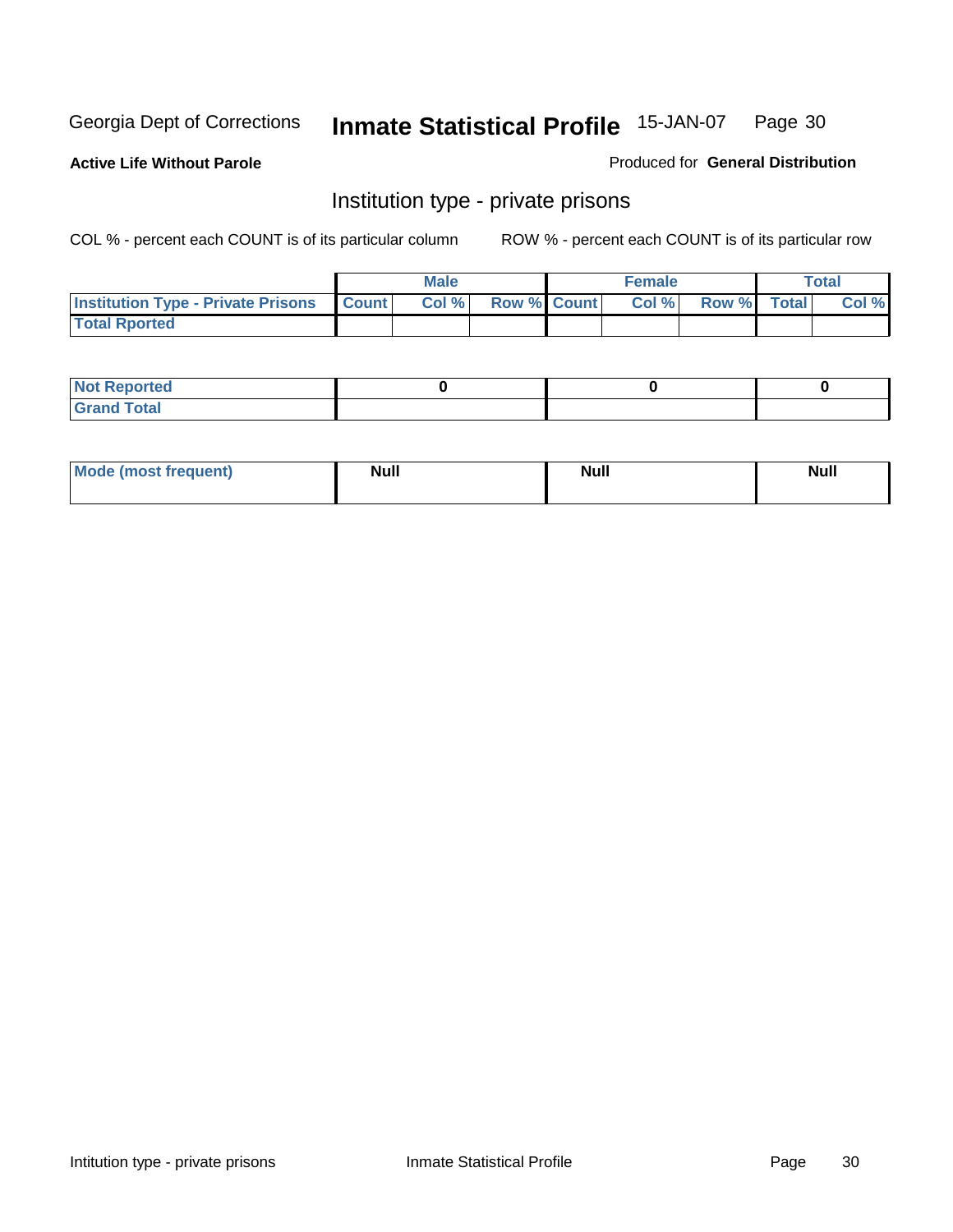Georgia Dept of Corrections **Inmate Statistical Profile** 15-JAN-07

**Active Life Without Parole**

Produced for **General Distribution**

## Institution type - private prisons

COL % - percent each COUNT is of its particular column

ROW % - percent each COUNT is of its particular row

| | Male | | | Female | | | Total | |
|---|---|---|---|---|---|---|---|---|
| **Institution Type - Private Prisons** | **Count** | **Col %** | **Row %** | **Count** | **Col %** | **Row %** | **Total** | **Col %** |
| **Total Rported** | | | | | | | | |

| | Male | Female | Total |
|---|---|---|---|
| **Not Reported** | 0 | 0 | 0 |
| **Grand Total** | | | |

| | Male | Female | Total |
|---|---|---|---|
| **Mode (most frequent)** | Null | Null | Null |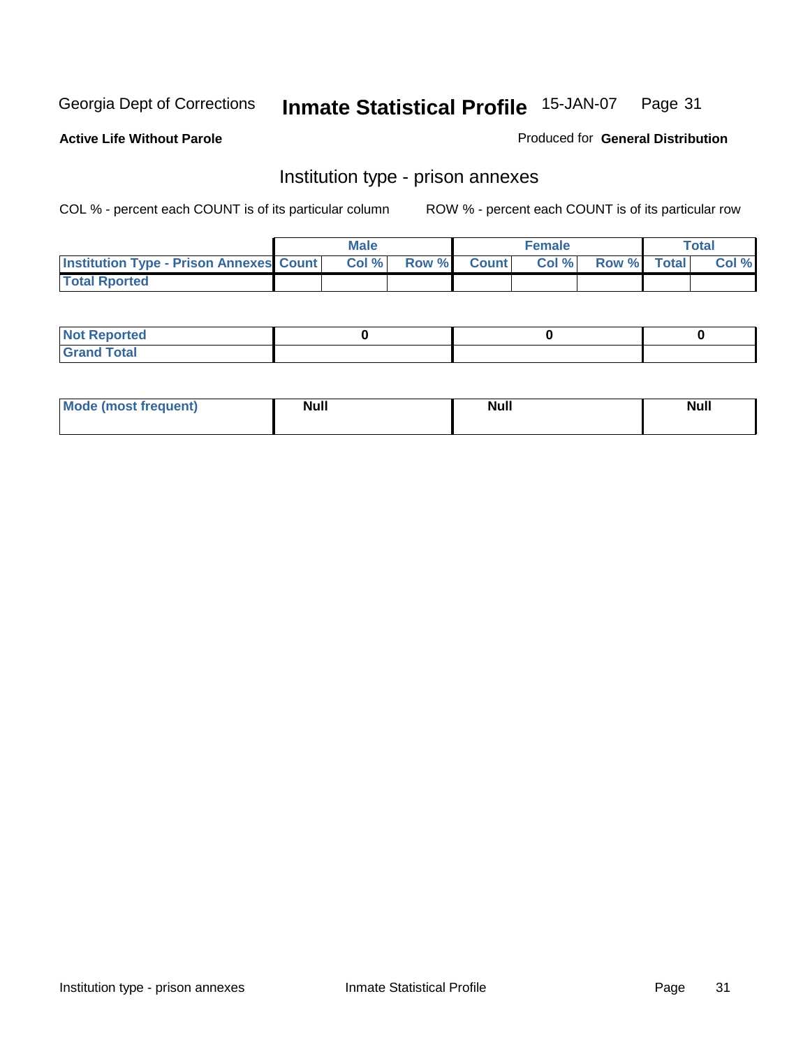Georgia Dept of Corrections **Inmate Statistical Profile** 15-JAN-07

**Active Life Without Parole**

Produced for **General Distribution**

## Institution type - prison annexes

COL % - percent each COUNT is of its particular column     ROW % - percent each COUNT is of its particular row

| | Male | | | Female | | | Total | |
|---|---|---|---|---|---|---|---|---|
| **Institution Type - Prison Annexes** | **Count** | **Col %** | **Row %** | **Count** | **Col %** | **Row %** | **Total** | **Col %** |
| **Total Rported** | | | | | | | | |

| | Male | Female | Total |
|---|---|---|---|
| **Not Reported** | **0** | **0** | **0** |
| **Grand Total** | | | |

| | Male | Female | Total |
|---|---|---|---|
| **Mode (most frequent)** | **Null** | **Null** | **Null** |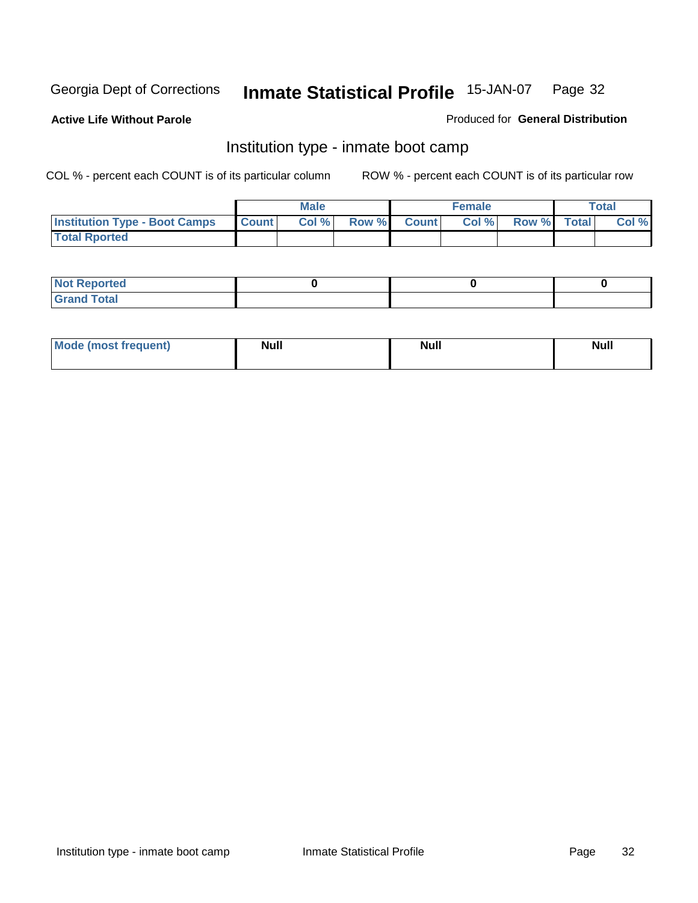Georgia Dept of Corrections **Inmate Statistical Profile** 15-JAN-07

**Active Life Without Parole** Produced for **General Distribution**

## Institution type - inmate boot camp

COL % - percent each COUNT is of its particular column ROW % - percent each COUNT is of its particular row

| | Male | | | Female | | | Total | |
|---|---|---|---|---|---|---|---|---|
| **Institution Type - Boot Camps** | **Count** | **Col %** | **Row %** | **Count** | **Col %** | **Row %** | **Total** | **Col %** |
| **Total Rported** | | | | | | | | |

| | Male | Female | Total |
|---|---|---|---|
| **Not Reported** | 0 | 0 | 0 |
| **Grand Total** | | | |

| | Male | Female | Total |
|---|---|---|---|
| **Mode (most frequent)** | Null | Null | Null |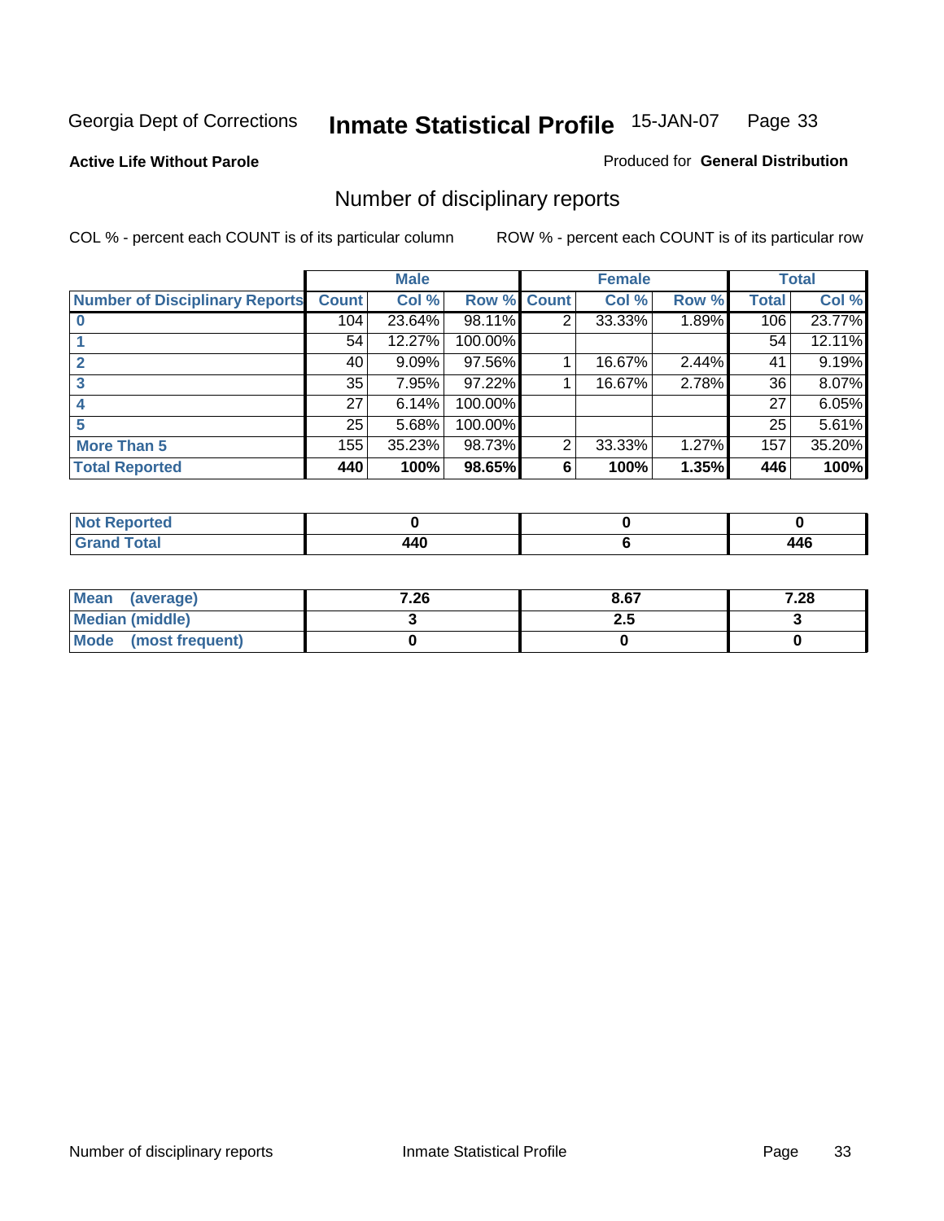Georgia Dept of Corrections **Inmate Statistical Profile** 15-JAN-07 Page 33

**Active Life Without Parole**

Produced for **General Distribution**

## Number of disciplinary reports

COL % - percent each COUNT is of its particular column

ROW % - percent each COUNT is of its particular row

| | Male | | | Female | | | Total | |
|---|---|---|---|---|---|---|---|---|
| **Number of Disciplinary Reports** | **Count** | **Col %** | **Row %** | **Count** | **Col %** | **Row %** | **Total** | **Col %** |
| **0** | 104 | 23.64% | 98.11% | 2 | 33.33% | 1.89% | 106 | 23.77% |
| **1** | 54 | 12.27% | 100.00% | | | | 54 | 12.11% |
| **2** | 40 | 9.09% | 97.56% | 1 | 16.67% | 2.44% | 41 | 9.19% |
| **3** | 35 | 7.95% | 97.22% | 1 | 16.67% | 2.78% | 36 | 8.07% |
| **4** | 27 | 6.14% | 100.00% | | | | 27 | 6.05% |
| **5** | 25 | 5.68% | 100.00% | | | | 25 | 5.61% |
| **More Than 5** | 155 | 35.23% | 98.73% | 2 | 33.33% | 1.27% | 157 | 35.20% |
| **Total Reported** | **440** | **100%** | **98.65%** | **6** | **100%** | **1.35%** | **446** | **100%** |

| | Male | Female | Total |
|---|---|---|---|
| **Not Reported** | **0** | **0** | **0** |
| **Grand Total** | **440** | **6** | **446** |

| | Male | Female | Total |
|---|---|---|---|
| **Mean (average)** | **7.26** | **8.67** | **7.28** |
| **Median (middle)** | **3** | **2.5** | **3** |
| **Mode (most frequent)** | **0** | **0** | **0** |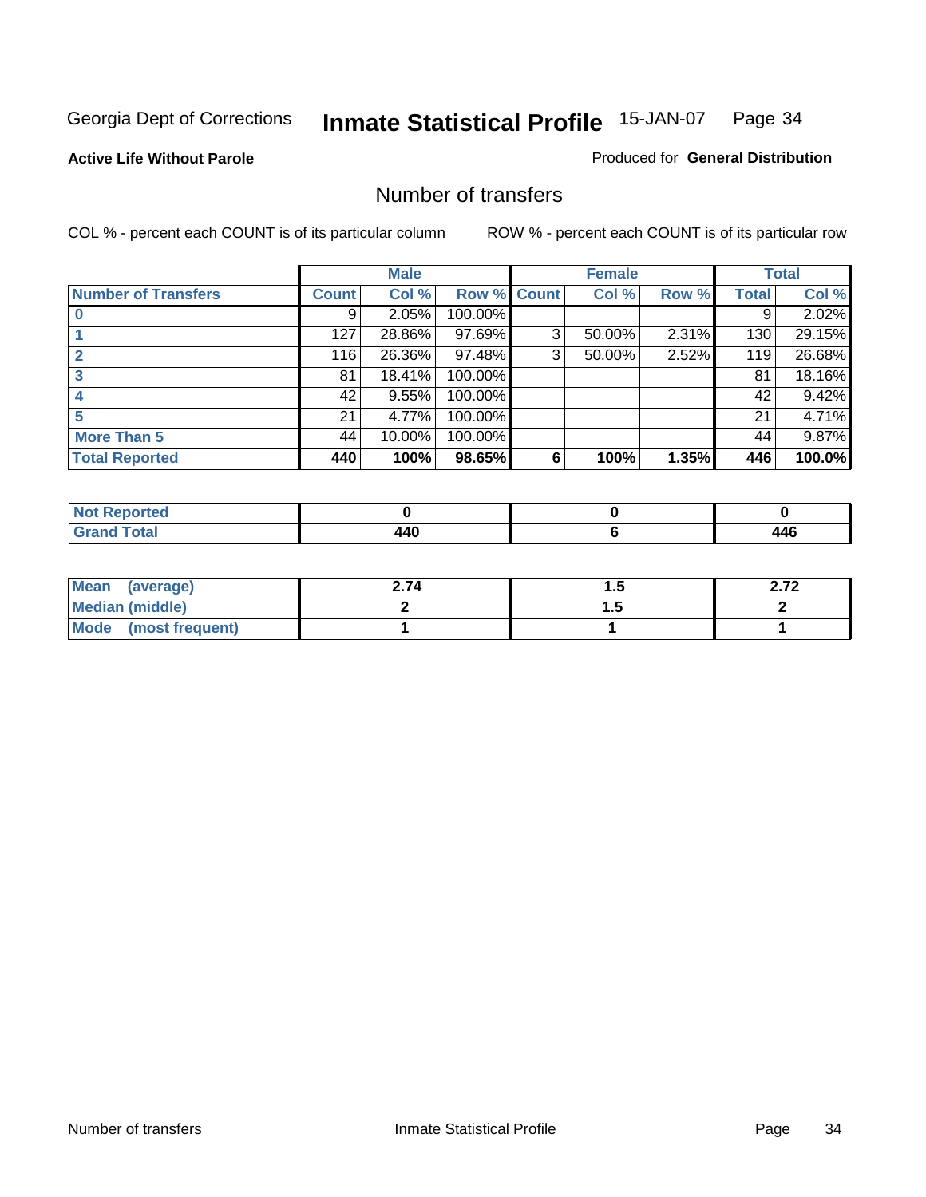Georgia Dept of Corrections **Inmate Statistical Profile** 15-JAN-07

**Active Life Without Parole**

Produced for **General Distribution**

## Number of transfers

COL % - percent each COUNT is of its particular column

ROW % - percent each COUNT is of its particular row

| | Male | | | Female | | | Total | |
|---|---|---|---|---|---|---|---|---|
| **Number of Transfers** | **Count** | **Col %** | **Row %** | **Count** | **Col %** | **Row %** | **Total** | **Col %** |
| **0** | 9 | 2.05% | 100.00% | | | | 9 | 2.02% |
| **1** | 127 | 28.86% | 97.69% | 3 | 50.00% | 2.31% | 130 | 29.15% |
| **2** | 116 | 26.36% | 97.48% | 3 | 50.00% | 2.52% | 119 | 26.68% |
| **3** | 81 | 18.41% | 100.00% | | | | 81 | 18.16% |
| **4** | 42 | 9.55% | 100.00% | | | | 42 | 9.42% |
| **5** | 21 | 4.77% | 100.00% | | | | 21 | 4.71% |
| **More Than 5** | 44 | 10.00% | 100.00% | | | | 44 | 9.87% |
| **Total Reported** | **440** | **100%** | **98.65%** | **6** | **100%** | **1.35%** | **446** | **100.0%** |

| | Male | Female | Total |
|---|---|---|---|
| **Not Reported** | **0** | **0** | **0** |
| **Grand Total** | **440** | **6** | **446** |

| | Male | Female | Total |
|---|---|---|---|
| **Mean (average)** | **2.74** | **1.5** | **2.72** |
| **Median (middle)** | **2** | **1.5** | **2** |
| **Mode (most frequent)** | **1** | **1** | **1** |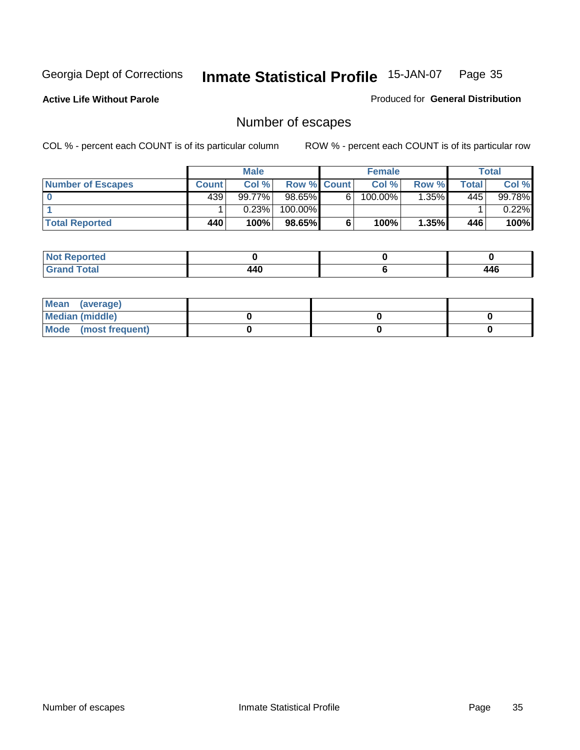Georgia Dept of Corrections **Inmate Statistical Profile** 15-JAN-07

**Active Life Without Parole**

Produced for **General Distribution**

## Number of escapes

COL % - percent each COUNT is of its particular column        ROW % - percent each COUNT is of its particular row

| | Male | | | Female | | | Total | |
|---|---|---|---|---|---|---|---|---|
| **Number of Escapes** | **Count** | **Col %** | **Row %** | **Count** | **Col %** | **Row %** | **Total** | **Col %** |
| **0** | 439 | 99.77% | 98.65% | 6 | 100.00% | 1.35% | 445 | 99.78% |
| **1** | 1 | 0.23% | 100.00% | | | | 1 | 0.22% |
| **Total Reported** | **440** | **100%** | **98.65%** | **6** | **100%** | **1.35%** | **446** | **100%** |

| | Male | Female | Total |
|---|---|---|---|
| **Not Reported** | **0** | **0** | **0** |
| **Grand Total** | **440** | **6** | **446** |

| | Male | Female | Total |
|---|---|---|---|
| **Mean (average)** | | | |
| **Median (middle)** | **0** | **0** | **0** |
| **Mode (most frequent)** | **0** | **0** | **0** |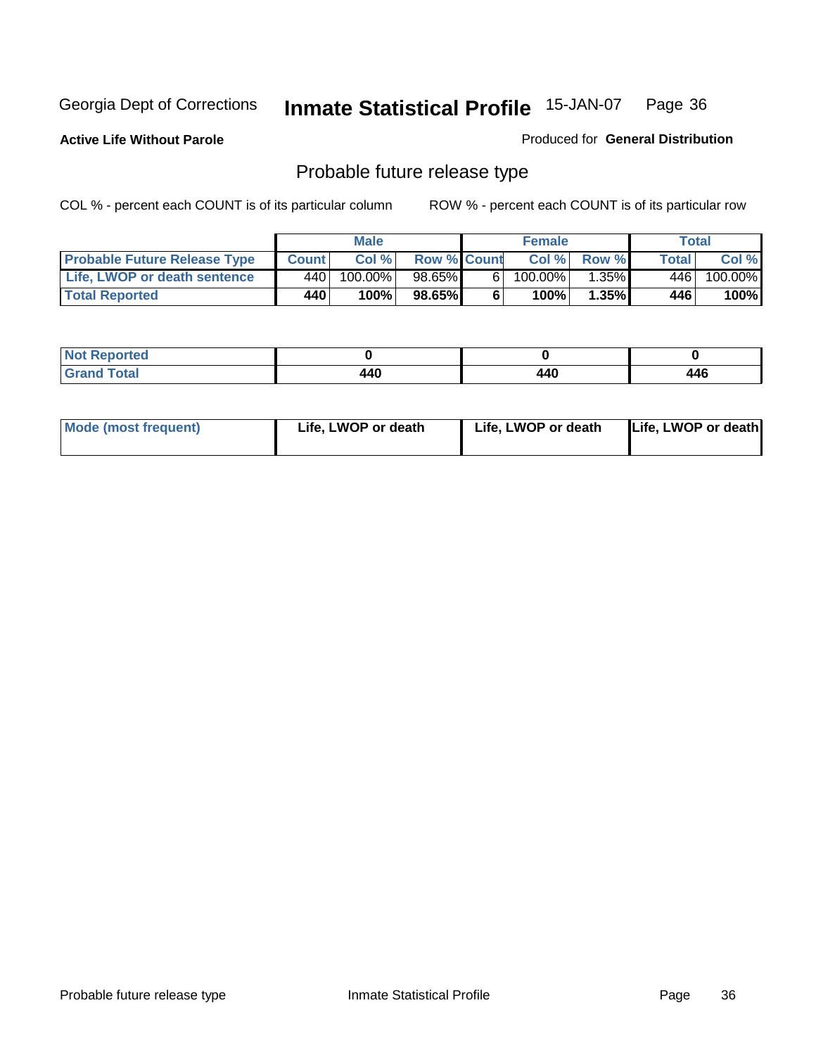Georgia Dept of Corrections **Inmate Statistical Profile** 15-JAN-07

**Active Life Without Parole**

Produced for **General Distribution**

## Probable future release type

COL % - percent each COUNT is of its particular column ROW % - percent each COUNT is of its particular row

| | Male | | | Female | | | Total | |
|---|---|---|---|---|---|---|---|---|
| **Probable Future Release Type** | **Count** | **Col %** | **Row %** | **Count** | **Col %** | **Row %** | **Total** | **Col %** |
| Life, LWOP or death sentence | 440 | 100.00% | 98.65% | 6 | 100.00% | 1.35% | 446 | 100.00% |
| **Total Reported** | **440** | **100%** | **98.65%** | **6** | **100%** | **1.35%** | **446** | **100%** |

| | Male | Female | Total |
|---|---|---|---|
| **Not Reported** | **0** | **0** | **0** |
| **Grand Total** | **440** | **440** | **446** |

| | Male | Female | Total |
|---|---|---|---|
| **Mode (most frequent)** | **Life, LWOP or death** | **Life, LWOP or death** | **Life, LWOP or death** |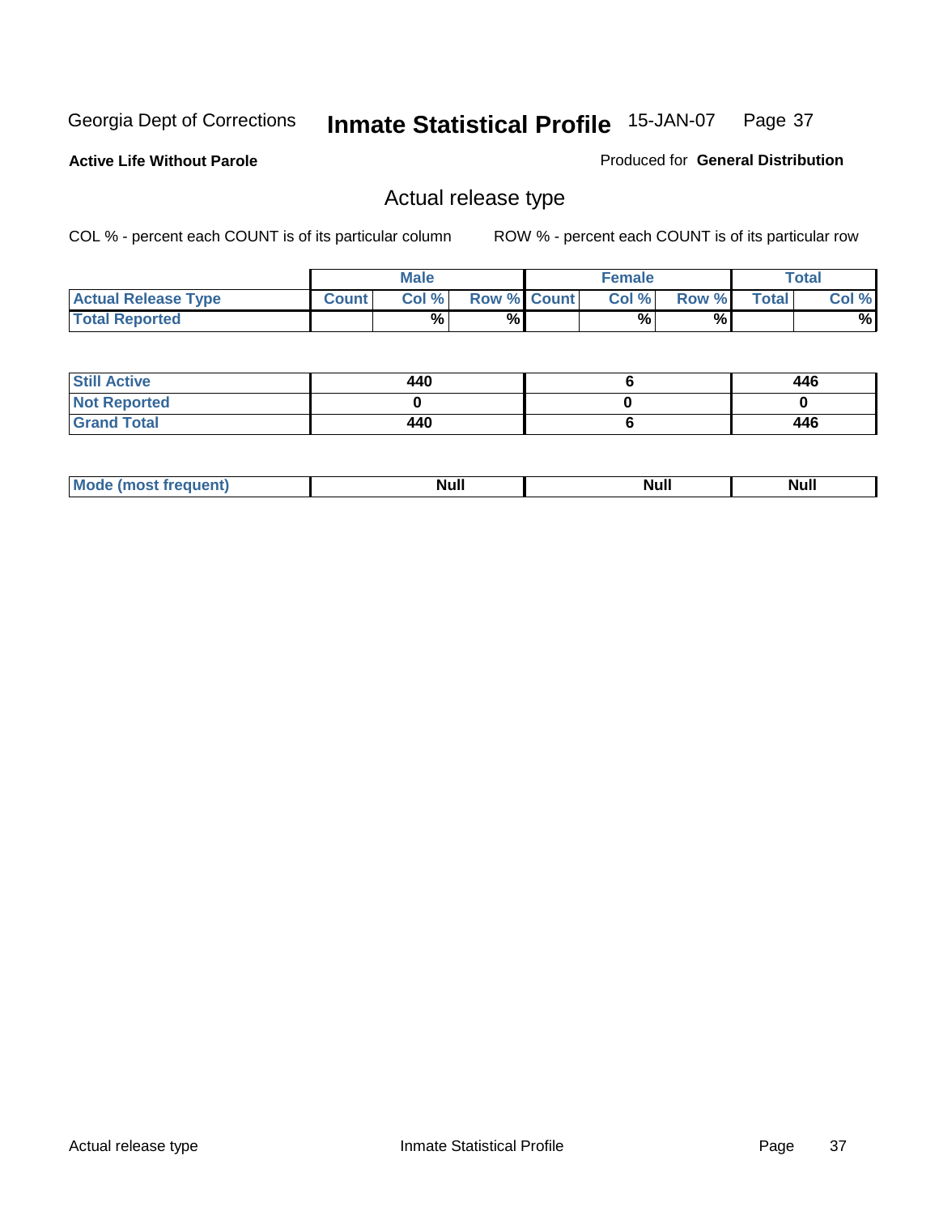Georgia Dept of Corrections **Inmate Statistical Profile** 15-JAN-07

**Active Life Without Parole**

Produced for **General Distribution**

## Actual release type

COL % - percent each COUNT is of its particular column

ROW % - percent each COUNT is of its particular row

| | Male | | | Female | | | Total | |
|---|---|---|---|---|---|---|---|---|
| **Actual Release Type** | Count | Col % | Row % | Count | Col % | Row % | Total | Col % |
| **Total Reported** | | % | % | | % | % | | % |
| **Still Active** | 440 | | | 6 | | | 446 | |
| **Not Reported** | 0 | | | 0 | | | 0 | |
| **Grand Total** | 440 | | | 6 | | | 446 | |

| | Male | Female | Total |
|---|---|---|---|
| **Mode (most frequent)** | Null | Null | Null |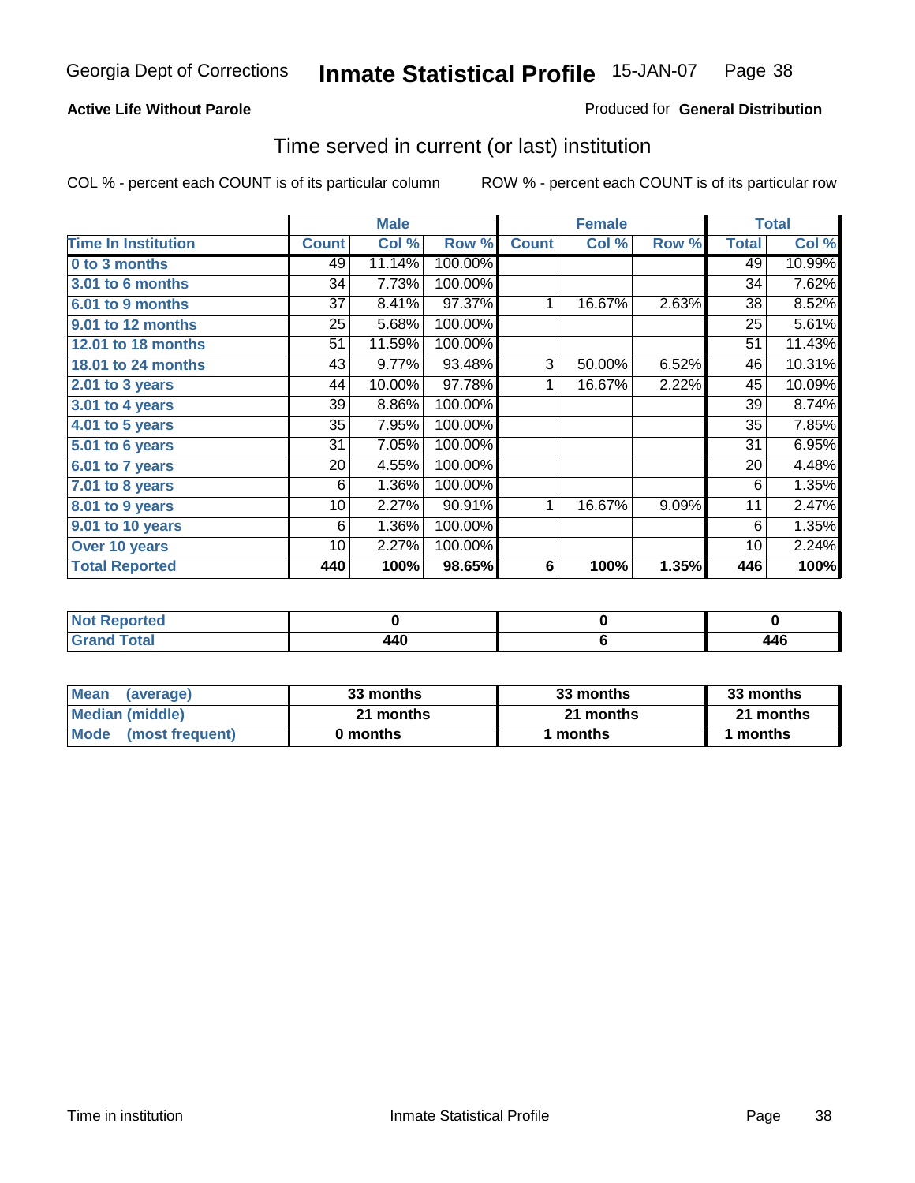Georgia Dept of Corrections **Inmate Statistical Profile** 15-JAN-07

**Active Life Without Parole**

Produced for **General Distribution**

## Time served in current (or last) institution

COL % - percent each COUNT is of its particular column ROW % - percent each COUNT is of its particular row

| | Male | | | Female | | | Total | |
|---|---|---|---|---|---|---|---|---|
| **Time In Institution** | **Count** | **Col %** | **Row %** | **Count** | **Col %** | **Row %** | **Total** | **Col %** |
| 0 to 3 months | 49 | 11.14% | 100.00% | | | | 49 | 10.99% |
| 3.01 to 6 months | 34 | 7.73% | 100.00% | | | | 34 | 7.62% |
| 6.01 to 9 months | 37 | 8.41% | 97.37% | 1 | 16.67% | 2.63% | 38 | 8.52% |
| 9.01 to 12 months | 25 | 5.68% | 100.00% | | | | 25 | 5.61% |
| 12.01 to 18 months | 51 | 11.59% | 100.00% | | | | 51 | 11.43% |
| 18.01 to 24 months | 43 | 9.77% | 93.48% | 3 | 50.00% | 6.52% | 46 | 10.31% |
| 2.01 to 3 years | 44 | 10.00% | 97.78% | 1 | 16.67% | 2.22% | 45 | 10.09% |
| 3.01 to 4 years | 39 | 8.86% | 100.00% | | | | 39 | 8.74% |
| 4.01 to 5 years | 35 | 7.95% | 100.00% | | | | 35 | 7.85% |
| 5.01 to 6 years | 31 | 7.05% | 100.00% | | | | 31 | 6.95% |
| 6.01 to 7 years | 20 | 4.55% | 100.00% | | | | 20 | 4.48% |
| 7.01 to 8 years | 6 | 1.36% | 100.00% | | | | 6 | 1.35% |
| 8.01 to 9 years | 10 | 2.27% | 90.91% | 1 | 16.67% | 9.09% | 11 | 2.47% |
| 9.01 to 10 years | 6 | 1.36% | 100.00% | | | | 6 | 1.35% |
| Over 10 years | 10 | 2.27% | 100.00% | | | | 10 | 2.24% |
| **Total Reported** | **440** | **100%** | **98.65%** | **6** | **100%** | **1.35%** | **446** | **100%** |

| | Male | Female | Total |
|---|---|---|---|
| **Not Reported** | **0** | **0** | **0** |
| **Grand Total** | **440** | **6** | **446** |

| | Male | Female | Total |
|---|---|---|---|
| **Mean (average)** | **33 months** | **33 months** | **33 months** |
| **Median (middle)** | **21 months** | **21 months** | **21 months** |
| **Mode (most frequent)** | **0 months** | **1 months** | **1 months** |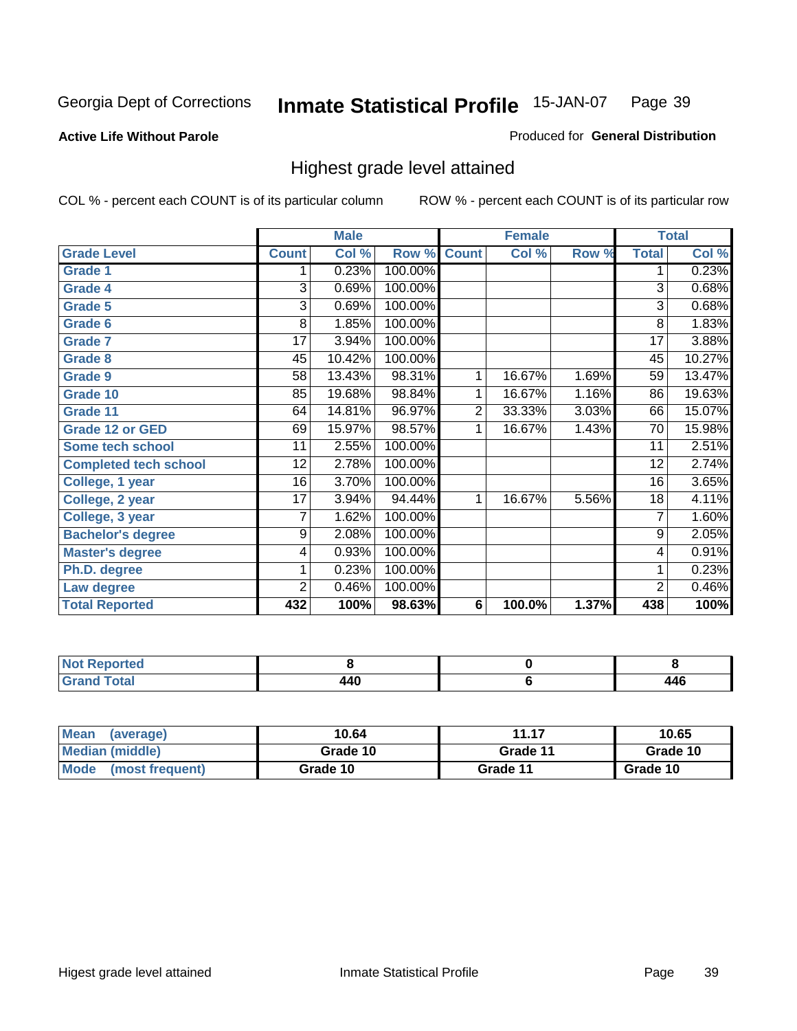Georgia Dept of Corrections **Inmate Statistical Profile** 15-JAN-07

**Active Life Without Parole**

Produced for **General Distribution**

## Highest grade level attained

COL % - percent each COUNT is of its particular column

ROW % - percent each COUNT is of its particular row

| | Male | | | Female | | | Total | |
|---|---|---|---|---|---|---|---|---|
| **Grade Level** | **Count** | **Col %** | **Row %** | **Count** | **Col %** | **Row %** | **Total** | **Col %** |
| Grade 1 | 1 | 0.23% | 100.00% | | | | 1 | 0.23% |
| Grade 4 | 3 | 0.69% | 100.00% | | | | 3 | 0.68% |
| Grade 5 | 3 | 0.69% | 100.00% | | | | 3 | 0.68% |
| Grade 6 | 8 | 1.85% | 100.00% | | | | 8 | 1.83% |
| Grade 7 | 17 | 3.94% | 100.00% | | | | 17 | 3.88% |
| Grade 8 | 45 | 10.42% | 100.00% | | | | 45 | 10.27% |
| Grade 9 | 58 | 13.43% | 98.31% | 1 | 16.67% | 1.69% | 59 | 13.47% |
| Grade 10 | 85 | 19.68% | 98.84% | 1 | 16.67% | 1.16% | 86 | 19.63% |
| Grade 11 | 64 | 14.81% | 96.97% | 2 | 33.33% | 3.03% | 66 | 15.07% |
| Grade 12 or GED | 69 | 15.97% | 98.57% | 1 | 16.67% | 1.43% | 70 | 15.98% |
| Some tech school | 11 | 2.55% | 100.00% | | | | 11 | 2.51% |
| Completed tech school | 12 | 2.78% | 100.00% | | | | 12 | 2.74% |
| College, 1 year | 16 | 3.70% | 100.00% | | | | 16 | 3.65% |
| College, 2 year | 17 | 3.94% | 94.44% | 1 | 16.67% | 5.56% | 18 | 4.11% |
| College, 3 year | 7 | 1.62% | 100.00% | | | | 7 | 1.60% |
| Bachelor's degree | 9 | 2.08% | 100.00% | | | | 9 | 2.05% |
| Master's degree | 4 | 0.93% | 100.00% | | | | 4 | 0.91% |
| Ph.D. degree | 1 | 0.23% | 100.00% | | | | 1 | 0.23% |
| Law degree | 2 | 0.46% | 100.00% | | | | 2 | 0.46% |
| **Total Reported** | **432** | **100%** | **98.63%** | **6** | **100.0%** | **1.37%** | **438** | **100%** |

| | Male | Female | Total |
|---|---|---|---|
| Not Reported | 8 | 0 | 8 |
| Grand Total | 440 | 6 | 446 |

| | Male | Female | Total |
|---|---|---|---|
| Mean (average) | 10.64 | 11.17 | 10.65 |
| Median (middle) | Grade 10 | Grade 11 | Grade 10 |
| Mode (most frequent) | Grade 10 | Grade 11 | Grade 10 |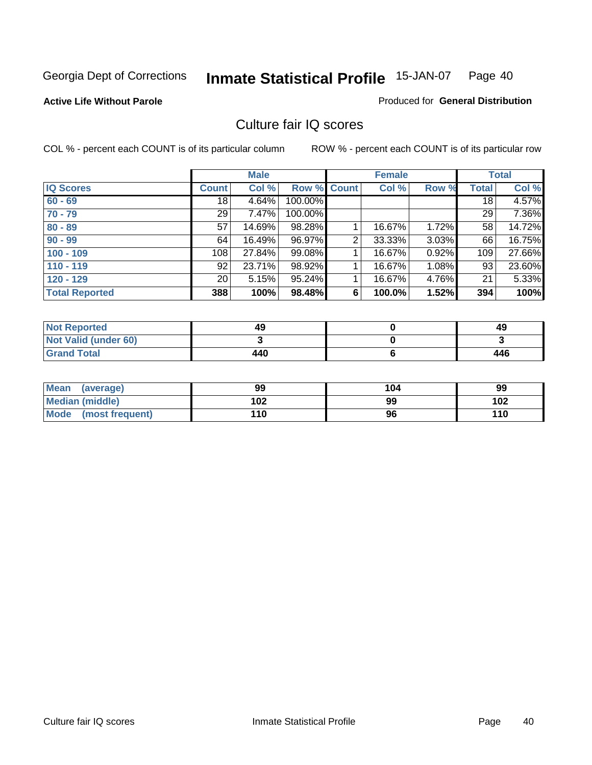Georgia Dept of Corrections **Inmate Statistical Profile** 15-JAN-07 Page 40

**Active Life Without Parole**

Produced for **General Distribution**

## Culture fair IQ scores

COL % - percent each COUNT is of its particular column

ROW % - percent each COUNT is of its particular row

| | Male | | | Female | | | Total | |
|---|---|---|---|---|---|---|---|---|
| **IQ Scores** | **Count** | **Col %** | **Row %** | **Count** | **Col %** | **Row %** | **Total** | **Col %** |
| **60 - 69** | 18 | 4.64% | 100.00% | | | | 18 | 4.57% |
| **70 - 79** | 29 | 7.47% | 100.00% | | | | 29 | 7.36% |
| **80 - 89** | 57 | 14.69% | 98.28% | 1 | 16.67% | 1.72% | 58 | 14.72% |
| **90 - 99** | 64 | 16.49% | 96.97% | 2 | 33.33% | 3.03% | 66 | 16.75% |
| **100 - 109** | 108 | 27.84% | 99.08% | 1 | 16.67% | 0.92% | 109 | 27.66% |
| **110 - 119** | 92 | 23.71% | 98.92% | 1 | 16.67% | 1.08% | 93 | 23.60% |
| **120 - 129** | 20 | 5.15% | 95.24% | 1 | 16.67% | 4.76% | 21 | 5.33% |
| **Total Reported** | **388** | **100%** | **98.48%** | **6** | **100.0%** | **1.52%** | **394** | **100%** |

| | Male | Female | Total |
|---|---|---|---|
| **Not Reported** | **49** | **0** | **49** |
| **Not Valid (under 60)** | **3** | **0** | **3** |
| **Grand Total** | **440** | **6** | **446** |

| | Male | Female | Total |
|---|---|---|---|
| **Mean (average)** | **99** | **104** | **99** |
| **Median (middle)** | **102** | **99** | **102** |
| **Mode (most frequent)** | **110** | **96** | **110** |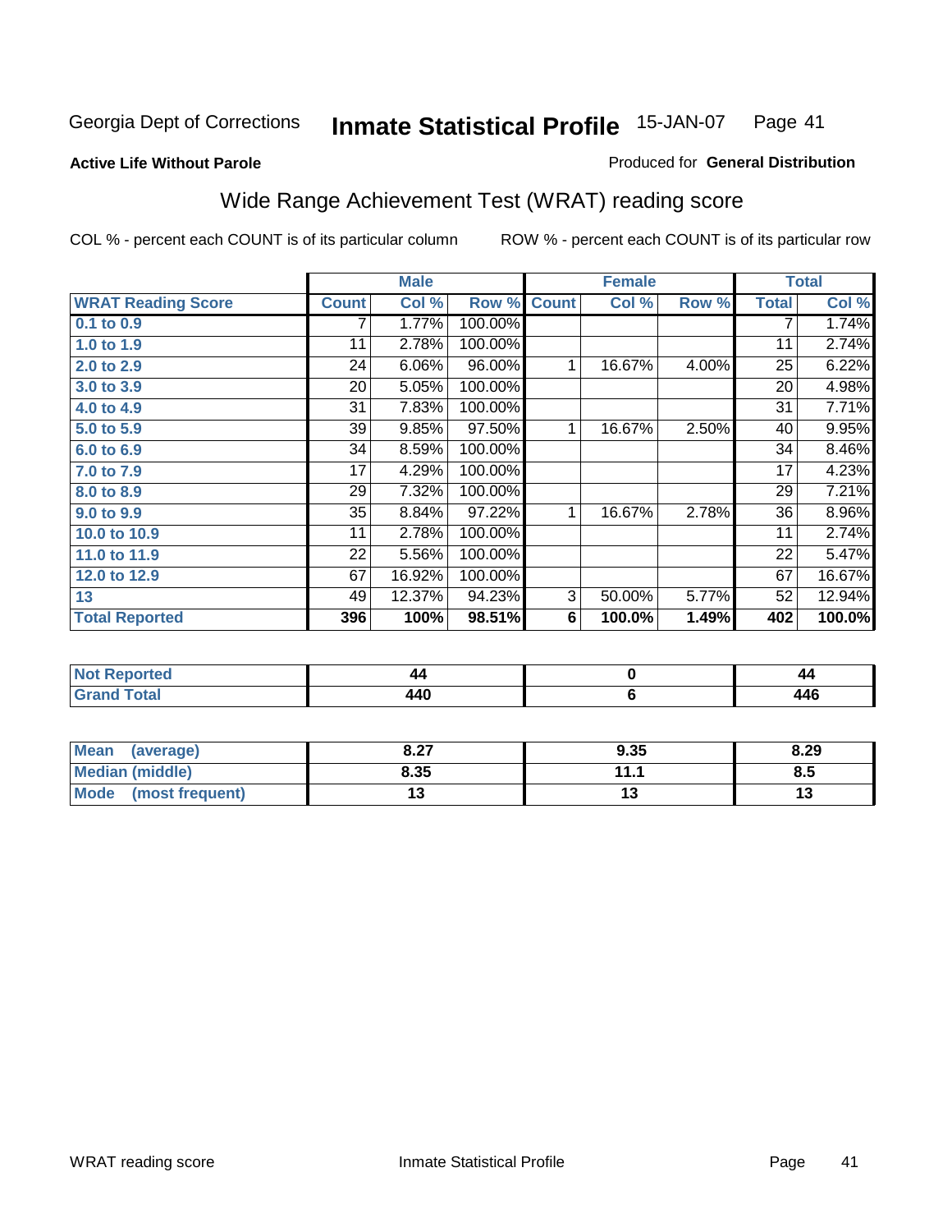Georgia Dept of Corrections **Inmate Statistical Profile** 15-JAN-07

**Active Life Without Parole**

Produced for **General Distribution**

## Wide Range Achievement Test (WRAT) reading score

COL % - percent each COUNT is of its particular column ROW % - percent each COUNT is of its particular row

| | Male | | | Female | | | Total | |
|---|---|---|---|---|---|---|---|---|
| **WRAT Reading Score** | **Count** | **Col %** | **Row %** | **Count** | **Col %** | **Row %** | **Total** | **Col %** |
| 0.1 to 0.9 | 7 | 1.77% | 100.00% | | | | 7 | 1.74% |
| 1.0 to 1.9 | 11 | 2.78% | 100.00% | | | | 11 | 2.74% |
| 2.0 to 2.9 | 24 | 6.06% | 96.00% | 1 | 16.67% | 4.00% | 25 | 6.22% |
| 3.0 to 3.9 | 20 | 5.05% | 100.00% | | | | 20 | 4.98% |
| 4.0 to 4.9 | 31 | 7.83% | 100.00% | | | | 31 | 7.71% |
| 5.0 to 5.9 | 39 | 9.85% | 97.50% | 1 | 16.67% | 2.50% | 40 | 9.95% |
| 6.0 to 6.9 | 34 | 8.59% | 100.00% | | | | 34 | 8.46% |
| 7.0 to 7.9 | 17 | 4.29% | 100.00% | | | | 17 | 4.23% |
| 8.0 to 8.9 | 29 | 7.32% | 100.00% | | | | 29 | 7.21% |
| 9.0 to 9.9 | 35 | 8.84% | 97.22% | 1 | 16.67% | 2.78% | 36 | 8.96% |
| 10.0 to 10.9 | 11 | 2.78% | 100.00% | | | | 11 | 2.74% |
| 11.0 to 11.9 | 22 | 5.56% | 100.00% | | | | 22 | 5.47% |
| 12.0 to 12.9 | 67 | 16.92% | 100.00% | | | | 67 | 16.67% |
| 13 | 49 | 12.37% | 94.23% | 3 | 50.00% | 5.77% | 52 | 12.94% |
| **Total Reported** | **396** | **100%** | **98.51%** | **6** | **100.0%** | **1.49%** | **402** | **100.0%** |

| | Male | Female | Total |
|---|---|---|---|
| **Not Reported** | **44** | **0** | **44** |
| **Grand Total** | **440** | **6** | **446** |

| | Male | Female | Total |
|---|---|---|---|
| **Mean (average)** | **8.27** | **9.35** | **8.29** |
| **Median (middle)** | **8.35** | **11.1** | **8.5** |
| **Mode (most frequent)** | **13** | **13** | **13** |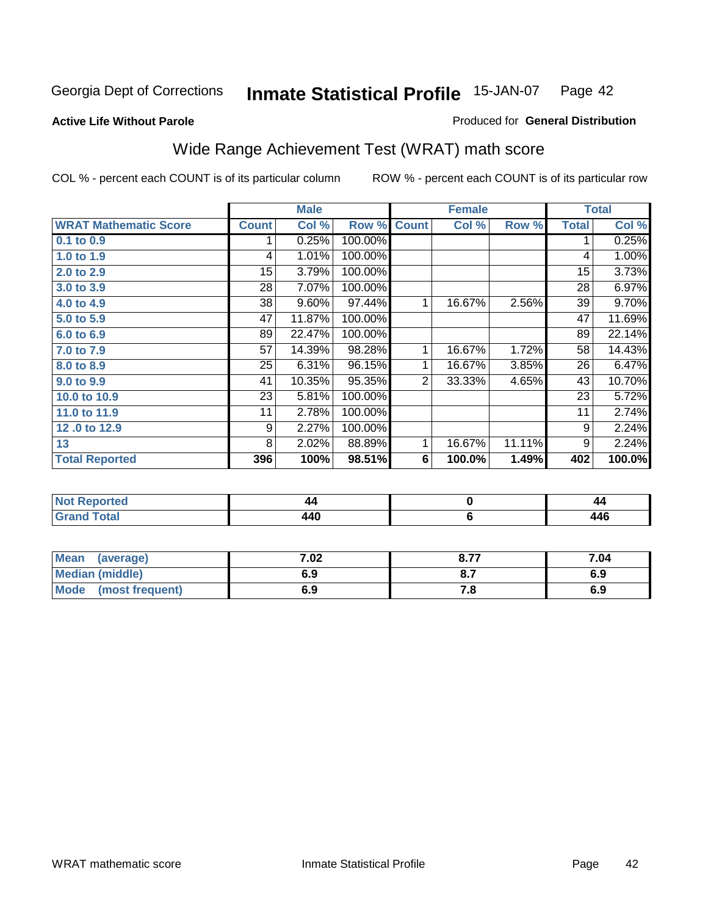Georgia Dept of Corrections **Inmate Statistical Profile** 15-JAN-07 Page 42

**Active Life Without Parole**

Produced for **General Distribution**

## Wide Range Achievement Test (WRAT) math score

COL % - percent each COUNT is of its particular column ROW % - percent each COUNT is of its particular row

| WRAT Mathematic Score | Male | | | Female | | | Total | |
|---|---|---|---|---|---|---|---|---|
| | Count | Col % | Row % | Count | Col % | Row % | Total | Col % |
| 0.1 to 0.9 | 1 | 0.25% | 100.00% | | | | 1 | 0.25% |
| 1.0 to 1.9 | 4 | 1.01% | 100.00% | | | | 4 | 1.00% |
| 2.0 to 2.9 | 15 | 3.79% | 100.00% | | | | 15 | 3.73% |
| 3.0 to 3.9 | 28 | 7.07% | 100.00% | | | | 28 | 6.97% |
| 4.0 to 4.9 | 38 | 9.60% | 97.44% | 1 | 16.67% | 2.56% | 39 | 9.70% |
| 5.0 to 5.9 | 47 | 11.87% | 100.00% | | | | 47 | 11.69% |
| 6.0 to 6.9 | 89 | 22.47% | 100.00% | | | | 89 | 22.14% |
| 7.0 to 7.9 | 57 | 14.39% | 98.28% | 1 | 16.67% | 1.72% | 58 | 14.43% |
| 8.0 to 8.9 | 25 | 6.31% | 96.15% | 1 | 16.67% | 3.85% | 26 | 6.47% |
| 9.0 to 9.9 | 41 | 10.35% | 95.35% | 2 | 33.33% | 4.65% | 43 | 10.70% |
| 10.0 to 10.9 | 23 | 5.81% | 100.00% | | | | 23 | 5.72% |
| 11.0 to 11.9 | 11 | 2.78% | 100.00% | | | | 11 | 2.74% |
| 12 .0 to 12.9 | 9 | 2.27% | 100.00% | | | | 9 | 2.24% |
| 13 | 8 | 2.02% | 88.89% | 1 | 16.67% | 11.11% | 9 | 2.24% |
| **Total Reported** | **396** | **100%** | **98.51%** | **6** | **100.0%** | **1.49%** | **402** | **100.0%** |

| | Male | Female | Total |
|---|---|---|---|
| Not Reported | 44 | 0 | 44 |
| Grand Total | 440 | 6 | 446 |

| | Male | Female | Total |
|---|---|---|---|
| Mean (average) | 7.02 | 8.77 | 7.04 |
| Median (middle) | 6.9 | 8.7 | 6.9 |
| Mode (most frequent) | 6.9 | 7.8 | 6.9 |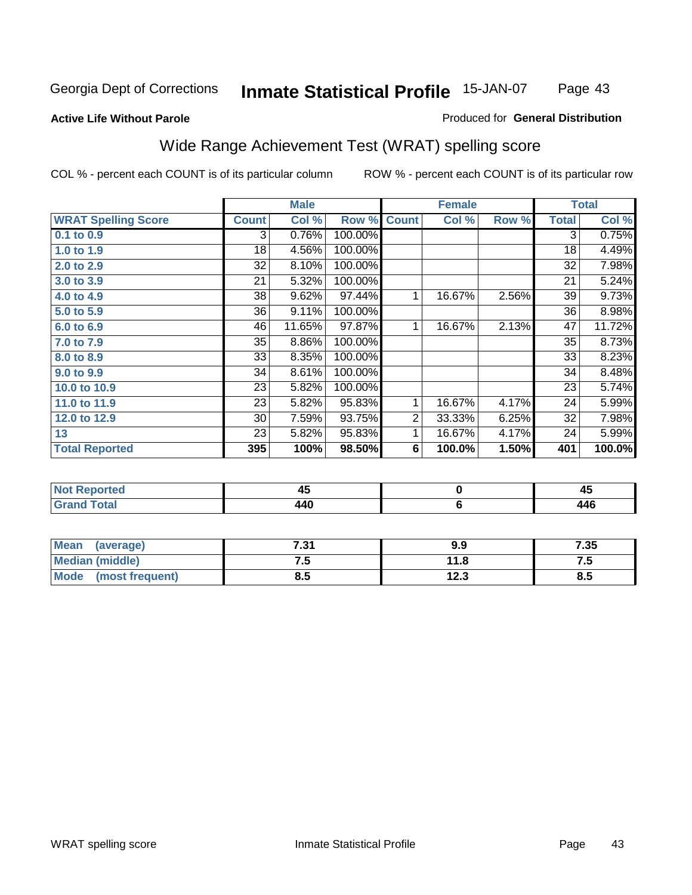Georgia Dept of Corrections **Inmate Statistical Profile** 15-JAN-07

**Active Life Without Parole**

Produced for **General Distribution**

## Wide Range Achievement Test (WRAT) spelling score

COL % - percent each COUNT is of its particular column

ROW % - percent each COUNT is of its particular row

| | Male | | | Female | | | Total | |
|---|---|---|---|---|---|---|---|---|
| **WRAT Spelling Score** | **Count** | **Col %** | **Row %** | **Count** | **Col %** | **Row %** | **Total** | **Col %** |
| **0.1 to 0.9** | 3 | 0.76% | 100.00% | | | | 3 | 0.75% |
| **1.0 to 1.9** | 18 | 4.56% | 100.00% | | | | 18 | 4.49% |
| **2.0 to 2.9** | 32 | 8.10% | 100.00% | | | | 32 | 7.98% |
| **3.0 to 3.9** | 21 | 5.32% | 100.00% | | | | 21 | 5.24% |
| **4.0 to 4.9** | 38 | 9.62% | 97.44% | 1 | 16.67% | 2.56% | 39 | 9.73% |
| **5.0 to 5.9** | 36 | 9.11% | 100.00% | | | | 36 | 8.98% |
| **6.0 to 6.9** | 46 | 11.65% | 97.87% | 1 | 16.67% | 2.13% | 47 | 11.72% |
| **7.0 to 7.9** | 35 | 8.86% | 100.00% | | | | 35 | 8.73% |
| **8.0 to 8.9** | 33 | 8.35% | 100.00% | | | | 33 | 8.23% |
| **9.0 to 9.9** | 34 | 8.61% | 100.00% | | | | 34 | 8.48% |
| **10.0 to 10.9** | 23 | 5.82% | 100.00% | | | | 23 | 5.74% |
| **11.0 to 11.9** | 23 | 5.82% | 95.83% | 1 | 16.67% | 4.17% | 24 | 5.99% |
| **12.0 to 12.9** | 30 | 7.59% | 93.75% | 2 | 33.33% | 6.25% | 32 | 7.98% |
| **13** | 23 | 5.82% | 95.83% | 1 | 16.67% | 4.17% | 24 | 5.99% |
| **Total Reported** | **395** | **100%** | **98.50%** | **6** | **100.0%** | **1.50%** | **401** | **100.0%** |

| | Male | Female | Total |
|---|---|---|---|
| **Not Reported** | **45** | **0** | **45** |
| **Grand Total** | **440** | **6** | **446** |

| | Male | Female | Total |
|---|---|---|---|
| **Mean (average)** | **7.31** | **9.9** | **7.35** |
| **Median (middle)** | **7.5** | **11.8** | **7.5** |
| **Mode (most frequent)** | **8.5** | **12.3** | **8.5** |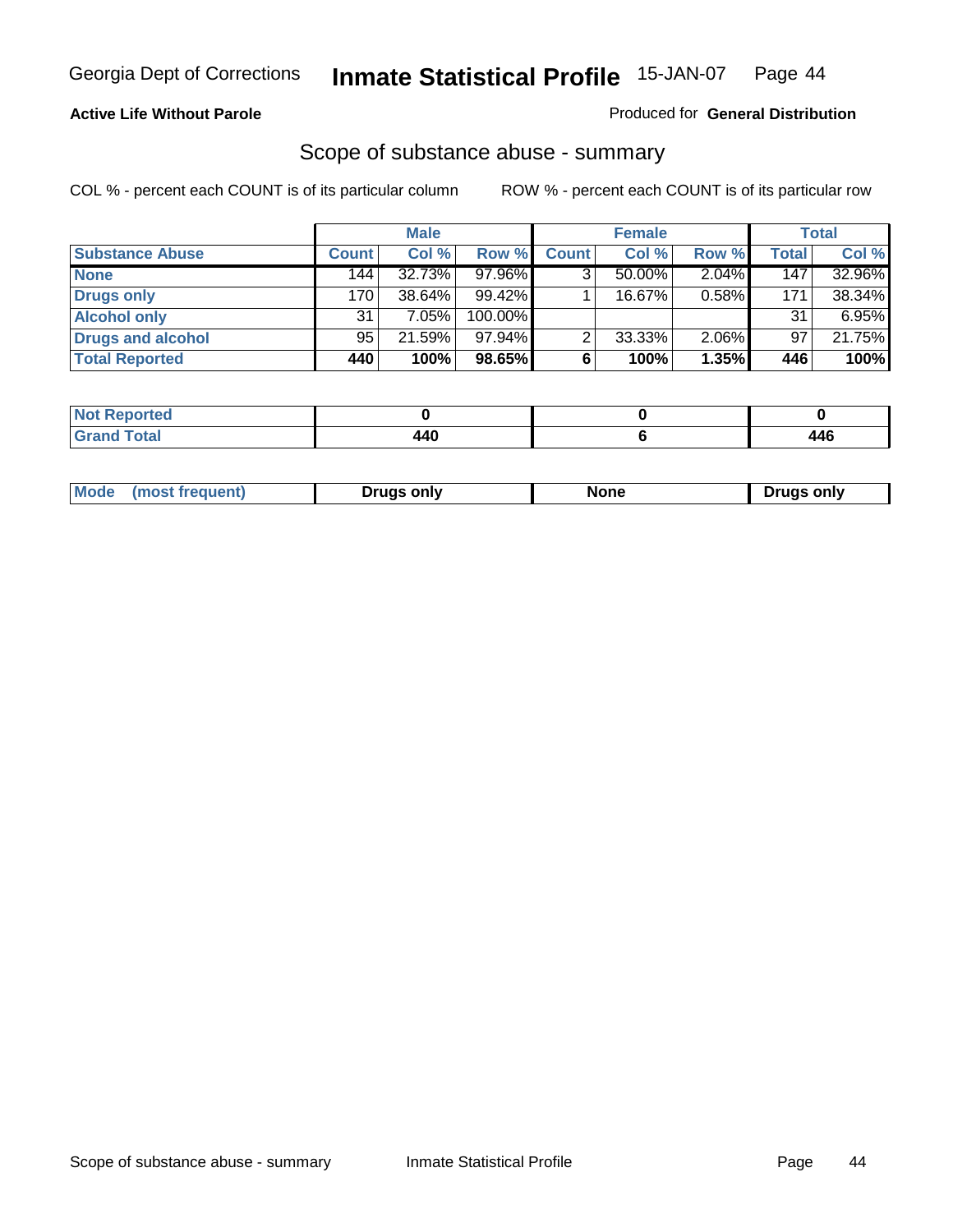Georgia Dept of Corrections **Inmate Statistical Profile** 15-JAN-07

**Active Life Without Parole**

Produced for **General Distribution**

## Scope of substance abuse - summary

COL % - percent each COUNT is of its particular column

ROW % - percent each COUNT is of its particular row

| | Male | | | Female | | | Total | |
|---|---|---|---|---|---|---|---|---|
| **Substance Abuse** | **Count** | **Col %** | **Row %** | **Count** | **Col %** | **Row %** | **Total** | **Col %** |
| **None** | 144 | 32.73% | 97.96% | 3 | 50.00% | 2.04% | 147 | 32.96% |
| **Drugs only** | 170 | 38.64% | 99.42% | 1 | 16.67% | 0.58% | 171 | 38.34% |
| **Alcohol only** | 31 | 7.05% | 100.00% | | | | 31 | 6.95% |
| **Drugs and alcohol** | 95 | 21.59% | 97.94% | 2 | 33.33% | 2.06% | 97 | 21.75% |
| **Total Reported** | **440** | **100%** | **98.65%** | **6** | **100%** | **1.35%** | **446** | **100%** |

| | Male | Female | Total |
|---|---|---|---|
| **Not Reported** | **0** | **0** | **0** |
| **Grand Total** | **440** | **6** | **446** |

| | Male | Female | Total |
|---|---|---|---|
| **Mode (most frequent)** | **Drugs only** | **None** | **Drugs only** |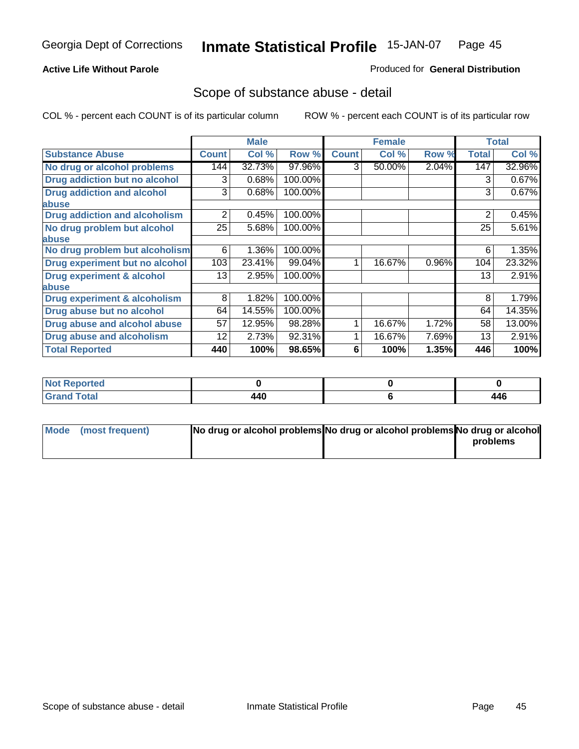Georgia Dept of Corrections **Inmate Statistical Profile** 15-JAN-07

**Active Life Without Parole**

Produced for **General Distribution**

## Scope of substance abuse - detail

COL % - percent each COUNT is of its particular column ROW % - percent each COUNT is of its particular row

| | Male | | | Female | | | Total | |
|---|---|---|---|---|---|---|---|---|
| **Substance Abuse** | **Count** | **Col %** | **Row %** | **Count** | **Col %** | **Row %** | **Total** | **Col %** |
| **No drug or alcohol problems** | 144 | 32.73% | 97.96% | 3 | 50.00% | 2.04% | 147 | 32.96% |
| **Drug addiction but no alcohol** | 3 | 0.68% | 100.00% | | | | 3 | 0.67% |
| **Drug addiction and alcohol abuse** | 3 | 0.68% | 100.00% | | | | 3 | 0.67% |
| **Drug addiction and alcoholism** | 2 | 0.45% | 100.00% | | | | 2 | 0.45% |
| **No drug problem but alcohol abuse** | 25 | 5.68% | 100.00% | | | | 25 | 5.61% |
| **No drug problem but alcoholism** | 6 | 1.36% | 100.00% | | | | 6 | 1.35% |
| **Drug experiment but no alcohol** | 103 | 23.41% | 99.04% | 1 | 16.67% | 0.96% | 104 | 23.32% |
| **Drug experiment & alcohol abuse** | 13 | 2.95% | 100.00% | | | | 13 | 2.91% |
| **Drug experiment & alcoholism** | 8 | 1.82% | 100.00% | | | | 8 | 1.79% |
| **Drug abuse but no alcohol** | 64 | 14.55% | 100.00% | | | | 64 | 14.35% |
| **Drug abuse and alcohol abuse** | 57 | 12.95% | 98.28% | 1 | 16.67% | 1.72% | 58 | 13.00% |
| **Drug abuse and alcoholism** | 12 | 2.73% | 92.31% | 1 | 16.67% | 7.69% | 13 | 2.91% |
| **Total Reported** | **440** | **100%** | **98.65%** | **6** | **100%** | **1.35%** | **446** | **100%** |

| | Male | Female | Total |
|---|---|---|---|
| **Not Reported** | **0** | **0** | **0** |
| **Grand Total** | **440** | **6** | **446** |

| | Male | Female | Total |
|---|---|---|---|
| **Mode (most frequent)** | **No drug or alcohol problems** | **No drug or alcohol problems** | **No drug or alcohol problems** |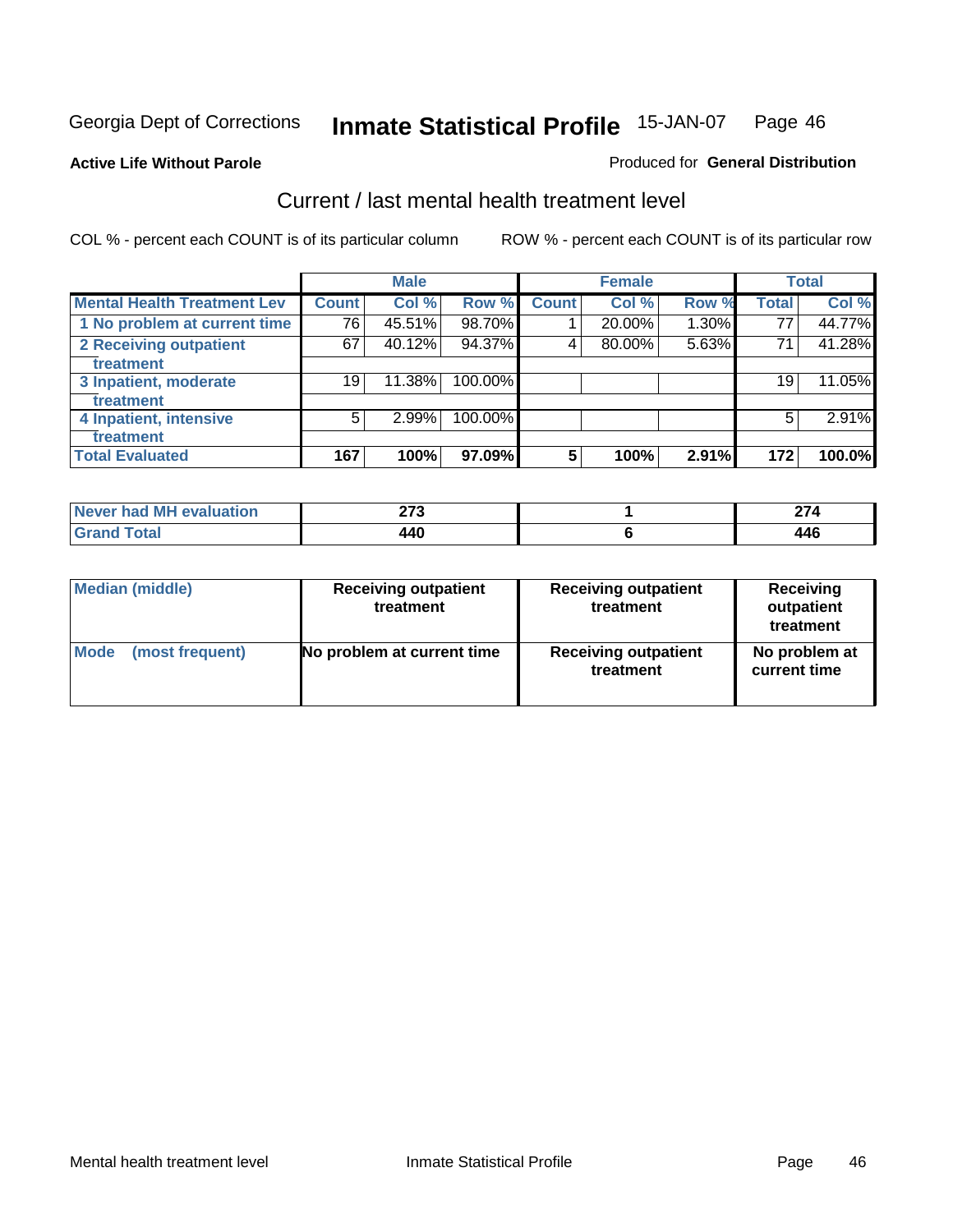Georgia Dept of Corrections **Inmate Statistical Profile** 15-JAN-07

**Active Life Without Parole**

Produced for **General Distribution**

## Current / last mental health treatment level

COL % - percent each COUNT is of its particular column

ROW % - percent each COUNT is of its particular row

| | Male | | | Female | | | Total | |
|---|---|---|---|---|---|---|---|---|
| **Mental Health Treatment Lev** | **Count** | **Col %** | **Row %** | **Count** | **Col %** | **Row %** | **Total** | **Col %** |
| 1 No problem at current time | 76 | 45.51% | 98.70% | 1 | 20.00% | 1.30% | 77 | 44.77% |
| 2 Receiving outpatient treatment | 67 | 40.12% | 94.37% | 4 | 80.00% | 5.63% | 71 | 41.28% |
| 3 Inpatient, moderate treatment | 19 | 11.38% | 100.00% | | | | 19 | 11.05% |
| 4 Inpatient, intensive treatment | 5 | 2.99% | 100.00% | | | | 5 | 2.91% |
| **Total Evaluated** | **167** | **100%** | **97.09%** | **5** | **100%** | **2.91%** | **172** | **100.0%** |

| | Male | Female | Total |
|---|---|---|---|
| **Never had MH evaluation** | **273** | **1** | **274** |
| **Grand Total** | **440** | **6** | **446** |

| | Male | Female | Total |
|---|---|---|---|
| **Median (middle)** | **Receiving outpatient treatment** | **Receiving outpatient treatment** | **Receiving outpatient treatment** |
| **Mode (most frequent)** | **No problem at current time** | **Receiving outpatient treatment** | **No problem at current time** |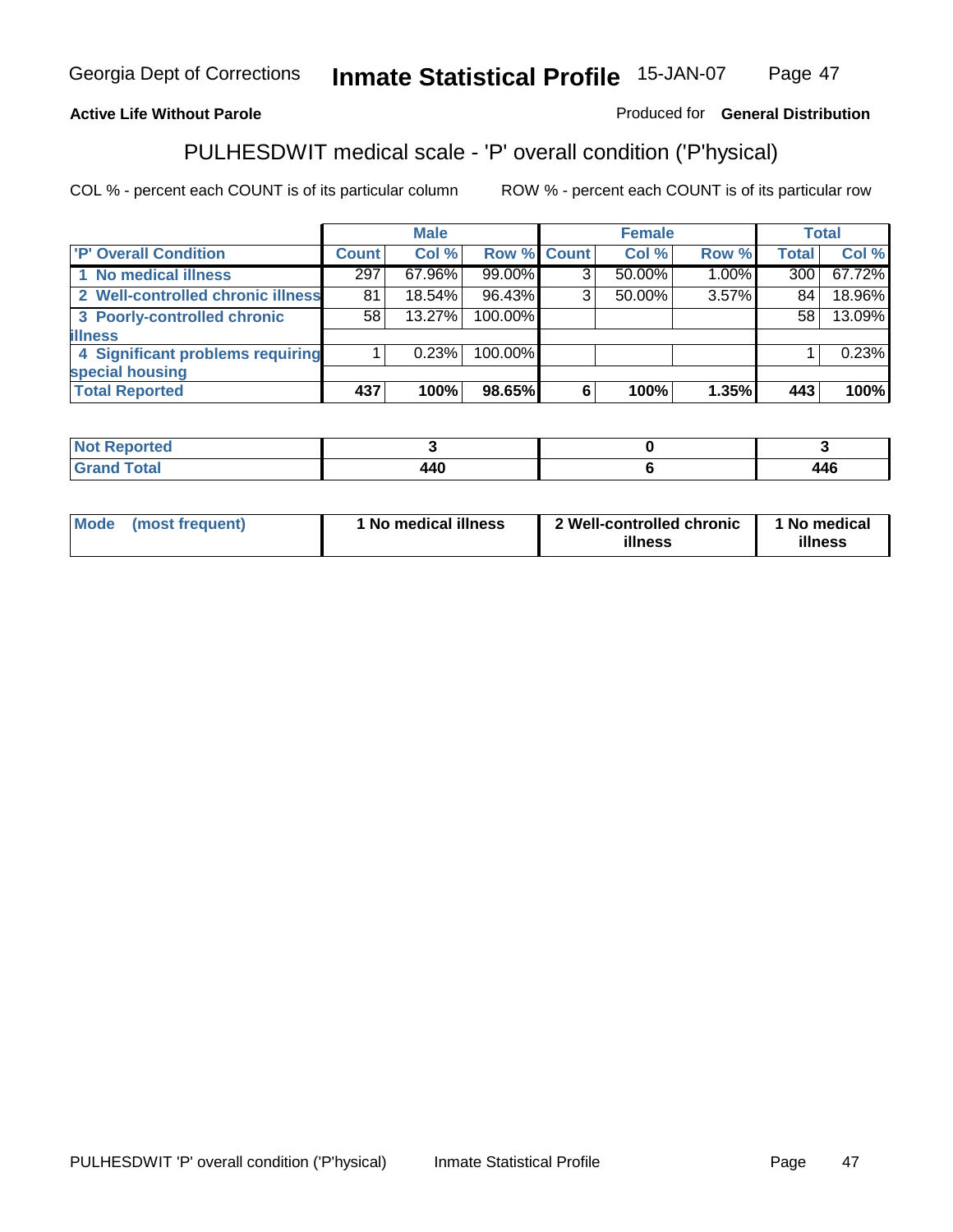**Active Life Without Parole**

Produced for **General Distribution**

## PULHESDWIT medical scale - 'P' overall condition ('P'hysical)

COL % - percent each COUNT is of its particular column

ROW % - percent each COUNT is of its particular row

| | Male | | | Female | | | Total | |
|---|---|---|---|---|---|---|---|---|
| 'P' Overall Condition | Count | Col % | Row % | Count | Col % | Row % | Total | Col % |
| 1 No medical illness | 297 | 67.96% | 99.00% | 3 | 50.00% | 1.00% | 300 | 67.72% |
| 2 Well-controlled chronic illness | 81 | 18.54% | 96.43% | 3 | 50.00% | 3.57% | 84 | 18.96% |
| 3 Poorly-controlled chronic illness | 58 | 13.27% | 100.00% | | | | 58 | 13.09% |
| 4 Significant problems requiring special housing | 1 | 0.23% | 100.00% | | | | 1 | 0.23% |
| **Total Reported** | **437** | **100%** | **98.65%** | **6** | **100%** | **1.35%** | **443** | **100%** |

| | Male | Female | Total |
|---|---|---|---|
| Not Reported | 3 | 0 | 3 |
| Grand Total | 440 | 6 | 446 |

| | Male | Female | Total |
|---|---|---|---|
| Mode (most frequent) | 1 No medical illness | 2 Well-controlled chronic illness | 1 No medical illness |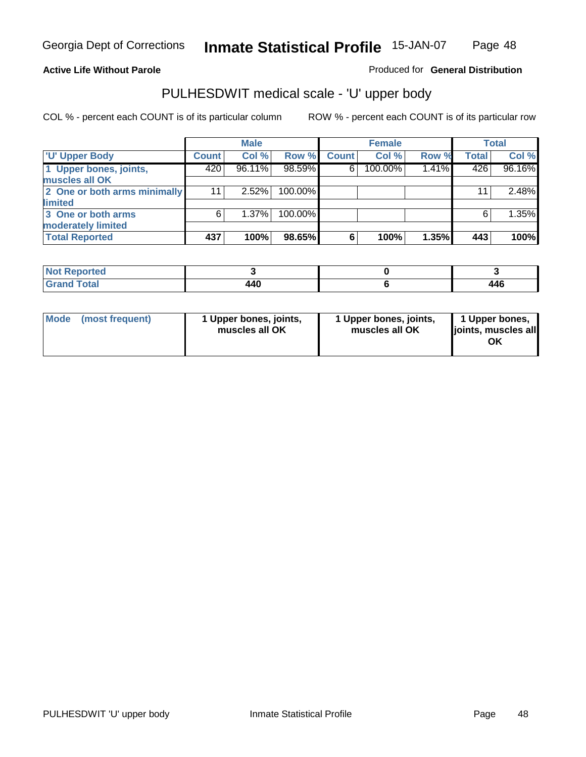Georgia Dept of Corrections **Inmate Statistical Profile** 15-JAN-07

**Active Life Without Parole**

Produced for **General Distribution**

## PULHESDWIT medical scale - 'U' upper body

COL % - percent each COUNT is of its particular column

ROW % - percent each COUNT is of its particular row

| | Male | | | Female | | | Total | |
|---|---|---|---|---|---|---|---|---|
| 'U' Upper Body | Count | Col % | Row % | Count | Col % | Row % | Total | Col % |
| 1 Upper bones, joints, muscles all OK | 420 | 96.11% | 98.59% | 6 | 100.00% | 1.41% | 426 | 96.16% |
| 2 One or both arms minimally limited | 11 | 2.52% | 100.00% | | | | 11 | 2.48% |
| 3 One or both arms moderately limited | 6 | 1.37% | 100.00% | | | | 6 | 1.35% |
| **Total Reported** | **437** | **100%** | **98.65%** | **6** | **100%** | **1.35%** | **443** | **100%** |

| | Male | Female | Total |
|---|---|---|---|
| Not Reported | 3 | 0 | 3 |
| Grand Total | 440 | 6 | 446 |

| | Male | Female | Total |
|---|---|---|---|
| Mode (most frequent) | 1 Upper bones, joints, muscles all OK | 1 Upper bones, joints, muscles all OK | 1 Upper bones, joints, muscles all OK |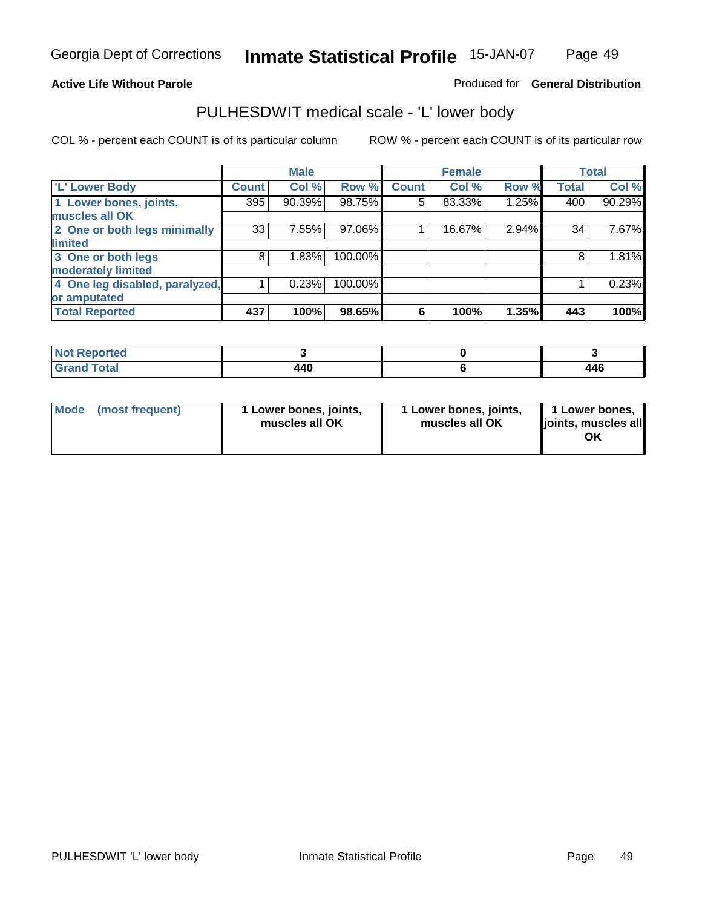**Active Life Without Parole**

Produced for **General Distribution**

## PULHESDWIT medical scale - 'L' lower body

COL % - percent each COUNT is of its particular column

ROW % - percent each COUNT is of its particular row

| | Male | | | Female | | | Total | |
|---|---|---|---|---|---|---|---|---|
| 'L' Lower Body | Count | Col % | Row % | Count | Col % | Row % | Total | Col % |
| 1 Lower bones, joints, muscles all OK | 395 | 90.39% | 98.75% | 5 | 83.33% | 1.25% | 400 | 90.29% |
| 2 One or both legs minimally limited | 33 | 7.55% | 97.06% | 1 | 16.67% | 2.94% | 34 | 7.67% |
| 3 One or both legs moderately limited | 8 | 1.83% | 100.00% | | | | 8 | 1.81% |
| 4 One leg disabled, paralyzed, or amputated | 1 | 0.23% | 100.00% | | | | 1 | 0.23% |
| **Total Reported** | **437** | **100%** | **98.65%** | **6** | **100%** | **1.35%** | **443** | **100%** |

| | Male | Female | Total |
|---|---|---|---|
| Not Reported | 3 | 0 | 3 |
| Grand Total | 440 | 6 | 446 |

| | Male | Female | Total |
|---|---|---|---|
| Mode (most frequent) | 1 Lower bones, joints, muscles all OK | 1 Lower bones, joints, muscles all OK | 1 Lower bones, joints, muscles all OK |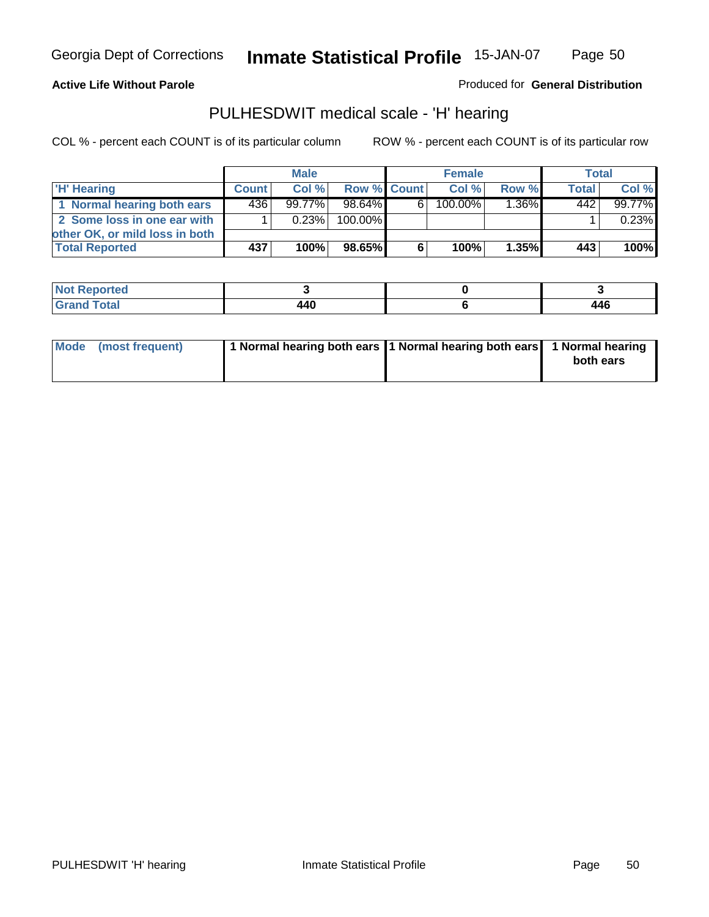Georgia Dept of Corrections **Inmate Statistical Profile** 15-JAN-07

**Active Life Without Parole**

Produced for **General Distribution**

## PULHESDWIT medical scale - 'H' hearing

COL % - percent each COUNT is of its particular column

ROW % - percent each COUNT is of its particular row

| | Male | | | Female | | | Total | |
|---|---|---|---|---|---|---|---|---|
| 'H' Hearing | Count | Col % | Row % | Count | Col % | Row % | Total | Col % |
| 1 Normal hearing both ears | 436 | 99.77% | 98.64% | 6 | 100.00% | 1.36% | 442 | 99.77% |
| 2 Some loss in one ear with other OK, or mild loss in both | 1 | 0.23% | 100.00% | | | | 1 | 0.23% |
| **Total Reported** | **437** | **100%** | **98.65%** | **6** | **100%** | **1.35%** | **443** | **100%** |

| | Male | Female | Total |
|---|---|---|---|
| Not Reported | **3** | **0** | **3** |
| Grand Total | **440** | **6** | **446** |

| | Male | Female | Total |
|---|---|---|---|
| Mode (most frequent) | **1 Normal hearing both ears** | **1 Normal hearing both ears** | **1 Normal hearing both ears** |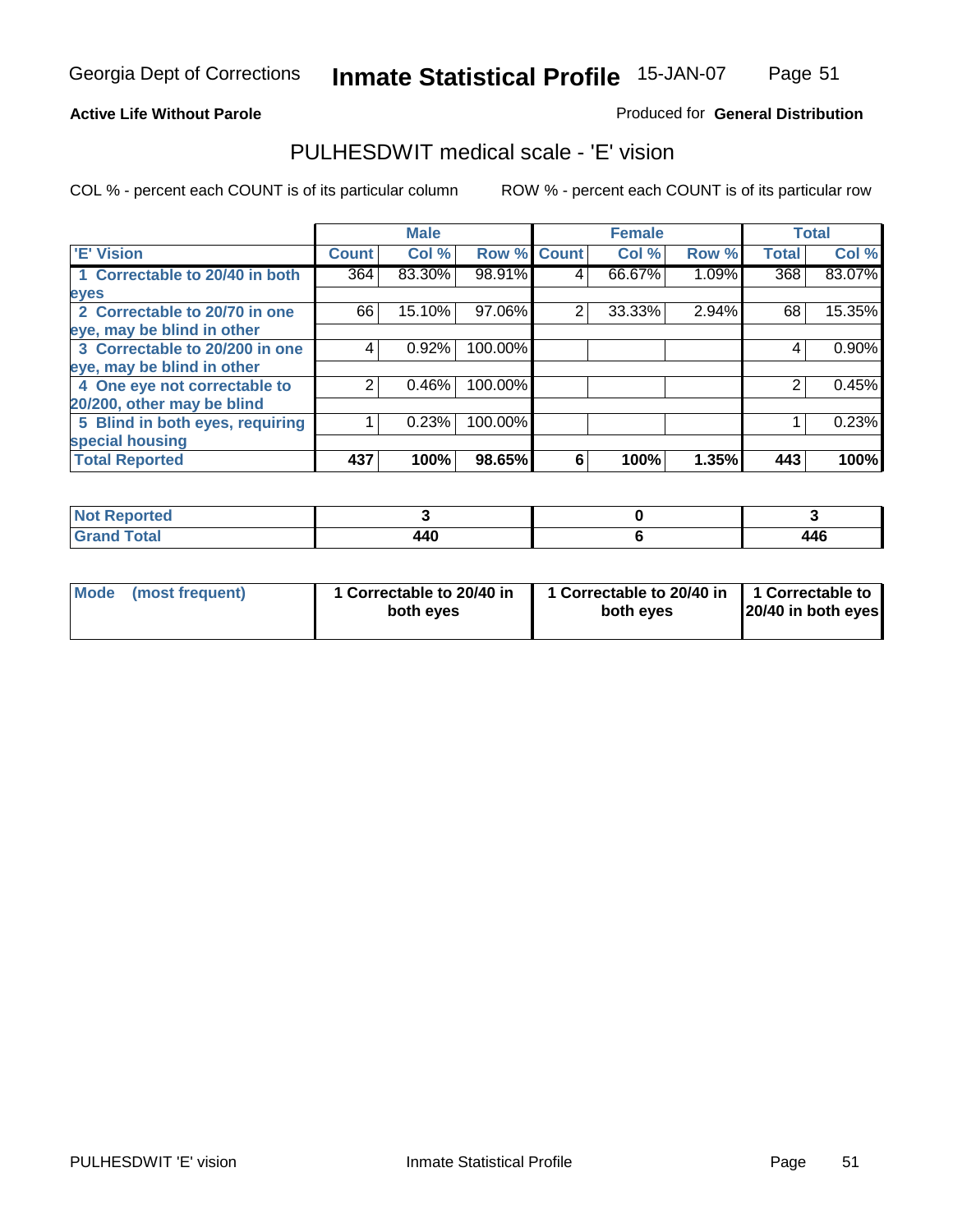Georgia Dept of Corrections **Inmate Statistical Profile** 15-JAN-07

**Active Life Without Parole**

Produced for **General Distribution**

## PULHESDWIT medical scale - 'E' vision

COL % - percent each COUNT is of its particular column ROW % - percent each COUNT is of its particular row

| | Male | | | Female | | | Total | |
|---|---|---|---|---|---|---|---|---|
| 'E' Vision | Count | Col % | Row % | Count | Col % | Row % | Total | Col % |
| 1 Correctable to 20/40 in both eyes | 364 | 83.30% | 98.91% | 4 | 66.67% | 1.09% | 368 | 83.07% |
| 2 Correctable to 20/70 in one eye, may be blind in other | 66 | 15.10% | 97.06% | 2 | 33.33% | 2.94% | 68 | 15.35% |
| 3 Correctable to 20/200 in one eye, may be blind in other | 4 | 0.92% | 100.00% | | | | 4 | 0.90% |
| 4 One eye not correctable to 20/200, other may be blind | 2 | 0.46% | 100.00% | | | | 2 | 0.45% |
| 5 Blind in both eyes, requiring special housing | 1 | 0.23% | 100.00% | | | | 1 | 0.23% |
| **Total Reported** | **437** | **100%** | **98.65%** | **6** | **100%** | **1.35%** | **443** | **100%** |

| | Male | Female | Total |
|---|---|---|---|
| Not Reported | 3 | 0 | 3 |
| Grand Total | 440 | 6 | 446 |

| | Male | Female | Total |
|---|---|---|---|
| Mode (most frequent) | 1 Correctable to 20/40 in both eyes | 1 Correctable to 20/40 in both eyes | 1 Correctable to 20/40 in both eyes |

PULHESDWIT 'E' vision Inmate Statistical Profile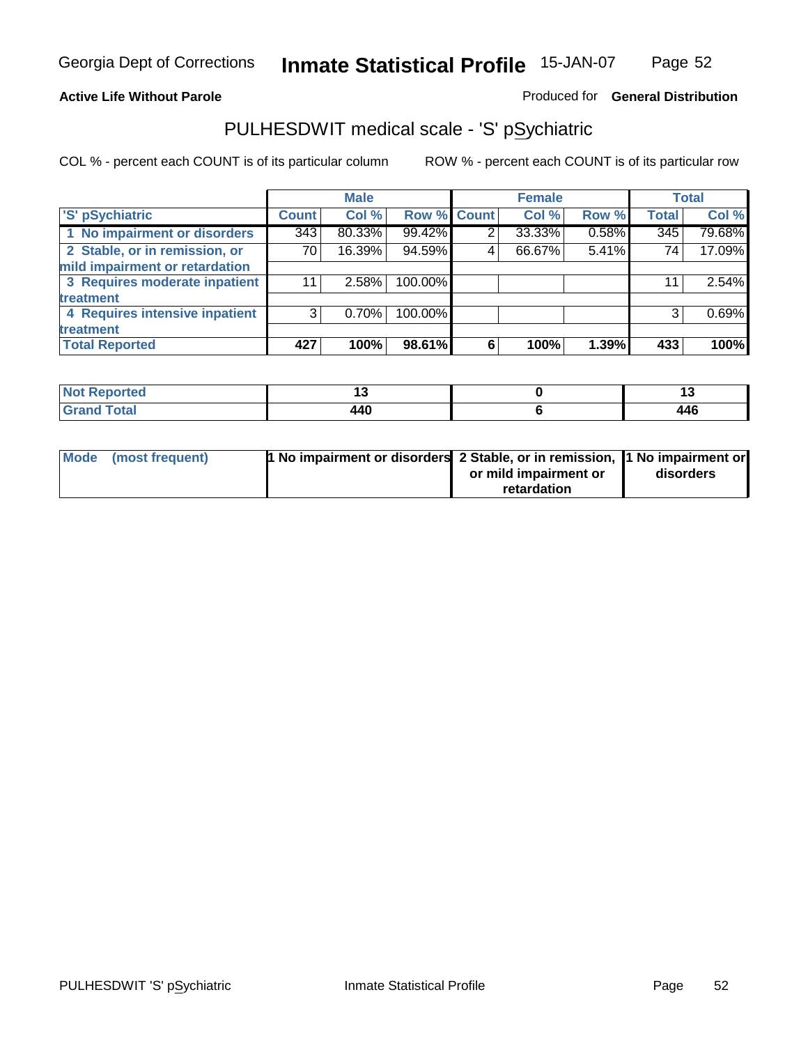**Active Life Without Parole** Produced for **General Distribution**

## PULHESDWIT medical scale - 'S' pSychiatric

COL % - percent each COUNT is of its particular column ROW % - percent each COUNT is of its particular row

| | Male | | | Female | | | Total | |
|---|---|---|---|---|---|---|---|---|
| 'S' pSychiatric | Count | Col % | Row % | Count | Col % | Row % | Total | Col % |
| 1 No impairment or disorders | 343 | 80.33% | 99.42% | 2 | 33.33% | 0.58% | 345 | 79.68% |
| 2 Stable, or in remission, or mild impairment or retardation | 70 | 16.39% | 94.59% | 4 | 66.67% | 5.41% | 74 | 17.09% |
| 3 Requires moderate inpatient treatment | 11 | 2.58% | 100.00% | | | | 11 | 2.54% |
| 4 Requires intensive inpatient treatment | 3 | 0.70% | 100.00% | | | | 3 | 0.69% |
| **Total Reported** | **427** | **100%** | **98.61%** | **6** | **100%** | **1.39%** | **433** | **100%** |

| | Male | Female | Total |
|---|---|---|---|
| Not Reported | 13 | 0 | 13 |
| Grand Total | 440 | 6 | 446 |

| | Male | Female | Total |
|---|---|---|---|
| Mode (most frequent) | 1 No impairment or disorders | 2 Stable, or in remission, or mild impairment or retardation | 1 No impairment or disorders |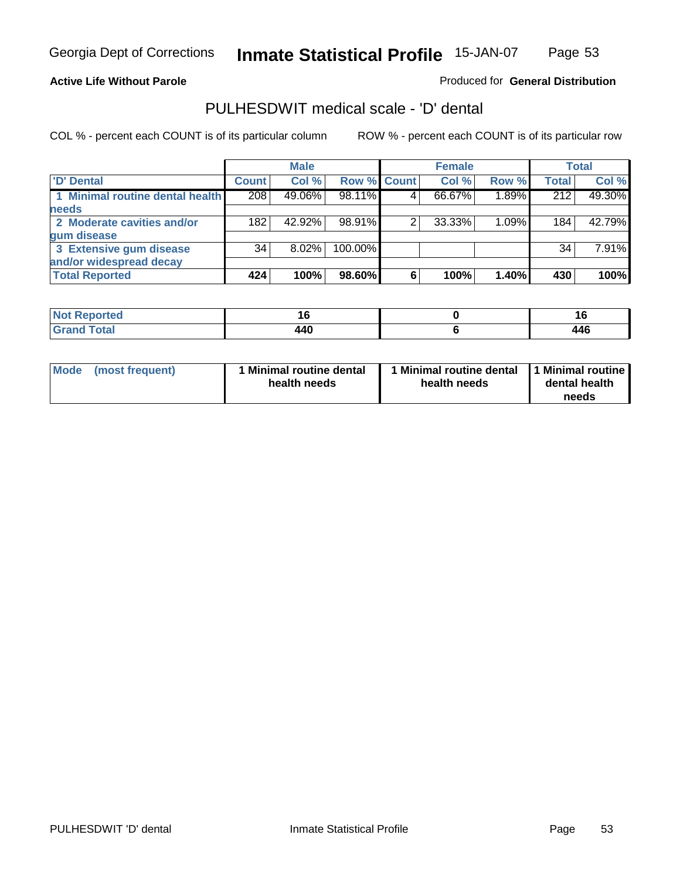Georgia Dept of Corrections **Inmate Statistical Profile** 15-JAN-07

**Active Life Without Parole**

Produced for **General Distribution**

## PULHESDWIT medical scale - 'D' dental

COL % - percent each COUNT is of its particular column

ROW % - percent each COUNT is of its particular row

| | Male | | | Female | | | Total | |
|---|---|---|---|---|---|---|---|---|
| 'D' Dental | Count | Col % | Row % | Count | Col % | Row % | Total | Col % |
| 1 Minimal routine dental health needs | 208 | 49.06% | 98.11% | 4 | 66.67% | 1.89% | 212 | 49.30% |
| 2 Moderate cavities and/or gum disease | 182 | 42.92% | 98.91% | 2 | 33.33% | 1.09% | 184 | 42.79% |
| 3 Extensive gum disease and/or widespread decay | 34 | 8.02% | 100.00% | | | | 34 | 7.91% |
| **Total Reported** | **424** | **100%** | **98.60%** | **6** | **100%** | **1.40%** | **430** | **100%** |

| | Male | Female | Total |
|---|---|---|---|
| Not Reported | 16 | 0 | 16 |
| Grand Total | 440 | 6 | 446 |

| | Male | Female | Total |
|---|---|---|---|
| Mode (most frequent) | 1 Minimal routine dental health needs | 1 Minimal routine dental health needs | 1 Minimal routine dental health needs |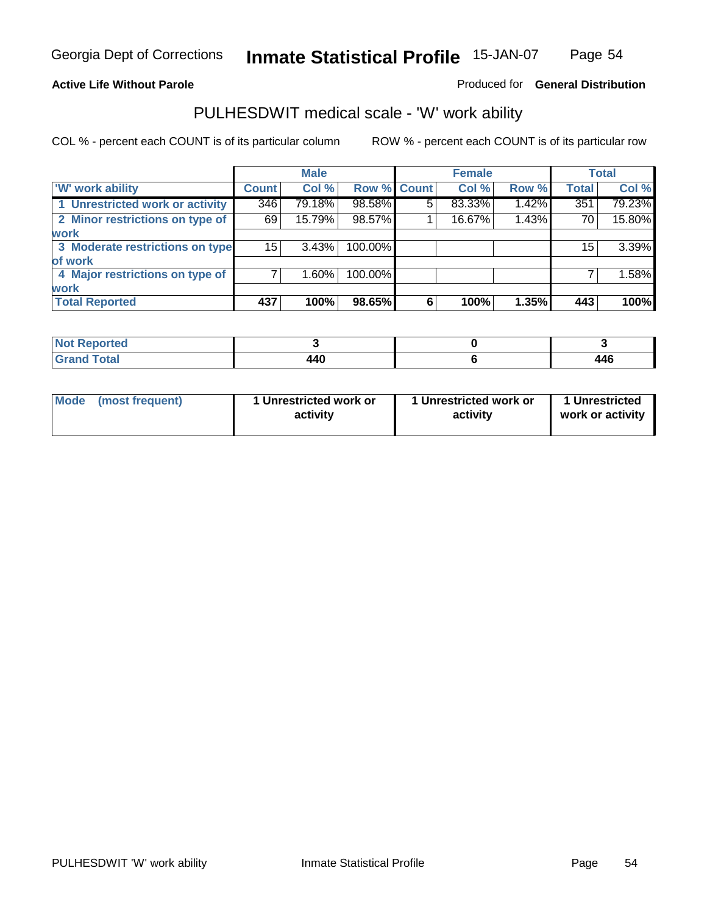**Active Life Without Parole**

Produced for **General Distribution**

## PULHESDWIT medical scale - 'W' work ability

COL % - percent each COUNT is of its particular column

ROW % - percent each COUNT is of its particular row

| | Male | | | Female | | | Total | |
|---|---|---|---|---|---|---|---|---|
| **'W' work ability** | **Count** | **Col %** | **Row %** | **Count** | **Col %** | **Row %** | **Total** | **Col %** |
| **1 Unrestricted work or activity** | 346 | 79.18% | 98.58% | 5 | 83.33% | 1.42% | 351 | 79.23% |
| **2 Minor restrictions on type of work** | 69 | 15.79% | 98.57% | 1 | 16.67% | 1.43% | 70 | 15.80% |
| **3 Moderate restrictions on type of work** | 15 | 3.43% | 100.00% | | | | 15 | 3.39% |
| **4 Major restrictions on type of work** | 7 | 1.60% | 100.00% | | | | 7 | 1.58% |
| **Total Reported** | **437** | **100%** | **98.65%** | **6** | **100%** | **1.35%** | **443** | **100%** |

| | Male | Female | Total |
|---|---|---|---|
| **Not Reported** | **3** | **0** | **3** |
| **Grand Total** | **440** | **6** | **446** |

| | Male | Female | Total |
|---|---|---|---|
| **Mode (most frequent)** | **1 Unrestricted work or activity** | **1 Unrestricted work or activity** | **1 Unrestricted work or activity** |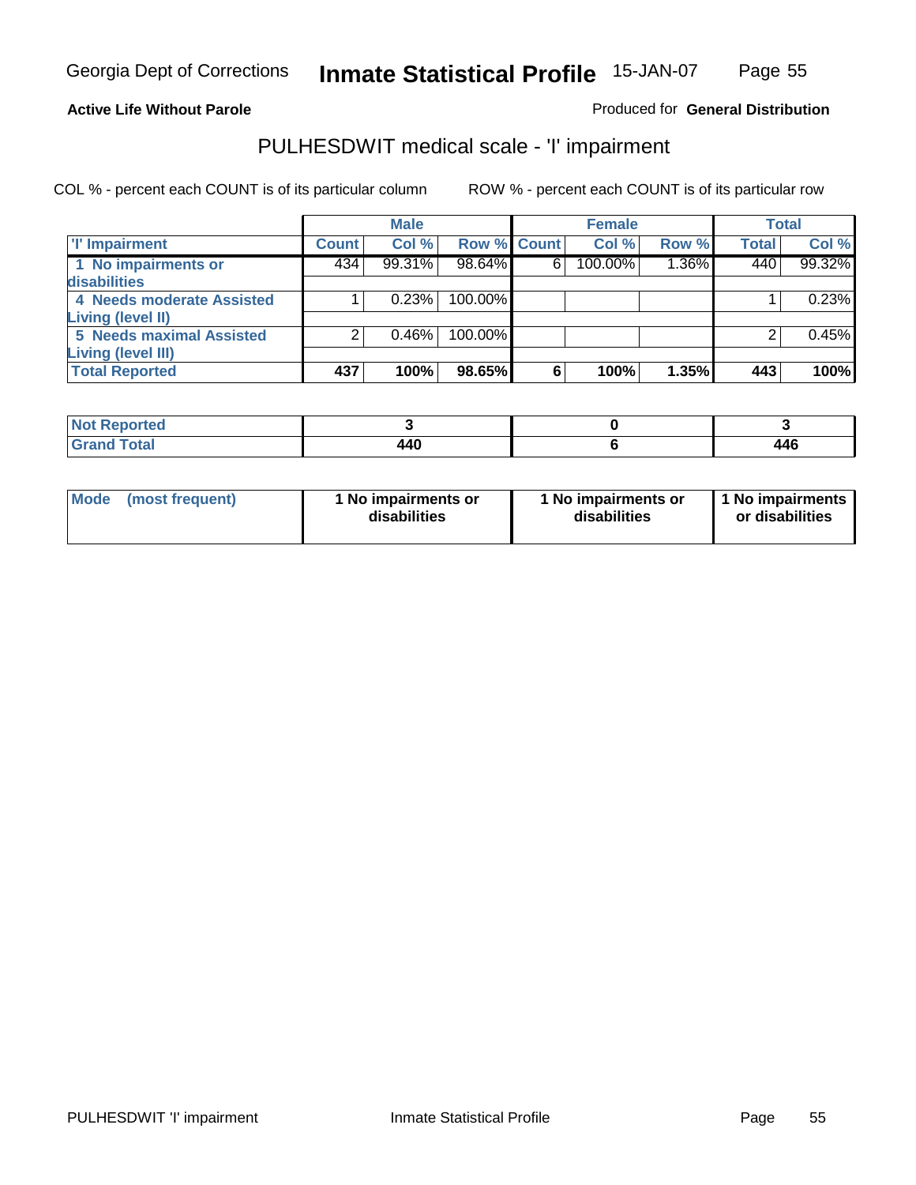**Active Life Without Parole**

Produced for **General Distribution**

## PULHESDWIT medical scale - 'I' impairment

COL % - percent each COUNT is of its particular column

ROW % - percent each COUNT is of its particular row

| | Male | | | Female | | | Total | |
|---|---|---|---|---|---|---|---|---|
| 'I' Impairment | Count | Col % | Row % | Count | Col % | Row % | Total | Col % |
| 1 No impairments or disabilities | 434 | 99.31% | 98.64% | 6 | 100.00% | 1.36% | 440 | 99.32% |
| 4 Needs moderate Assisted Living (level II) | 1 | 0.23% | 100.00% | | | | 1 | 0.23% |
| 5 Needs maximal Assisted Living (level III) | 2 | 0.46% | 100.00% | | | | 2 | 0.45% |
| **Total Reported** | **437** | **100%** | **98.65%** | **6** | **100%** | **1.35%** | **443** | **100%** |

| | Male | Female | Total |
|---|---|---|---|
| Not Reported | 3 | 0 | 3 |
| Grand Total | 440 | 6 | 446 |

| | Male | Female | Total |
|---|---|---|---|
| Mode (most frequent) | 1 No impairments or disabilities | 1 No impairments or disabilities | 1 No impairments or disabilities |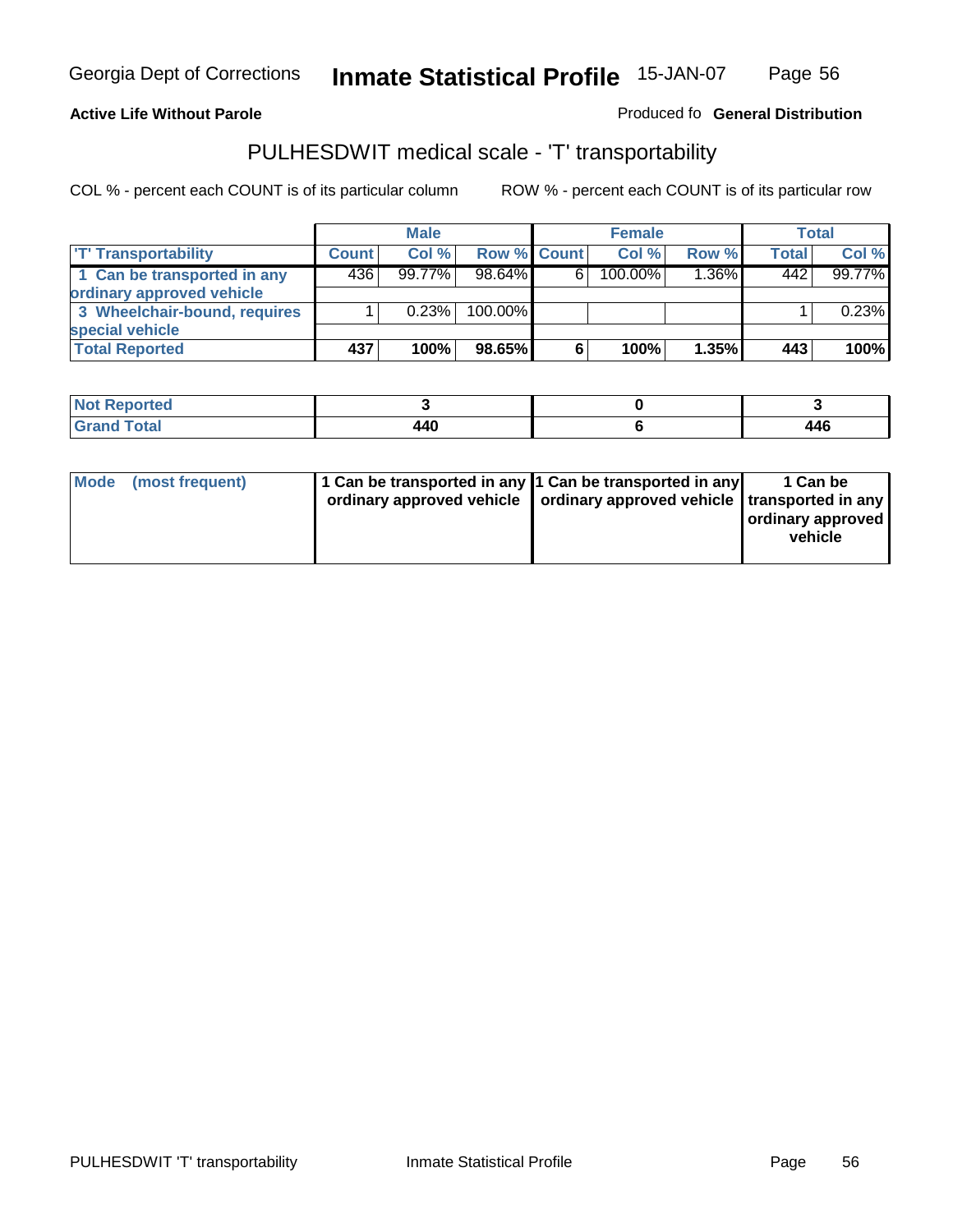Georgia Dept of Corrections **Inmate Statistical Profile** 15-JAN-07

**Active Life Without Parole**

Produced fo **General Distribution**

## PULHESDWIT medical scale - 'T' transportability

COL % - percent each COUNT is of its particular column ROW % - percent each COUNT is of its particular row

| | Male | | | Female | | | Total | |
|---|---|---|---|---|---|---|---|---|
| 'T' Transportability | Count | Col % | Row % | Count | Col % | Row % | Total | Col % |
| 1 Can be transported in any ordinary approved vehicle | 436 | 99.77% | 98.64% | 6 | 100.00% | 1.36% | 442 | 99.77% |
| 3 Wheelchair-bound, requires special vehicle | 1 | 0.23% | 100.00% | | | | 1 | 0.23% |
| **Total Reported** | **437** | **100%** | **98.65%** | **6** | **100%** | **1.35%** | **443** | **100%** |

| | Male | Female | Total |
|---|---|---|---|
| Not Reported | 3 | 0 | 3 |
| Grand Total | 440 | 6 | 446 |

| | Male | Female | Total |
|---|---|---|---|
| Mode (most frequent) | 1 Can be transported in any ordinary approved vehicle | 1 Can be transported in any ordinary approved vehicle | 1 Can be transported in any ordinary approved vehicle |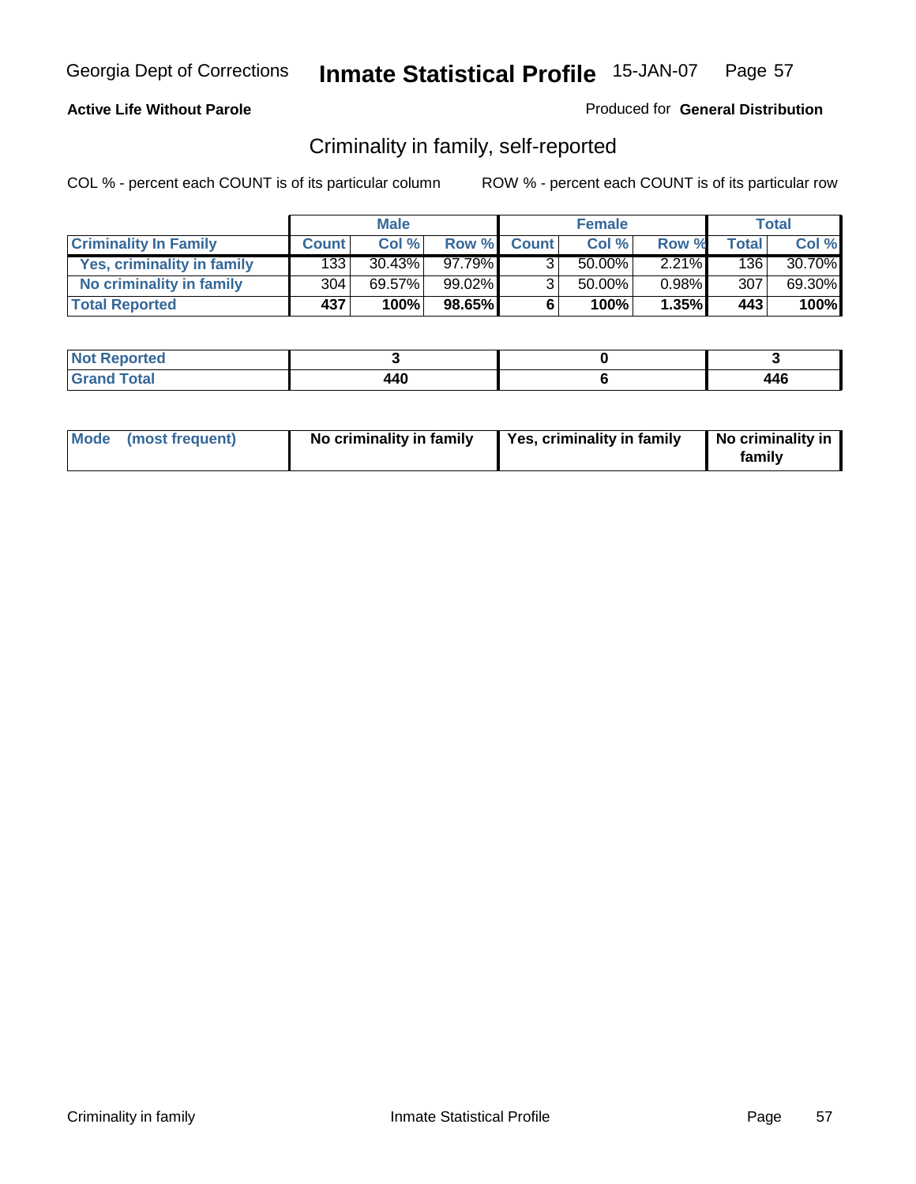Georgia Dept of Corrections **Inmate Statistical Profile** 15-JAN-07

**Active Life Without Parole**

Produced for **General Distribution**

## Criminality in family, self-reported

COL % - percent each COUNT is of its particular column  ROW % - percent each COUNT is of its particular row

| | Male | | | Female | | | Total | |
|---|---|---|---|---|---|---|---|---|
| **Criminality In Family** | **Count** | **Col %** | **Row %** | **Count** | **Col %** | **Row %** | **Total** | **Col %** |
| **Yes, criminality in family** | 133 | 30.43% | 97.79% | 3 | 50.00% | 2.21% | 136 | 30.70% |
| **No criminality in family** | 304 | 69.57% | 99.02% | 3 | 50.00% | 0.98% | 307 | 69.30% |
| **Total Reported** | **437** | **100%** | **98.65%** | **6** | **100%** | **1.35%** | **443** | **100%** |

| | Male | Female | Total |
|---|---|---|---|
| **Not Reported** | **3** | **0** | **3** |
| **Grand Total** | **440** | **6** | **446** |

| | Male | Female | Total |
|---|---|---|---|
| **Mode (most frequent)** | **No criminality in family** | **Yes, criminality in family** | **No criminality in family** |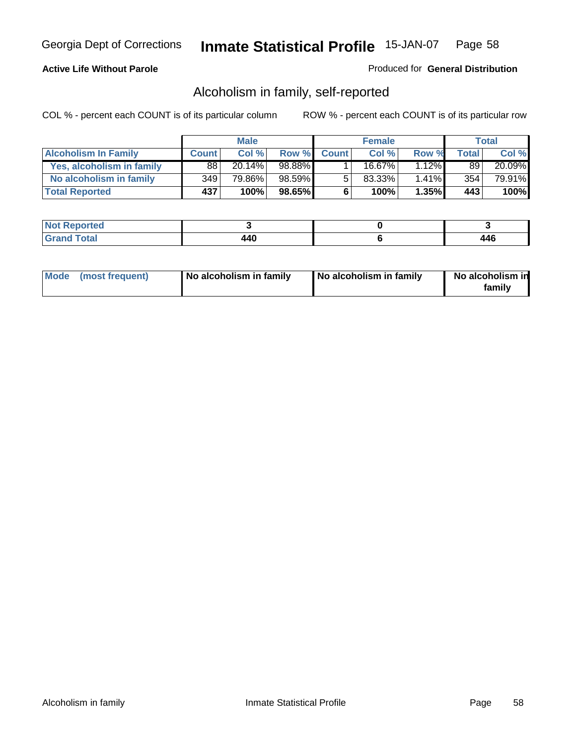**Active Life Without Parole**

Produced for **General Distribution**

## Alcoholism in family, self-reported

COL % - percent each COUNT is of its particular column

ROW % - percent each COUNT is of its particular row

| | Male | | | Female | | | Total | |
|---|---|---|---|---|---|---|---|---|
| **Alcoholism In Family** | **Count** | **Col %** | **Row %** | **Count** | **Col %** | **Row %** | **Total** | **Col %** |
| **Yes, alcoholism in family** | 88 | 20.14% | 98.88% | 1 | 16.67% | 1.12% | 89 | 20.09% |
| **No alcoholism in family** | 349 | 79.86% | 98.59% | 5 | 83.33% | 1.41% | 354 | 79.91% |
| **Total Reported** | **437** | **100%** | **98.65%** | **6** | **100%** | **1.35%** | **443** | **100%** |

| | Male | Female | Total |
|---|---|---|---|
| **Not Reported** | **3** | **0** | **3** |
| **Grand Total** | **440** | **6** | **446** |

| | Male | Female | Total |
|---|---|---|---|
| **Mode (most frequent)** | **No alcoholism in family** | **No alcoholism in family** | **No alcoholism in family** |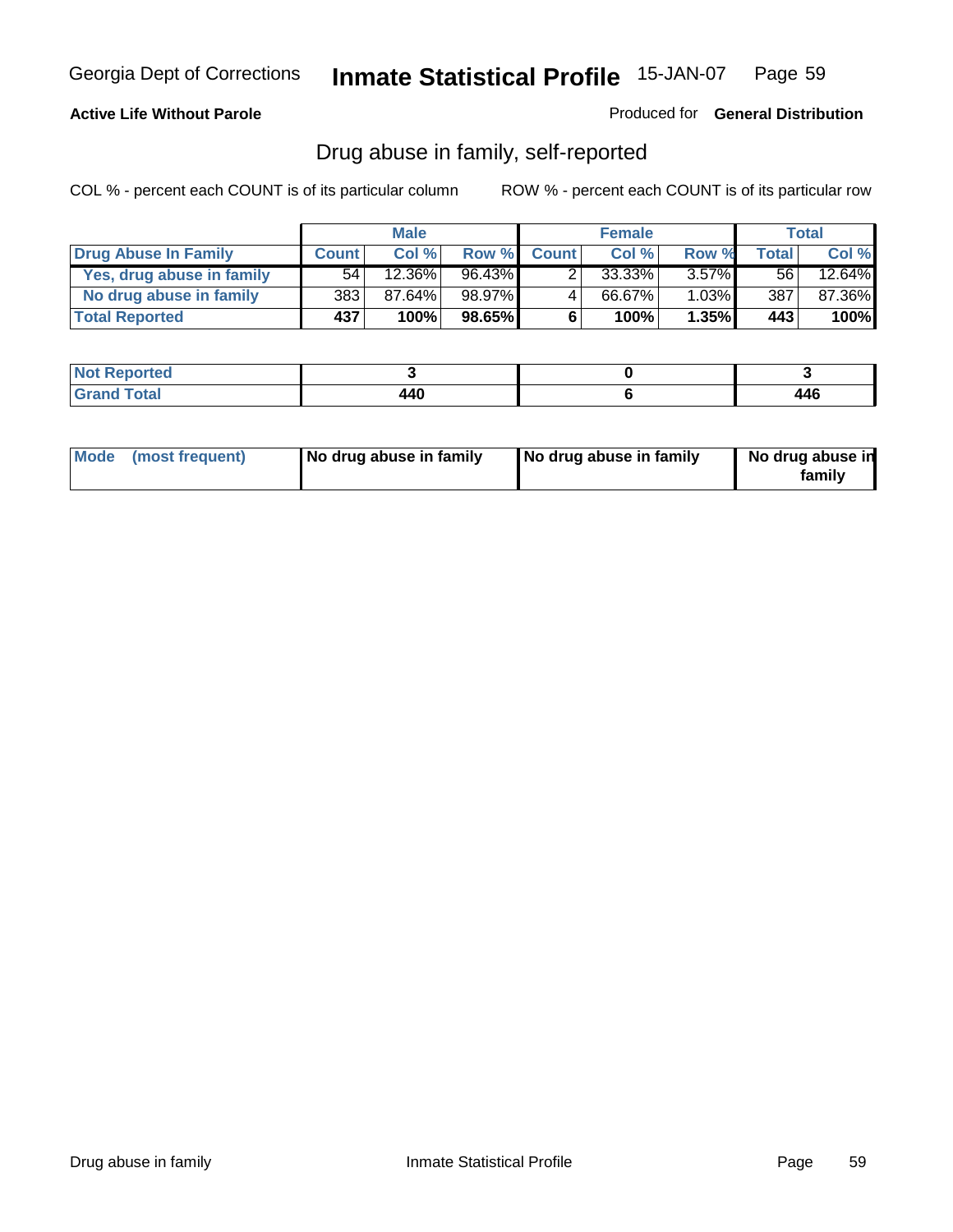Georgia Dept of Corrections **Inmate Statistical Profile** 15-JAN-07

**Active Life Without Parole**

Produced for **General Distribution**

## Drug abuse in family, self-reported

COL % - percent each COUNT is of its particular column    ROW % - percent each COUNT is of its particular row

| | Male | | | Female | | | Total | |
|---|---|---|---|---|---|---|---|---|
| **Drug Abuse In Family** | **Count** | **Col %** | **Row %** | **Count** | **Col %** | **Row %** | **Total** | **Col %** |
| **Yes, drug abuse in family** | 54 | 12.36% | 96.43% | 2 | 33.33% | 3.57% | 56 | 12.64% |
| **No drug abuse in family** | 383 | 87.64% | 98.97% | 4 | 66.67% | 1.03% | 387 | 87.36% |
| **Total Reported** | **437** | **100%** | **98.65%** | **6** | **100%** | **1.35%** | **443** | **100%** |

| | Male | Female | Total |
|---|---|---|---|
| **Not Reported** | **3** | **0** | **3** |
| **Grand Total** | **440** | **6** | **446** |

| | Male | Female | Total |
|---|---|---|---|
| **Mode (most frequent)** | **No drug abuse in family** | **No drug abuse in family** | **No drug abuse in family** |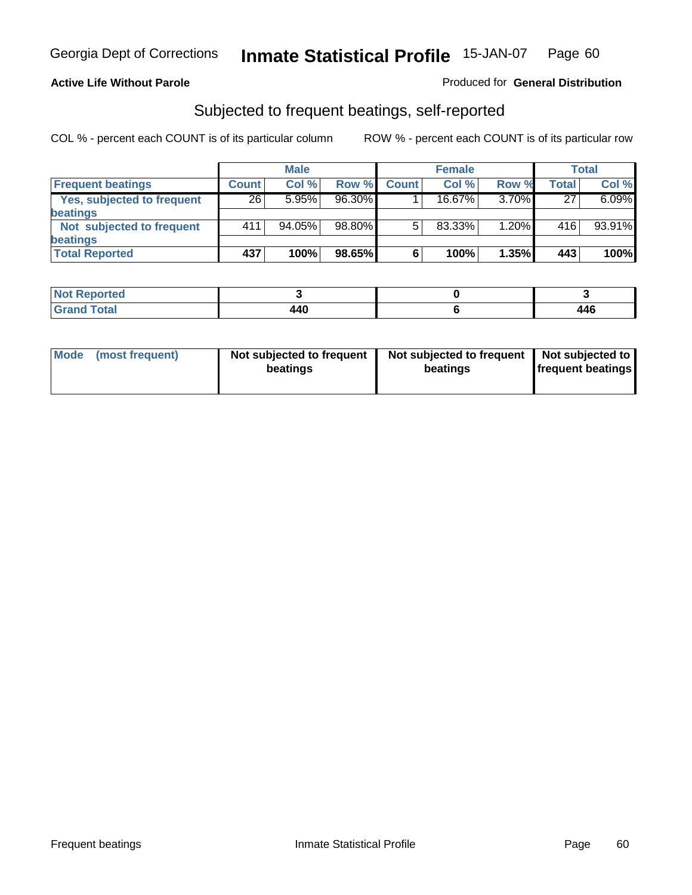Georgia Dept of Corrections **Inmate Statistical Profile** 15-JAN-07

**Active Life Without Parole**

Produced for **General Distribution**

## Subjected to frequent beatings, self-reported

COL % - percent each COUNT is of its particular column

ROW % - percent each COUNT is of its particular row

| | Male | | | Female | | | Total | |
|---|---|---|---|---|---|---|---|---|
| **Frequent beatings** | **Count** | **Col %** | **Row %** | **Count** | **Col %** | **Row %** | **Total** | **Col %** |
| **Yes, subjected to frequent beatings** | 26 | 5.95% | 96.30% | 1 | 16.67% | 3.70% | 27 | 6.09% |
| **Not subjected to frequent beatings** | 411 | 94.05% | 98.80% | 5 | 83.33% | 1.20% | 416 | 93.91% |
| **Total Reported** | **437** | **100%** | **98.65%** | **6** | **100%** | **1.35%** | **443** | **100%** |

| | Male | Female | Total |
|---|---|---|---|
| **Not Reported** | **3** | **0** | **3** |
| **Grand Total** | **440** | **6** | **446** |

| | Male | Female | Total |
|---|---|---|---|
| **Mode (most frequent)** | **Not subjected to frequent beatings** | **Not subjected to frequent beatings** | **Not subjected to frequent beatings** |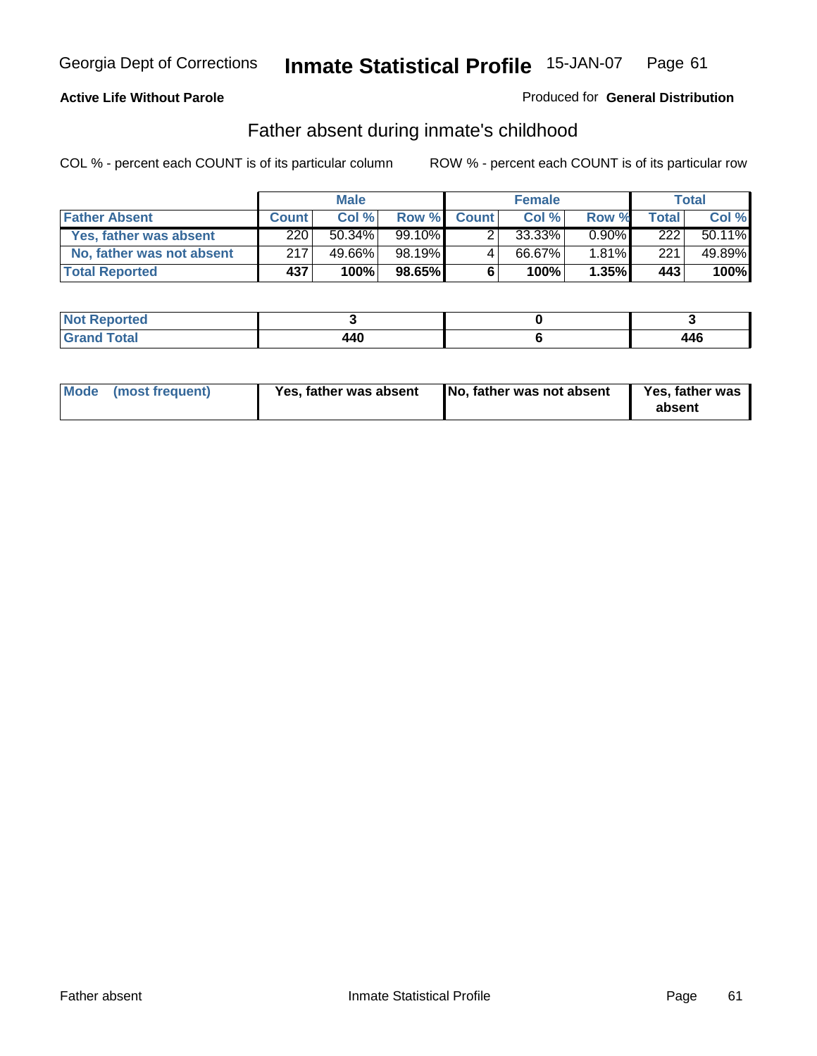**Active Life Without Parole**

Produced for **General Distribution**

## Father absent during inmate's childhood

COL % - percent each COUNT is of its particular column

ROW % - percent each COUNT is of its particular row

| | Male | | | Female | | | Total | |
|---|---|---|---|---|---|---|---|---|
| **Father Absent** | **Count** | **Col %** | **Row %** | **Count** | **Col %** | **Row %** | **Total** | **Col %** |
| **Yes, father was absent** | 220 | 50.34% | 99.10% | 2 | 33.33% | 0.90% | 222 | 50.11% |
| **No, father was not absent** | 217 | 49.66% | 98.19% | 4 | 66.67% | 1.81% | 221 | 49.89% |
| **Total Reported** | **437** | **100%** | **98.65%** | **6** | **100%** | **1.35%** | **443** | **100%** |

| | Male | Female | Total |
|---|---|---|---|
| **Not Reported** | **3** | **0** | **3** |
| **Grand Total** | **440** | **6** | **446** |

| | Male | Female | Total |
|---|---|---|---|
| **Mode (most frequent)** | **Yes, father was absent** | **No, father was not absent** | **Yes, father was absent** |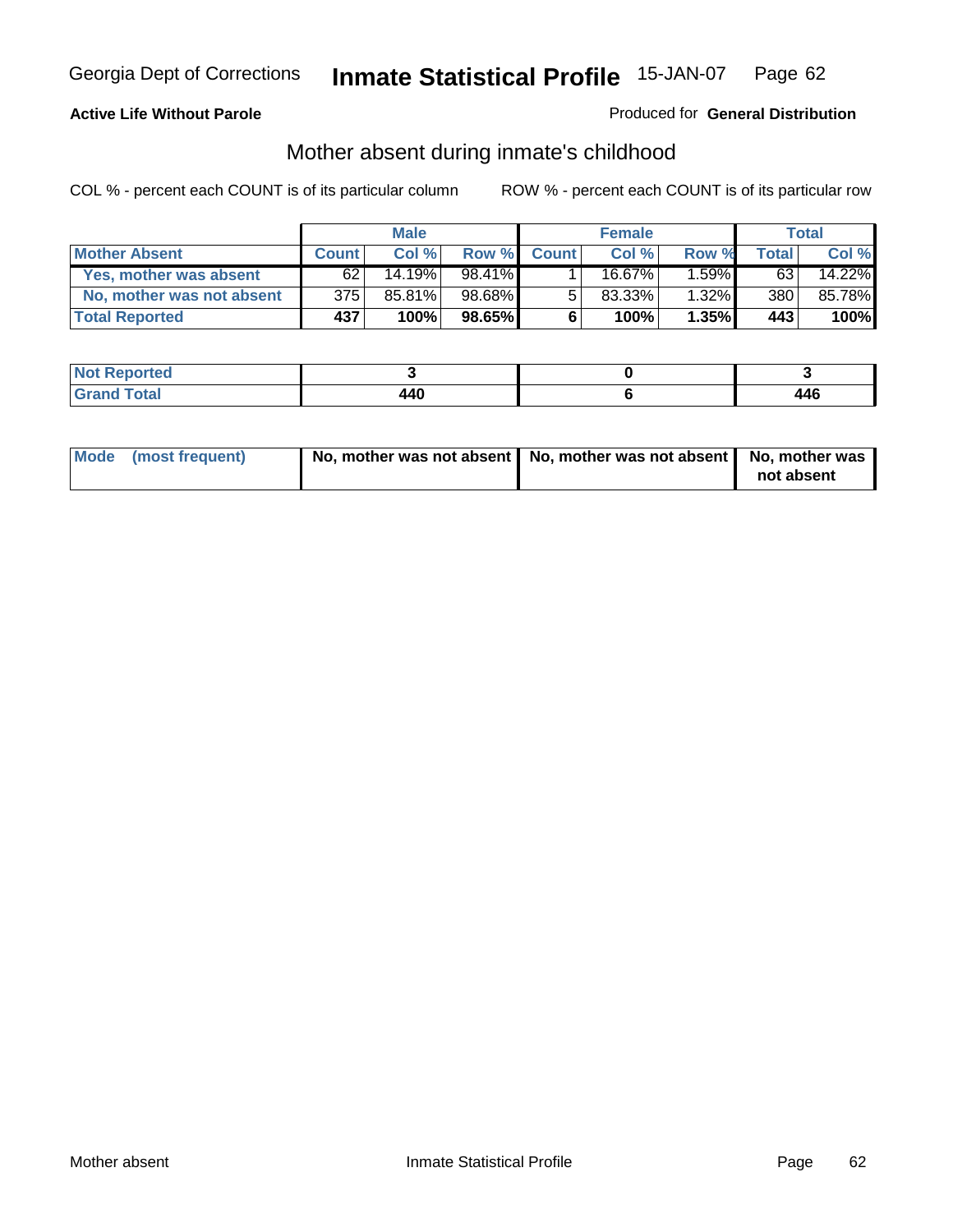**Active Life Without Parole** Produced for **General Distribution**

## Mother absent during inmate's childhood

COL % - percent each COUNT is of its particular column ROW % - percent each COUNT is of its particular row

| | Male | | | Female | | | Total | |
|---|---|---|---|---|---|---|---|---|
| **Mother Absent** | **Count** | **Col %** | **Row %** | **Count** | **Col %** | **Row %** | **Total** | **Col %** |
| **Yes, mother was absent** | 62 | 14.19% | 98.41% | 1 | 16.67% | 1.59% | 63 | 14.22% |
| **No, mother was not absent** | 375 | 85.81% | 98.68% | 5 | 83.33% | 1.32% | 380 | 85.78% |
| **Total Reported** | **437** | **100%** | **98.65%** | **6** | **100%** | **1.35%** | **443** | **100%** |

| | Male | Female | Total |
|---|---|---|---|
| **Not Reported** | **3** | **0** | **3** |
| **Grand Total** | **440** | **6** | **446** |

| | Male | Female | Total |
|---|---|---|---|
| **Mode (most frequent)** | **No, mother was not absent** | **No, mother was not absent** | **No, mother was not absent** |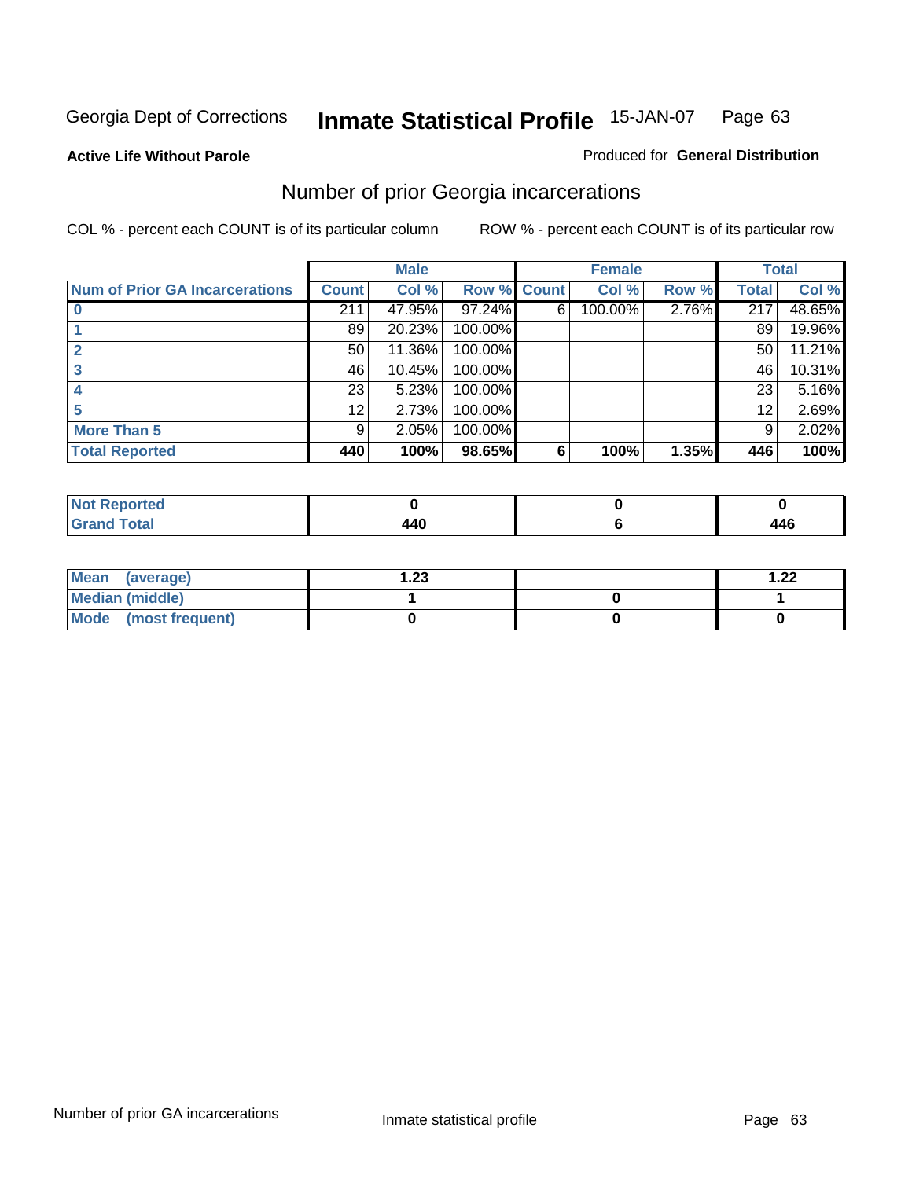Georgia Dept of Corrections **Inmate Statistical Profile** 15-JAN-07

**Active Life Without Parole**

Produced for **General Distribution**

## Number of prior Georgia incarcerations

COL % - percent each COUNT is of its particular column

ROW % - percent each COUNT is of its particular row

| | Male | | | Female | | | Total | |
|---|---|---|---|---|---|---|---|---|
| **Num of Prior GA Incarcerations** | **Count** | **Col %** | **Row %** | **Count** | **Col %** | **Row %** | **Total** | **Col %** |
| **0** | 211 | 47.95% | 97.24% | 6 | 100.00% | 2.76% | 217 | 48.65% |
| **1** | 89 | 20.23% | 100.00% | | | | 89 | 19.96% |
| **2** | 50 | 11.36% | 100.00% | | | | 50 | 11.21% |
| **3** | 46 | 10.45% | 100.00% | | | | 46 | 10.31% |
| **4** | 23 | 5.23% | 100.00% | | | | 23 | 5.16% |
| **5** | 12 | 2.73% | 100.00% | | | | 12 | 2.69% |
| **More Than 5** | 9 | 2.05% | 100.00% | | | | 9 | 2.02% |
| **Total Reported** | **440** | **100%** | **98.65%** | **6** | **100%** | **1.35%** | **446** | **100%** |

| | Male | Female | Total |
|---|---|---|---|
| **Not Reported** | **0** | **0** | **0** |
| **Grand Total** | **440** | **6** | **446** |

| | Male | Female | Total |
|---|---|---|---|
| **Mean (average)** | **1.23** | | **1.22** |
| **Median (middle)** | **1** | **0** | **1** |
| **Mode (most frequent)** | **0** | **0** | **0** |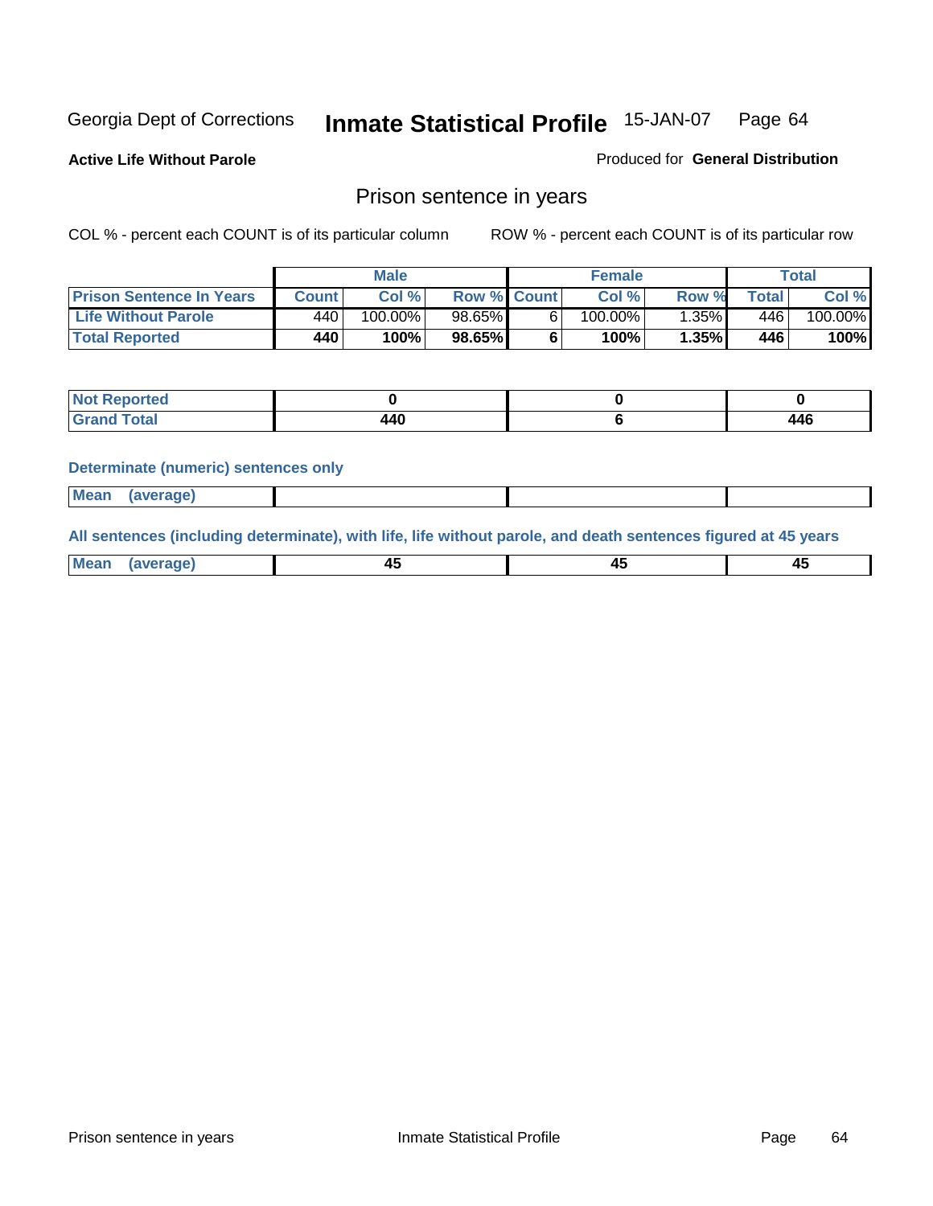Georgia Dept of Corrections **Inmate Statistical Profile** 15-JAN-07 Page 64

**Active Life Without Parole**

Produced for **General Distribution**

## Prison sentence in years

COL % - percent each COUNT is of its particular column ROW % - percent each COUNT is of its particular row

| | Male | | | Female | | | Total | |
|---|---|---|---|---|---|---|---|---|
| **Prison Sentence In Years** | **Count** | **Col %** | **Row %** | **Count** | **Col %** | **Row %** | **Total** | **Col %** |
| **Life Without Parole** | 440 | 100.00% | 98.65% | 6 | 100.00% | 1.35% | 446 | 100.00% |
| **Total Reported** | **440** | **100%** | **98.65%** | **6** | **100%** | **1.35%** | **446** | **100%** |

| | Male | Female | Total |
|---|---|---|---|
| **Not Reported** | **0** | **0** | **0** |
| **Grand Total** | **440** | **6** | **446** |

**Determinate (numeric) sentences only**

| | Male | Female | Total |
|---|---|---|---|
| **Mean (average)** | | | |

**All sentences (including determinate), with life, life without parole, and death sentences figured at 45 years**

| | Male | Female | Total |
|---|---|---|---|
| **Mean (average)** | **45** | **45** | **45** |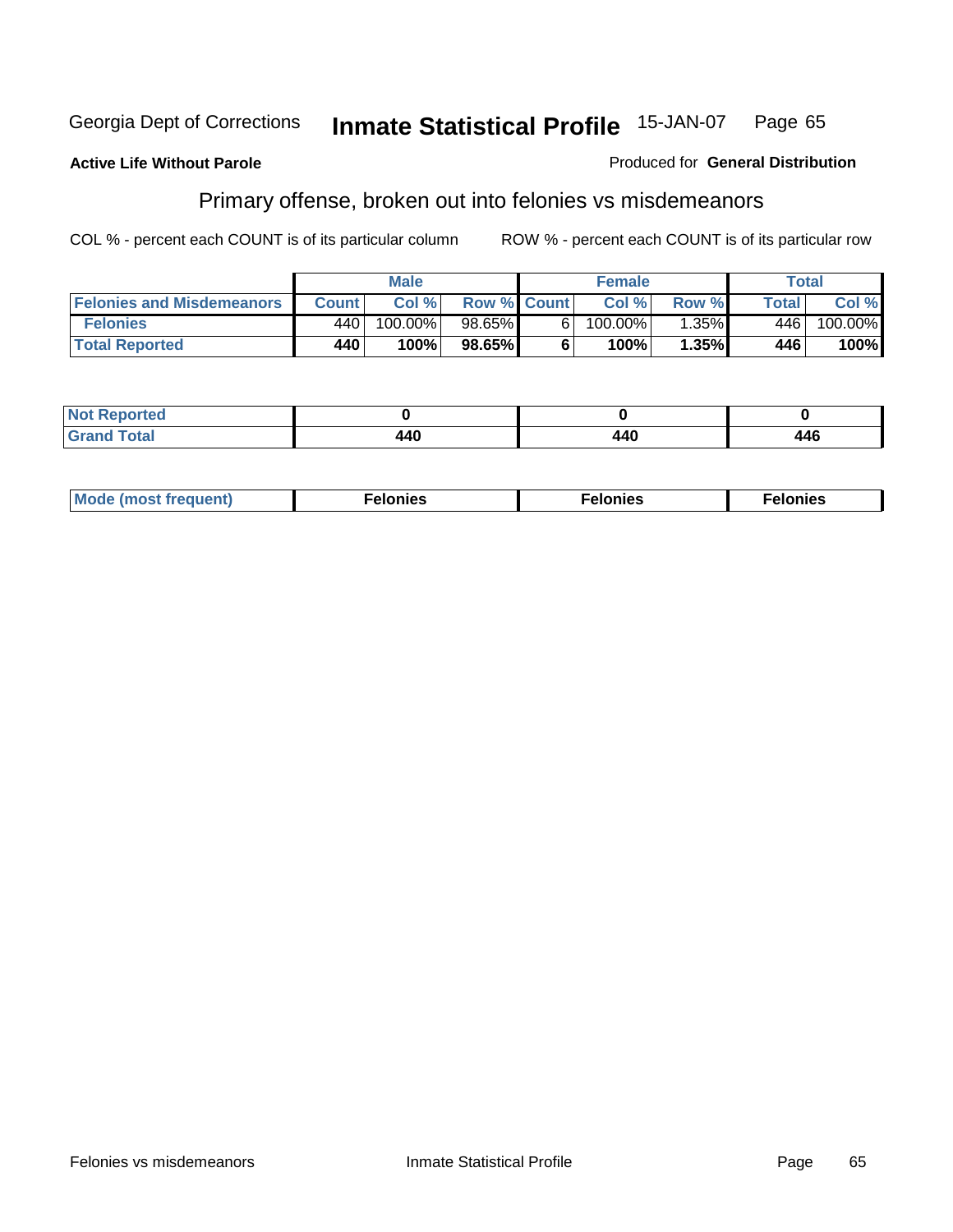Georgia Dept of Corrections **Inmate Statistical Profile** 15-JAN-07

**Active Life Without Parole**

Produced for **General Distribution**

## Primary offense, broken out into felonies vs misdemeanors

COL % - percent each COUNT is of its particular column

ROW % - percent each COUNT is of its particular row

| | Male | | | Female | | | Total | |
|---|---|---|---|---|---|---|---|---|
| **Felonies and Misdemeanors** | **Count** | **Col %** | **Row %** | **Count** | **Col %** | **Row %** | **Total** | **Col %** |
| **Felonies** | 440 | 100.00% | 98.65% | 6 | 100.00% | 1.35% | 446 | 100.00% |
| **Total Reported** | **440** | **100%** | **98.65%** | **6** | **100%** | **1.35%** | **446** | **100%** |

| | Male | Female | Total |
|---|---|---|---|
| **Not Reported** | **0** | **0** | **0** |
| **Grand Total** | **440** | **440** | **446** |

| | Male | Female | Total |
|---|---|---|---|
| **Mode (most frequent)** | **Felonies** | **Felonies** | **Felonies** |

Felonies vs misdemeanors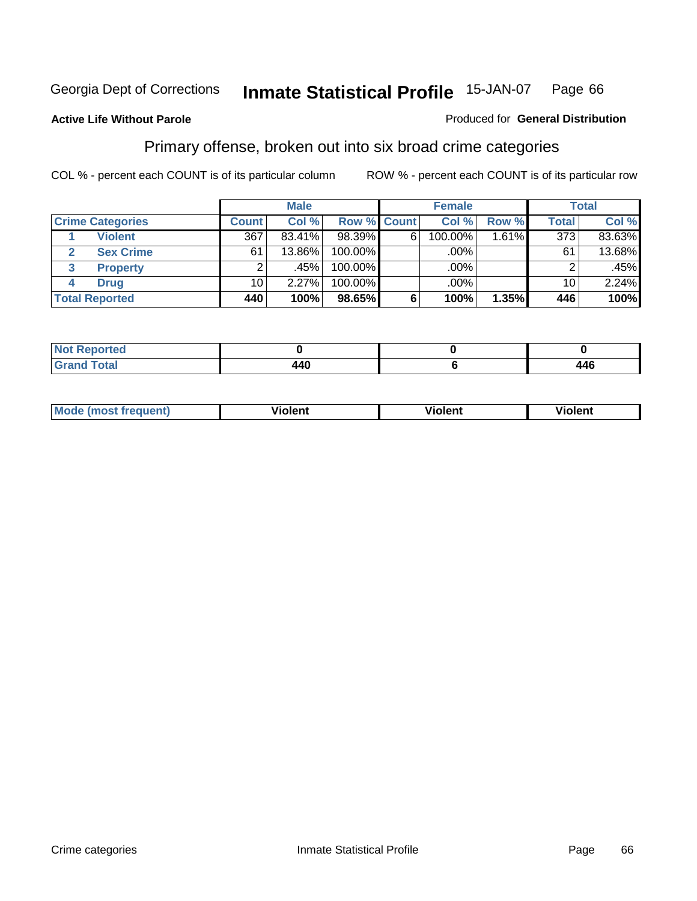Georgia Dept of Corrections **Inmate Statistical Profile** 15-JAN-07

**Active Life Without Parole**

Produced for **General Distribution**

## Primary offense, broken out into six broad crime categories

COL % - percent each COUNT is of its particular column

ROW % - percent each COUNT is of its particular row

| | | Male | | | Female | | | Total | |
|---|---|---|---|---|---|---|---|---|---|
| **Crime Categories** | | **Count** | **Col %** | **Row %** | **Count** | **Col %** | **Row %** | **Total** | **Col %** |
| 1 | **Violent** | 367 | 83.41% | 98.39% | 6 | 100.00% | 1.61% | 373 | 83.63% |
| 2 | **Sex Crime** | 61 | 13.86% | 100.00% | | .00% | | 61 | 13.68% |
| 3 | **Property** | 2 | .45% | 100.00% | | .00% | | 2 | .45% |
| 4 | **Drug** | 10 | 2.27% | 100.00% | | .00% | | 10 | 2.24% |
| **Total Reported** | | **440** | **100%** | **98.65%** | **6** | **100%** | **1.35%** | **446** | **100%** |

| | Male | Female | Total |
|---|---|---|---|
| **Not Reported** | **0** | **0** | **0** |
| **Grand Total** | **440** | **6** | **446** |

| | Male | Female | Total |
|---|---|---|---|
| **Mode (most frequent)** | **Violent** | **Violent** | **Violent** |

Crime categories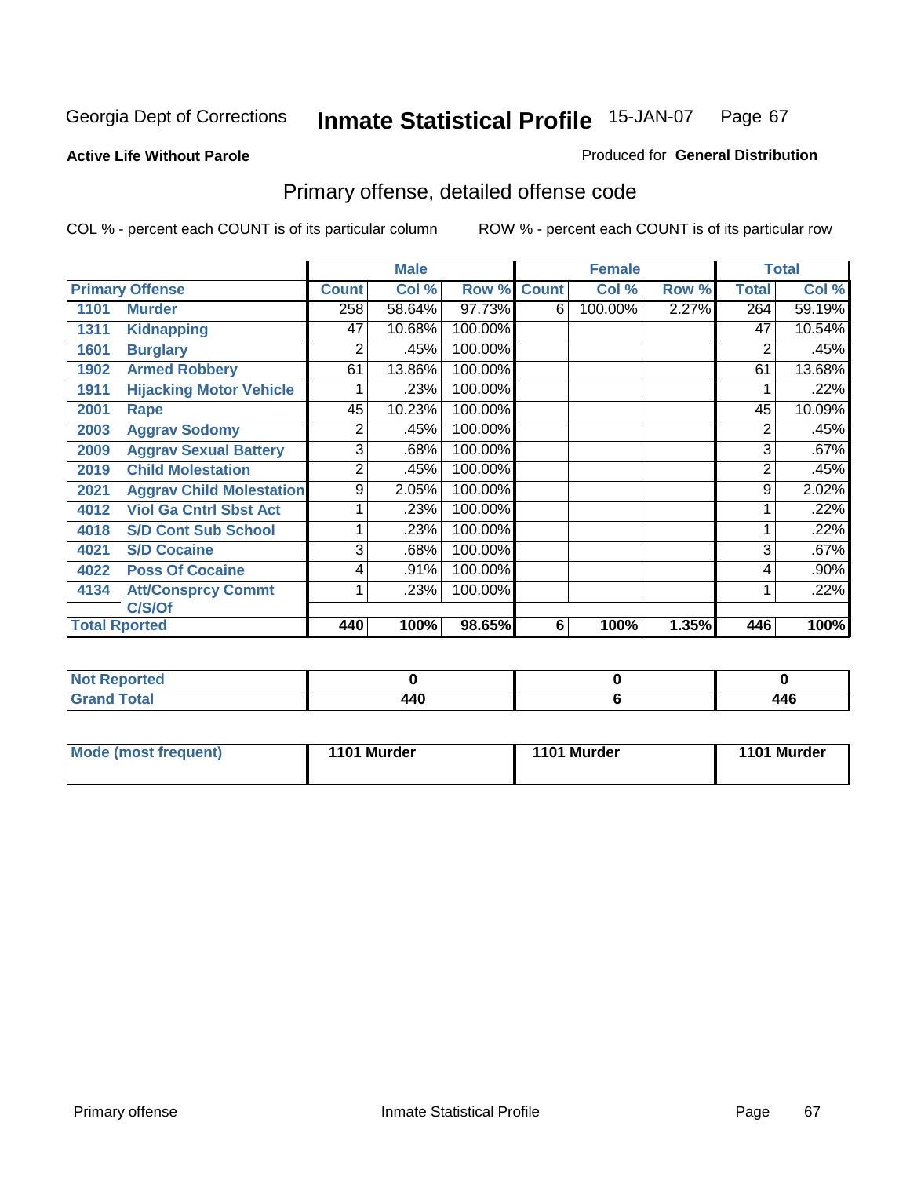Georgia Dept of Corrections **Inmate Statistical Profile** 15-JAN-07

**Active Life Without Parole**

Produced for **General Distribution**

## Primary offense, detailed offense code

COL % - percent each COUNT is of its particular column

ROW % - percent each COUNT is of its particular row

| Primary Offense | | Male | | | Female | | | Total | |
|---|---|---|---|---|---|---|---|---|---|
| | | Count | Col % | Row % | Count | Col % | Row % | Total | Col % |
| 1101 | Murder | 258 | 58.64% | 97.73% | 6 | 100.00% | 2.27% | 264 | 59.19% |
| 1311 | Kidnapping | 47 | 10.68% | 100.00% | | | | 47 | 10.54% |
| 1601 | Burglary | 2 | .45% | 100.00% | | | | 2 | .45% |
| 1902 | Armed Robbery | 61 | 13.86% | 100.00% | | | | 61 | 13.68% |
| 1911 | Hijacking Motor Vehicle | 1 | .23% | 100.00% | | | | 1 | .22% |
| 2001 | Rape | 45 | 10.23% | 100.00% | | | | 45 | 10.09% |
| 2003 | Aggrav Sodomy | 2 | .45% | 100.00% | | | | 2 | .45% |
| 2009 | Aggrav Sexual Battery | 3 | .68% | 100.00% | | | | 3 | .67% |
| 2019 | Child Molestation | 2 | .45% | 100.00% | | | | 2 | .45% |
| 2021 | Aggrav Child Molestation | 9 | 2.05% | 100.00% | | | | 9 | 2.02% |
| 4012 | Viol Ga Cntrl Sbst Act | 1 | .23% | 100.00% | | | | 1 | .22% |
| 4018 | S/D Cont Sub School | 1 | .23% | 100.00% | | | | 1 | .22% |
| 4021 | S/D Cocaine | 3 | .68% | 100.00% | | | | 3 | .67% |
| 4022 | Poss Of Cocaine | 4 | .91% | 100.00% | | | | 4 | .90% |
| 4134 | Att/Consprcy Commt C/S/Of | 1 | .23% | 100.00% | | | | 1 | .22% |
| Total Rported | | 440 | 100% | 98.65% | 6 | 100% | 1.35% | 446 | 100% |

| | Male | Female | Total |
|---|---|---|---|
| Not Reported | 0 | 0 | 0 |
| Grand Total | 440 | 6 | 446 |

| | Male | Female | Total |
|---|---|---|---|
| Mode (most frequent) | 1101 Murder | 1101 Murder | 1101 Murder |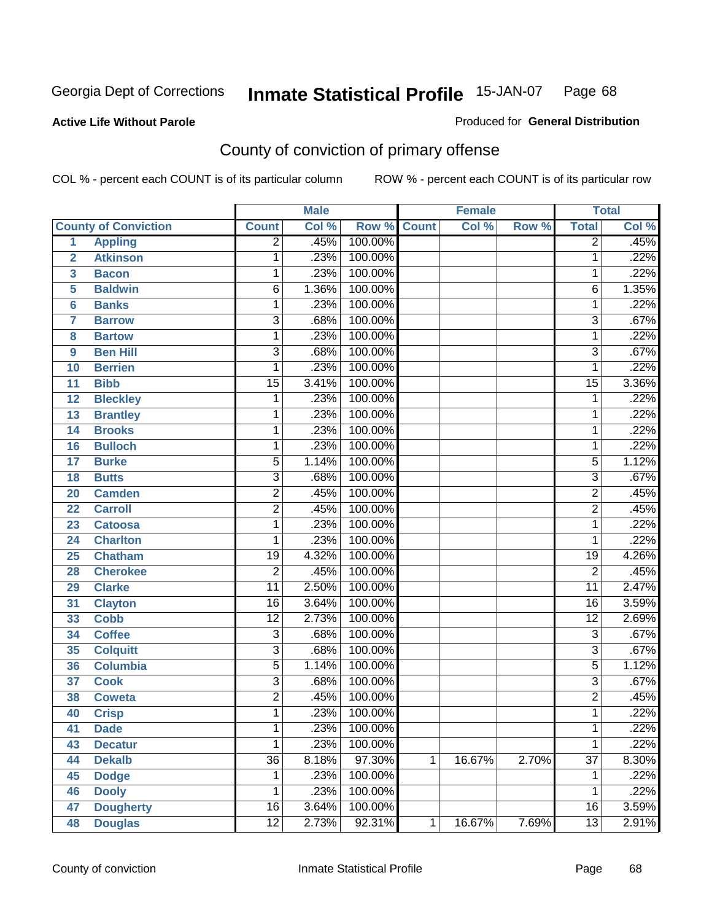Georgia Dept of Corrections **Inmate Statistical Profile** 15-JAN-07

**Active Life Without Parole**

Produced for **General Distribution**

## County of conviction of primary offense

COL % - percent each COUNT is of its particular column    ROW % - percent each COUNT is of its particular row

| County of Conviction | | Male | | | Female | | | Total | |
|---|---|---|---|---|---|---|---|---|---|
| | | Count | Col % | Row % | Count | Col % | Row % | Total | Col % |
| 1 | Appling | 2 | .45% | 100.00% | | | | 2 | .45% |
| 2 | Atkinson | 1 | .23% | 100.00% | | | | 1 | .22% |
| 3 | Bacon | 1 | .23% | 100.00% | | | | 1 | .22% |
| 5 | Baldwin | 6 | 1.36% | 100.00% | | | | 6 | 1.35% |
| 6 | Banks | 1 | .23% | 100.00% | | | | 1 | .22% |
| 7 | Barrow | 3 | .68% | 100.00% | | | | 3 | .67% |
| 8 | Bartow | 1 | .23% | 100.00% | | | | 1 | .22% |
| 9 | Ben Hill | 3 | .68% | 100.00% | | | | 3 | .67% |
| 10 | Berrien | 1 | .23% | 100.00% | | | | 1 | .22% |
| 11 | Bibb | 15 | 3.41% | 100.00% | | | | 15 | 3.36% |
| 12 | Bleckley | 1 | .23% | 100.00% | | | | 1 | .22% |
| 13 | Brantley | 1 | .23% | 100.00% | | | | 1 | .22% |
| 14 | Brooks | 1 | .23% | 100.00% | | | | 1 | .22% |
| 16 | Bulloch | 1 | .23% | 100.00% | | | | 1 | .22% |
| 17 | Burke | 5 | 1.14% | 100.00% | | | | 5 | 1.12% |
| 18 | Butts | 3 | .68% | 100.00% | | | | 3 | .67% |
| 20 | Camden | 2 | .45% | 100.00% | | | | 2 | .45% |
| 22 | Carroll | 2 | .45% | 100.00% | | | | 2 | .45% |
| 23 | Catoosa | 1 | .23% | 100.00% | | | | 1 | .22% |
| 24 | Charlton | 1 | .23% | 100.00% | | | | 1 | .22% |
| 25 | Chatham | 19 | 4.32% | 100.00% | | | | 19 | 4.26% |
| 28 | Cherokee | 2 | .45% | 100.00% | | | | 2 | .45% |
| 29 | Clarke | 11 | 2.50% | 100.00% | | | | 11 | 2.47% |
| 31 | Clayton | 16 | 3.64% | 100.00% | | | | 16 | 3.59% |
| 33 | Cobb | 12 | 2.73% | 100.00% | | | | 12 | 2.69% |
| 34 | Coffee | 3 | .68% | 100.00% | | | | 3 | .67% |
| 35 | Colquitt | 3 | .68% | 100.00% | | | | 3 | .67% |
| 36 | Columbia | 5 | 1.14% | 100.00% | | | | 5 | 1.12% |
| 37 | Cook | 3 | .68% | 100.00% | | | | 3 | .67% |
| 38 | Coweta | 2 | .45% | 100.00% | | | | 2 | .45% |
| 40 | Crisp | 1 | .23% | 100.00% | | | | 1 | .22% |
| 41 | Dade | 1 | .23% | 100.00% | | | | 1 | .22% |
| 43 | Decatur | 1 | .23% | 100.00% | | | | 1 | .22% |
| 44 | Dekalb | 36 | 8.18% | 97.30% | 1 | 16.67% | 2.70% | 37 | 8.30% |
| 45 | Dodge | 1 | .23% | 100.00% | | | | 1 | .22% |
| 46 | Dooly | 1 | .23% | 100.00% | | | | 1 | .22% |
| 47 | Dougherty | 16 | 3.64% | 100.00% | | | | 16 | 3.59% |
| 48 | Douglas | 12 | 2.73% | 92.31% | 1 | 16.67% | 7.69% | 13 | 2.91% |

County of conviction    Inmate Statistical Profile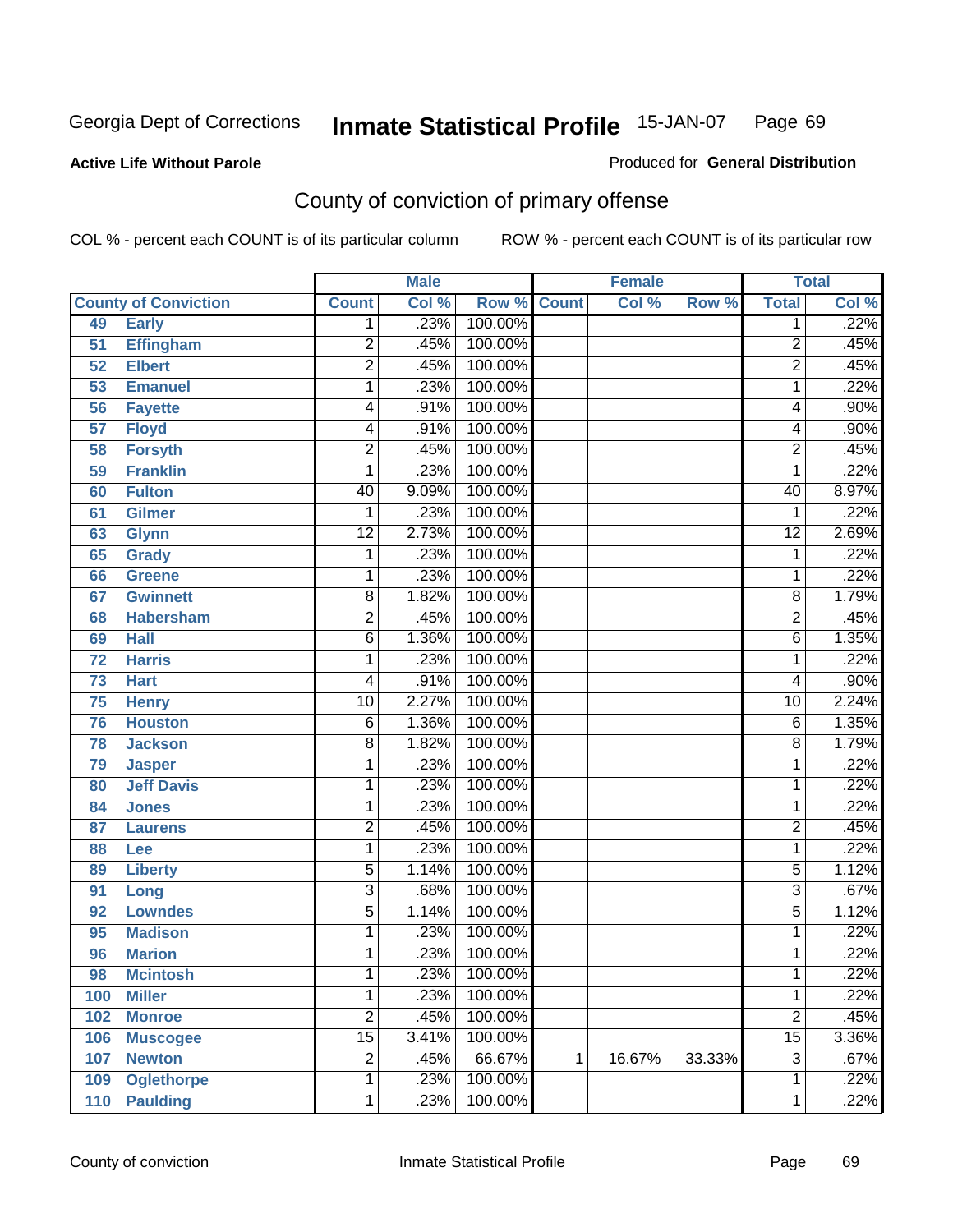Georgia Dept of Corrections **Inmate Statistical Profile** 15-JAN-07

**Active Life Without Parole**

Produced for **General Distribution**

## County of conviction of primary offense

COL % - percent each COUNT is of its particular column ROW % - percent each COUNT is of its particular row

| County of Conviction | | Male | | | Female | | | Total | |
|---|---|---|---|---|---|---|---|---|---|
| | | Count | Col % | Row % | Count | Col % | Row % | Total | Col % |
| 49 | Early | 1 | .23% | 100.00% | | | | 1 | .22% |
| 51 | Effingham | 2 | .45% | 100.00% | | | | 2 | .45% |
| 52 | Elbert | 2 | .45% | 100.00% | | | | 2 | .45% |
| 53 | Emanuel | 1 | .23% | 100.00% | | | | 1 | .22% |
| 56 | Fayette | 4 | .91% | 100.00% | | | | 4 | .90% |
| 57 | Floyd | 4 | .91% | 100.00% | | | | 4 | .90% |
| 58 | Forsyth | 2 | .45% | 100.00% | | | | 2 | .45% |
| 59 | Franklin | 1 | .23% | 100.00% | | | | 1 | .22% |
| 60 | Fulton | 40 | 9.09% | 100.00% | | | | 40 | 8.97% |
| 61 | Gilmer | 1 | .23% | 100.00% | | | | 1 | .22% |
| 63 | Glynn | 12 | 2.73% | 100.00% | | | | 12 | 2.69% |
| 65 | Grady | 1 | .23% | 100.00% | | | | 1 | .22% |
| 66 | Greene | 1 | .23% | 100.00% | | | | 1 | .22% |
| 67 | Gwinnett | 8 | 1.82% | 100.00% | | | | 8 | 1.79% |
| 68 | Habersham | 2 | .45% | 100.00% | | | | 2 | .45% |
| 69 | Hall | 6 | 1.36% | 100.00% | | | | 6 | 1.35% |
| 72 | Harris | 1 | .23% | 100.00% | | | | 1 | .22% |
| 73 | Hart | 4 | .91% | 100.00% | | | | 4 | .90% |
| 75 | Henry | 10 | 2.27% | 100.00% | | | | 10 | 2.24% |
| 76 | Houston | 6 | 1.36% | 100.00% | | | | 6 | 1.35% |
| 78 | Jackson | 8 | 1.82% | 100.00% | | | | 8 | 1.79% |
| 79 | Jasper | 1 | .23% | 100.00% | | | | 1 | .22% |
| 80 | Jeff Davis | 1 | .23% | 100.00% | | | | 1 | .22% |
| 84 | Jones | 1 | .23% | 100.00% | | | | 1 | .22% |
| 87 | Laurens | 2 | .45% | 100.00% | | | | 2 | .45% |
| 88 | Lee | 1 | .23% | 100.00% | | | | 1 | .22% |
| 89 | Liberty | 5 | 1.14% | 100.00% | | | | 5 | 1.12% |
| 91 | Long | 3 | .68% | 100.00% | | | | 3 | .67% |
| 92 | Lowndes | 5 | 1.14% | 100.00% | | | | 5 | 1.12% |
| 95 | Madison | 1 | .23% | 100.00% | | | | 1 | .22% |
| 96 | Marion | 1 | .23% | 100.00% | | | | 1 | .22% |
| 98 | Mcintosh | 1 | .23% | 100.00% | | | | 1 | .22% |
| 100 | Miller | 1 | .23% | 100.00% | | | | 1 | .22% |
| 102 | Monroe | 2 | .45% | 100.00% | | | | 2 | .45% |
| 106 | Muscogee | 15 | 3.41% | 100.00% | | | | 15 | 3.36% |
| 107 | Newton | 2 | .45% | 66.67% | 1 | 16.67% | 33.33% | 3 | .67% |
| 109 | Oglethorpe | 1 | .23% | 100.00% | | | | 1 | .22% |
| 110 | Paulding | 1 | .23% | 100.00% | | | | 1 | .22% |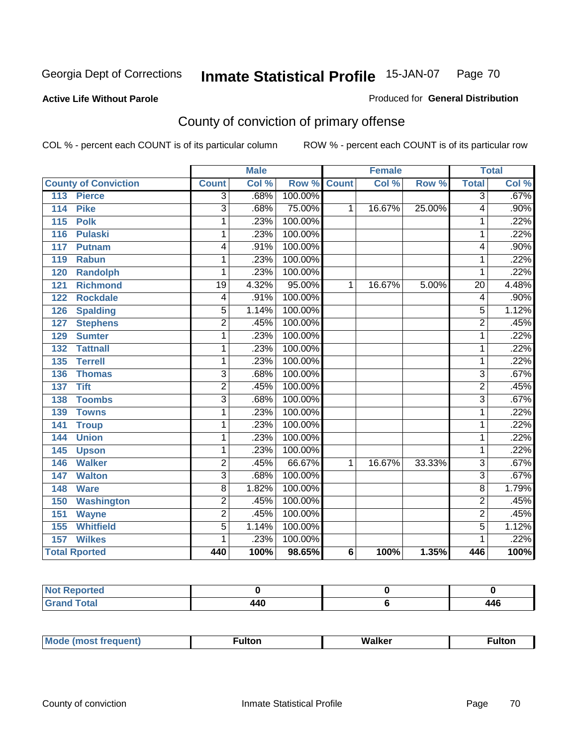Georgia Dept of Corrections **Inmate Statistical Profile** 15-JAN-07

**Active Life Without Parole**

Produced for **General Distribution**

## County of conviction of primary offense

COL % - percent each COUNT is of its particular column ROW % - percent each COUNT is of its particular row

| | Male | | | Female | | | Total | |
|---|---|---|---|---|---|---|---|---|
| County of Conviction | Count | Col % | Row % | Count | Col % | Row % | Total | Col % |
| 113 Pierce | 3 | .68% | 100.00% | | | | 3 | .67% |
| 114 Pike | 3 | .68% | 75.00% | 1 | 16.67% | 25.00% | 4 | .90% |
| 115 Polk | 1 | .23% | 100.00% | | | | 1 | .22% |
| 116 Pulaski | 1 | .23% | 100.00% | | | | 1 | .22% |
| 117 Putnam | 4 | .91% | 100.00% | | | | 4 | .90% |
| 119 Rabun | 1 | .23% | 100.00% | | | | 1 | .22% |
| 120 Randolph | 1 | .23% | 100.00% | | | | 1 | .22% |
| 121 Richmond | 19 | 4.32% | 95.00% | 1 | 16.67% | 5.00% | 20 | 4.48% |
| 122 Rockdale | 4 | .91% | 100.00% | | | | 4 | .90% |
| 126 Spalding | 5 | 1.14% | 100.00% | | | | 5 | 1.12% |
| 127 Stephens | 2 | .45% | 100.00% | | | | 2 | .45% |
| 129 Sumter | 1 | .23% | 100.00% | | | | 1 | .22% |
| 132 Tattnall | 1 | .23% | 100.00% | | | | 1 | .22% |
| 135 Terrell | 1 | .23% | 100.00% | | | | 1 | .22% |
| 136 Thomas | 3 | .68% | 100.00% | | | | 3 | .67% |
| 137 Tift | 2 | .45% | 100.00% | | | | 2 | .45% |
| 138 Toombs | 3 | .68% | 100.00% | | | | 3 | .67% |
| 139 Towns | 1 | .23% | 100.00% | | | | 1 | .22% |
| 141 Troup | 1 | .23% | 100.00% | | | | 1 | .22% |
| 144 Union | 1 | .23% | 100.00% | | | | 1 | .22% |
| 145 Upson | 1 | .23% | 100.00% | | | | 1 | .22% |
| 146 Walker | 2 | .45% | 66.67% | 1 | 16.67% | 33.33% | 3 | .67% |
| 147 Walton | 3 | .68% | 100.00% | | | | 3 | .67% |
| 148 Ware | 8 | 1.82% | 100.00% | | | | 8 | 1.79% |
| 150 Washington | 2 | .45% | 100.00% | | | | 2 | .45% |
| 151 Wayne | 2 | .45% | 100.00% | | | | 2 | .45% |
| 155 Whitfield | 5 | 1.14% | 100.00% | | | | 5 | 1.12% |
| 157 Wilkes | 1 | .23% | 100.00% | | | | 1 | .22% |
| **Total Rported** | **440** | **100%** | **98.65%** | **6** | **100%** | **1.35%** | **446** | **100%** |

| | Male | Female | Total |
|---|---|---|---|
| Not Reported | 0 | 0 | 0 |
| Grand Total | 440 | 6 | 446 |

| | Male | Female | Total |
|---|---|---|---|
| Mode (most frequent) | Fulton | Walker | Fulton |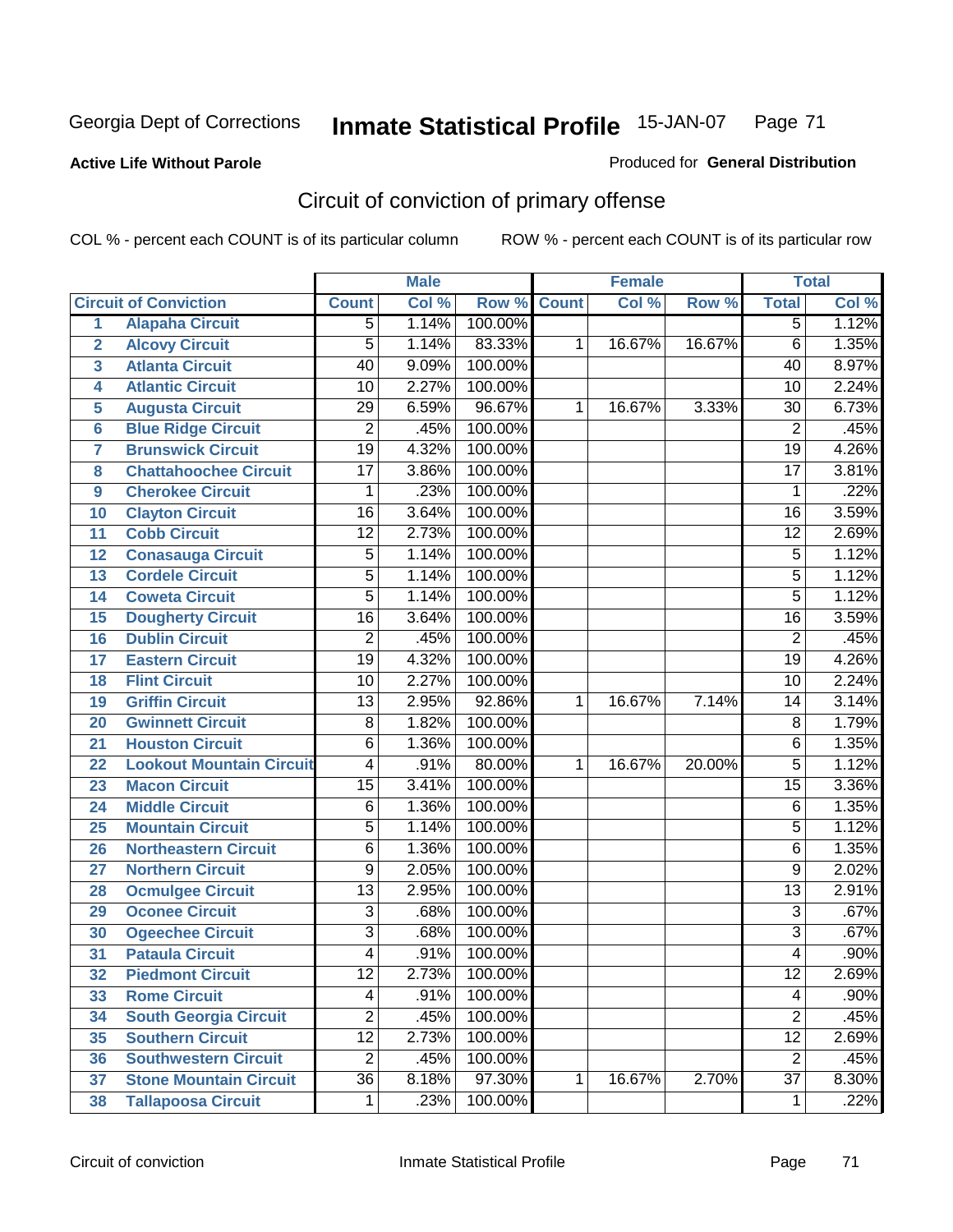Georgia Dept of Corrections **Inmate Statistical Profile** 15-JAN-07

**Active Life Without Parole**

Produced for **General Distribution**

## Circuit of conviction of primary offense

COL % - percent each COUNT is of its particular column ROW % - percent each COUNT is of its particular row

| | | Male | | | Female | | | Total | |
|---|---|---|---|---|---|---|---|---|---|
| | **Circuit of Conviction** | **Count** | **Col %** | **Row %** | **Count** | **Col %** | **Row %** | **Total** | **Col %** |
| 1 | Alapaha Circuit | 5 | 1.14% | 100.00% | | | | 5 | 1.12% |
| 2 | Alcovy Circuit | 5 | 1.14% | 83.33% | 1 | 16.67% | 16.67% | 6 | 1.35% |
| 3 | Atlanta Circuit | 40 | 9.09% | 100.00% | | | | 40 | 8.97% |
| 4 | Atlantic Circuit | 10 | 2.27% | 100.00% | | | | 10 | 2.24% |
| 5 | Augusta Circuit | 29 | 6.59% | 96.67% | 1 | 16.67% | 3.33% | 30 | 6.73% |
| 6 | Blue Ridge Circuit | 2 | .45% | 100.00% | | | | 2 | .45% |
| 7 | Brunswick Circuit | 19 | 4.32% | 100.00% | | | | 19 | 4.26% |
| 8 | Chattahoochee Circuit | 17 | 3.86% | 100.00% | | | | 17 | 3.81% |
| 9 | Cherokee Circuit | 1 | .23% | 100.00% | | | | 1 | .22% |
| 10 | Clayton Circuit | 16 | 3.64% | 100.00% | | | | 16 | 3.59% |
| 11 | Cobb Circuit | 12 | 2.73% | 100.00% | | | | 12 | 2.69% |
| 12 | Conasauga Circuit | 5 | 1.14% | 100.00% | | | | 5 | 1.12% |
| 13 | Cordele Circuit | 5 | 1.14% | 100.00% | | | | 5 | 1.12% |
| 14 | Coweta Circuit | 5 | 1.14% | 100.00% | | | | 5 | 1.12% |
| 15 | Dougherty Circuit | 16 | 3.64% | 100.00% | | | | 16 | 3.59% |
| 16 | Dublin Circuit | 2 | .45% | 100.00% | | | | 2 | .45% |
| 17 | Eastern Circuit | 19 | 4.32% | 100.00% | | | | 19 | 4.26% |
| 18 | Flint Circuit | 10 | 2.27% | 100.00% | | | | 10 | 2.24% |
| 19 | Griffin Circuit | 13 | 2.95% | 92.86% | 1 | 16.67% | 7.14% | 14 | 3.14% |
| 20 | Gwinnett Circuit | 8 | 1.82% | 100.00% | | | | 8 | 1.79% |
| 21 | Houston Circuit | 6 | 1.36% | 100.00% | | | | 6 | 1.35% |
| 22 | Lookout Mountain Circuit | 4 | .91% | 80.00% | 1 | 16.67% | 20.00% | 5 | 1.12% |
| 23 | Macon Circuit | 15 | 3.41% | 100.00% | | | | 15 | 3.36% |
| 24 | Middle Circuit | 6 | 1.36% | 100.00% | | | | 6 | 1.35% |
| 25 | Mountain Circuit | 5 | 1.14% | 100.00% | | | | 5 | 1.12% |
| 26 | Northeastern Circuit | 6 | 1.36% | 100.00% | | | | 6 | 1.35% |
| 27 | Northern Circuit | 9 | 2.05% | 100.00% | | | | 9 | 2.02% |
| 28 | Ocmulgee Circuit | 13 | 2.95% | 100.00% | | | | 13 | 2.91% |
| 29 | Oconee Circuit | 3 | .68% | 100.00% | | | | 3 | .67% |
| 30 | Ogeechee Circuit | 3 | .68% | 100.00% | | | | 3 | .67% |
| 31 | Pataula Circuit | 4 | .91% | 100.00% | | | | 4 | .90% |
| 32 | Piedmont Circuit | 12 | 2.73% | 100.00% | | | | 12 | 2.69% |
| 33 | Rome Circuit | 4 | .91% | 100.00% | | | | 4 | .90% |
| 34 | South Georgia Circuit | 2 | .45% | 100.00% | | | | 2 | .45% |
| 35 | Southern Circuit | 12 | 2.73% | 100.00% | | | | 12 | 2.69% |
| 36 | Southwestern Circuit | 2 | .45% | 100.00% | | | | 2 | .45% |
| 37 | Stone Mountain Circuit | 36 | 8.18% | 97.30% | 1 | 16.67% | 2.70% | 37 | 8.30% |
| 38 | Tallapoosa Circuit | 1 | .23% | 100.00% | | | | 1 | .22% |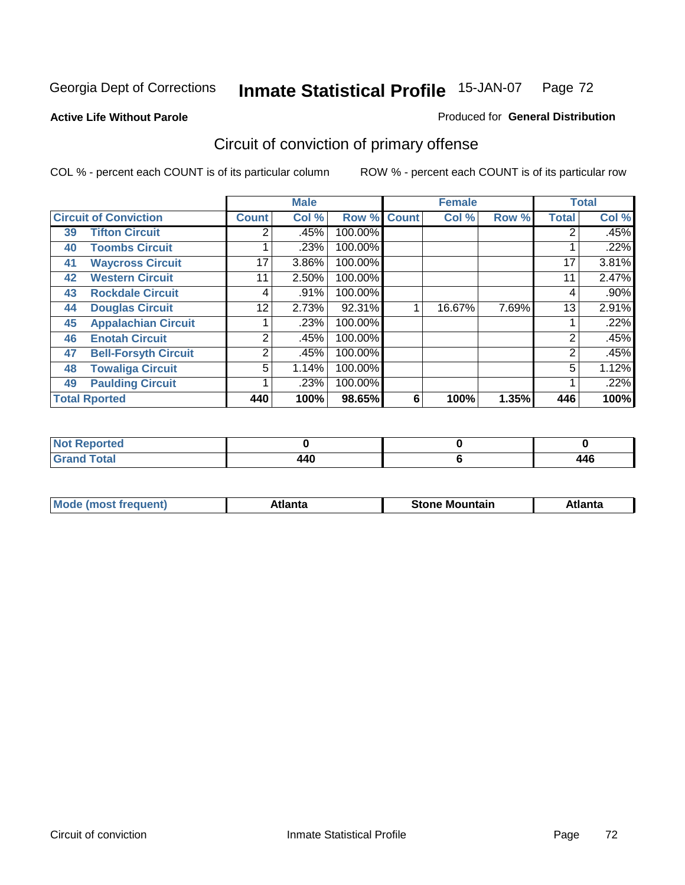Georgia Dept of Corrections **Inmate Statistical Profile** 15-JAN-07

**Active Life Without Parole**

Produced for **General Distribution**

## Circuit of conviction of primary offense

COL % - percent each COUNT is of its particular column

ROW % - percent each COUNT is of its particular row

| Circuit of Conviction | | Male | | | Female | | | Total | |
|---|---|---|---|---|---|---|---|---|---|
| | | Count | Col % | Row % | Count | Col % | Row % | Total | Col % |
| 39 | Tifton Circuit | 2 | .45% | 100.00% | | | | 2 | .45% |
| 40 | Toombs Circuit | 1 | .23% | 100.00% | | | | 1 | .22% |
| 41 | Waycross Circuit | 17 | 3.86% | 100.00% | | | | 17 | 3.81% |
| 42 | Western Circuit | 11 | 2.50% | 100.00% | | | | 11 | 2.47% |
| 43 | Rockdale Circuit | 4 | .91% | 100.00% | | | | 4 | .90% |
| 44 | Douglas Circuit | 12 | 2.73% | 92.31% | 1 | 16.67% | 7.69% | 13 | 2.91% |
| 45 | Appalachian Circuit | 1 | .23% | 100.00% | | | | 1 | .22% |
| 46 | Enotah Circuit | 2 | .45% | 100.00% | | | | 2 | .45% |
| 47 | Bell-Forsyth Circuit | 2 | .45% | 100.00% | | | | 2 | .45% |
| 48 | Towaliga Circuit | 5 | 1.14% | 100.00% | | | | 5 | 1.12% |
| 49 | Paulding Circuit | 1 | .23% | 100.00% | | | | 1 | .22% |
| **Total Rported** | | **440** | **100%** | **98.65%** | **6** | **100%** | **1.35%** | **446** | **100%** |

| | Male | Female | Total |
|---|---|---|---|
| Not Reported | 0 | 0 | 0 |
| Grand Total | 440 | 6 | 446 |

| | Male | Female | Total |
|---|---|---|---|
| Mode (most frequent) | Atlanta | Stone Mountain | Atlanta |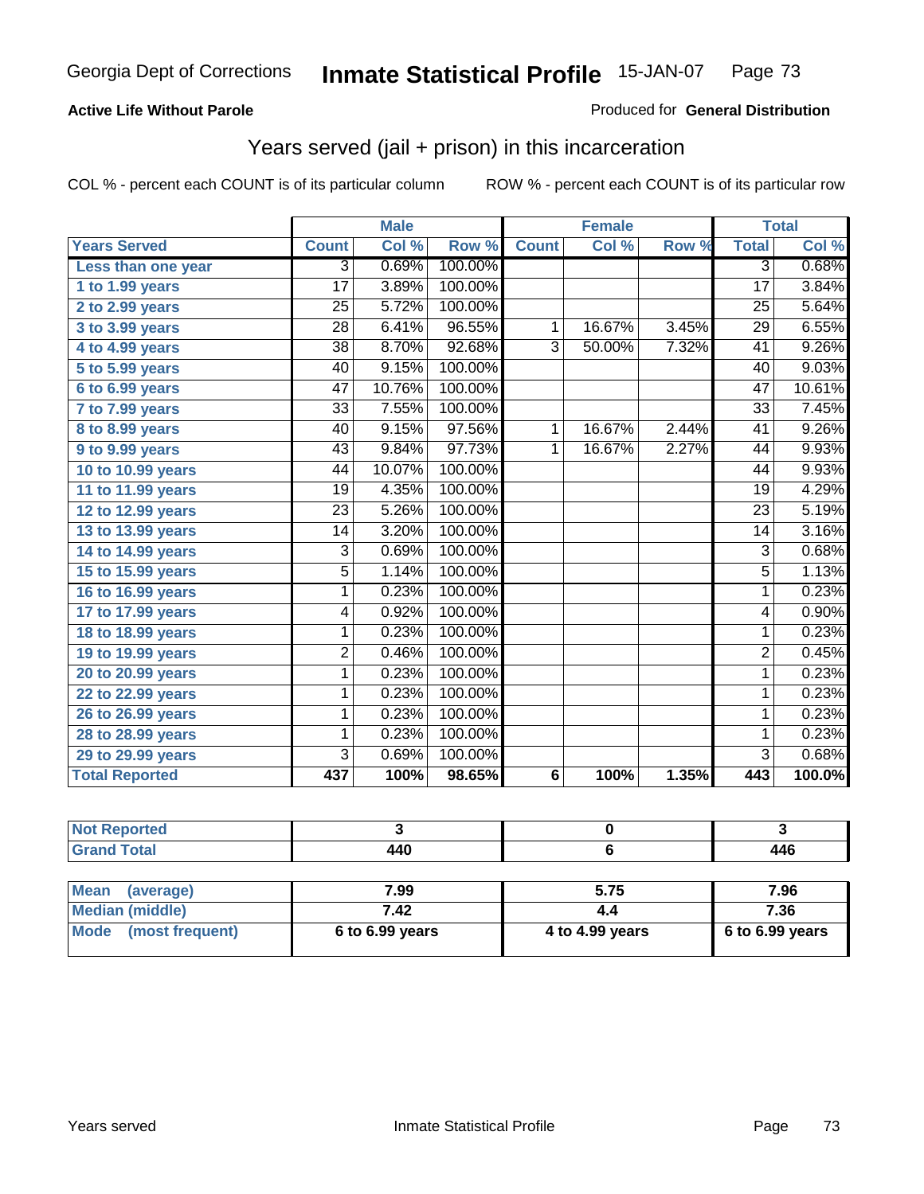Georgia Dept of Corrections **Inmate Statistical Profile** 15-JAN-07

**Active Life Without Parole**

Produced for **General Distribution**

## Years served (jail + prison) in this incarceration

COL % - percent each COUNT is of its particular column    ROW % - percent each COUNT is of its particular row

| | Male | | | Female | | | Total | |
|---|---|---|---|---|---|---|---|---|
| **Years Served** | **Count** | **Col %** | **Row %** | **Count** | **Col %** | **Row %** | **Total** | **Col %** |
| Less than one year | 3 | 0.69% | 100.00% | | | | 3 | 0.68% |
| 1 to 1.99 years | 17 | 3.89% | 100.00% | | | | 17 | 3.84% |
| 2 to 2.99 years | 25 | 5.72% | 100.00% | | | | 25 | 5.64% |
| 3 to 3.99 years | 28 | 6.41% | 96.55% | 1 | 16.67% | 3.45% | 29 | 6.55% |
| 4 to 4.99 years | 38 | 8.70% | 92.68% | 3 | 50.00% | 7.32% | 41 | 9.26% |
| 5 to 5.99 years | 40 | 9.15% | 100.00% | | | | 40 | 9.03% |
| 6 to 6.99 years | 47 | 10.76% | 100.00% | | | | 47 | 10.61% |
| 7 to 7.99 years | 33 | 7.55% | 100.00% | | | | 33 | 7.45% |
| 8 to 8.99 years | 40 | 9.15% | 97.56% | 1 | 16.67% | 2.44% | 41 | 9.26% |
| 9 to 9.99 years | 43 | 9.84% | 97.73% | 1 | 16.67% | 2.27% | 44 | 9.93% |
| 10 to 10.99 years | 44 | 10.07% | 100.00% | | | | 44 | 9.93% |
| 11 to 11.99 years | 19 | 4.35% | 100.00% | | | | 19 | 4.29% |
| 12 to 12.99 years | 23 | 5.26% | 100.00% | | | | 23 | 5.19% |
| 13 to 13.99 years | 14 | 3.20% | 100.00% | | | | 14 | 3.16% |
| 14 to 14.99 years | 3 | 0.69% | 100.00% | | | | 3 | 0.68% |
| 15 to 15.99 years | 5 | 1.14% | 100.00% | | | | 5 | 1.13% |
| 16 to 16.99 years | 1 | 0.23% | 100.00% | | | | 1 | 0.23% |
| 17 to 17.99 years | 4 | 0.92% | 100.00% | | | | 4 | 0.90% |
| 18 to 18.99 years | 1 | 0.23% | 100.00% | | | | 1 | 0.23% |
| 19 to 19.99 years | 2 | 0.46% | 100.00% | | | | 2 | 0.45% |
| 20 to 20.99 years | 1 | 0.23% | 100.00% | | | | 1 | 0.23% |
| 22 to 22.99 years | 1 | 0.23% | 100.00% | | | | 1 | 0.23% |
| 26 to 26.99 years | 1 | 0.23% | 100.00% | | | | 1 | 0.23% |
| 28 to 28.99 years | 1 | 0.23% | 100.00% | | | | 1 | 0.23% |
| 29 to 29.99 years | 3 | 0.69% | 100.00% | | | | 3 | 0.68% |
| **Total Reported** | **437** | **100%** | **98.65%** | **6** | **100%** | **1.35%** | **443** | **100.0%** |

| | Male | Female | Total |
|---|---|---|---|
| Not Reported | 3 | 0 | 3 |
| Grand Total | 440 | 6 | 446 |

| | Male | Female | Total |
|---|---|---|---|
| Mean (average) | 7.99 | 5.75 | 7.96 |
| Median (middle) | 7.42 | 4.4 | 7.36 |
| Mode (most frequent) | 6 to 6.99 years | 4 to 4.99 years | 6 to 6.99 years |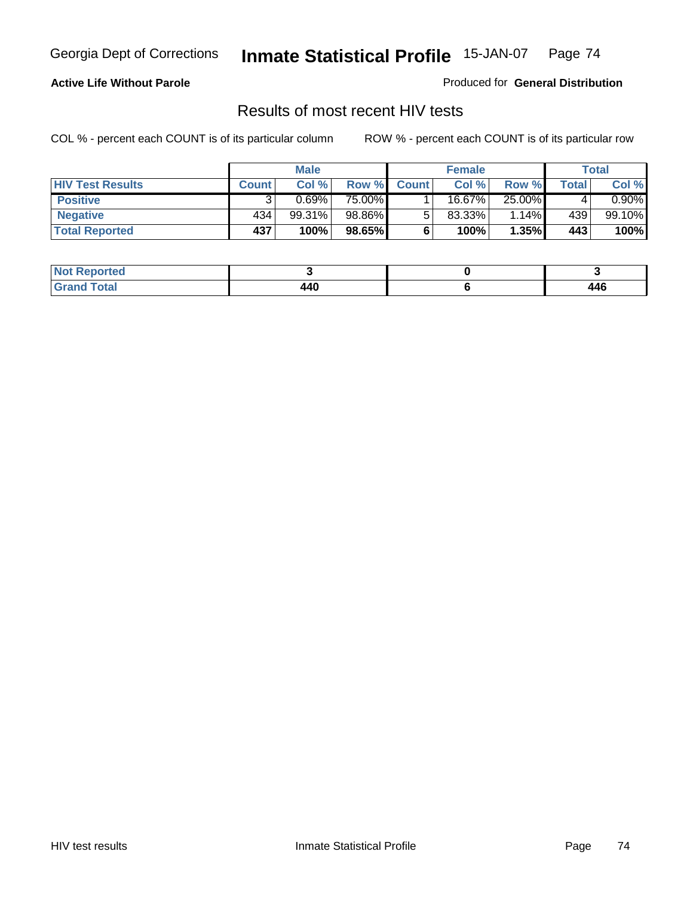Georgia Dept of Corrections **Inmate Statistical Profile** 15-JAN-07

**Active Life Without Parole**

Produced for **General Distribution**

## Results of most recent HIV tests

COL % - percent each COUNT is of its particular column ROW % - percent each COUNT is of its particular row

| | Male | | | Female | | | Total | |
|---|---|---|---|---|---|---|---|---|
| HIV Test Results | Count | Col % | Row % | Count | Col % | Row % | Total | Col % |
| Positive | 3 | 0.69% | 75.00% | 1 | 16.67% | 25.00% | 4 | 0.90% |
| Negative | 434 | 99.31% | 98.86% | 5 | 83.33% | 1.14% | 439 | 99.10% |
| **Total Reported** | **437** | **100%** | **98.65%** | **6** | **100%** | **1.35%** | **443** | **100%** |

| | Male | Female | Total |
|---|---|---|---|
| Not Reported | **3** | **0** | **3** |
| Grand Total | **440** | **6** | **446** |

HIV test results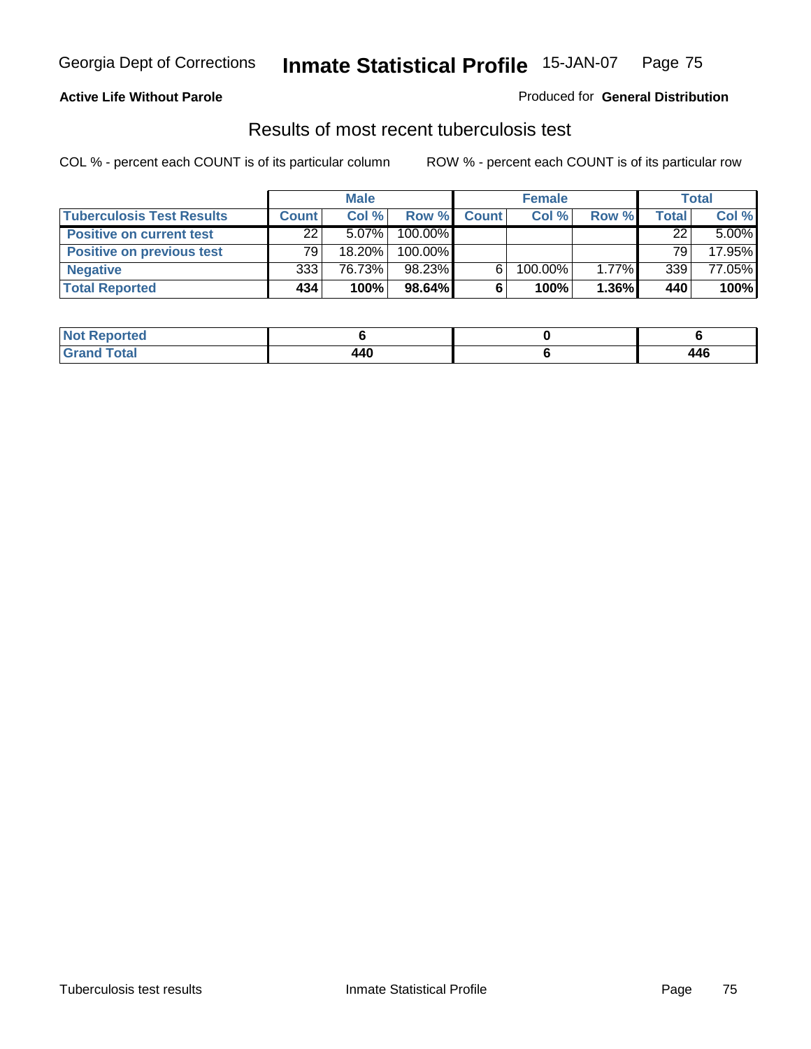Georgia Dept of Corrections **Inmate Statistical Profile** 15-JAN-07

**Active Life Without Parole**

Produced for **General Distribution**

## Results of most recent tuberculosis test

COL % - percent each COUNT is of its particular column

ROW % - percent each COUNT is of its particular row

| | Male | | | Female | | | Total | |
|---|---|---|---|---|---|---|---|---|
| **Tuberculosis Test Results** | **Count** | **Col %** | **Row %** | **Count** | **Col %** | **Row %** | **Total** | **Col %** |
| **Positive on current test** | 22 | 5.07% | 100.00% | | | | 22 | 5.00% |
| **Positive on previous test** | 79 | 18.20% | 100.00% | | | | 79 | 17.95% |
| **Negative** | 333 | 76.73% | 98.23% | 6 | 100.00% | 1.77% | 339 | 77.05% |
| **Total Reported** | **434** | **100%** | **98.64%** | **6** | **100%** | **1.36%** | **440** | **100%** |

| | Male | Female | Total |
|---|---|---|---|
| **Not Reported** | **6** | **0** | **6** |
| **Grand Total** | **440** | **6** | **446** |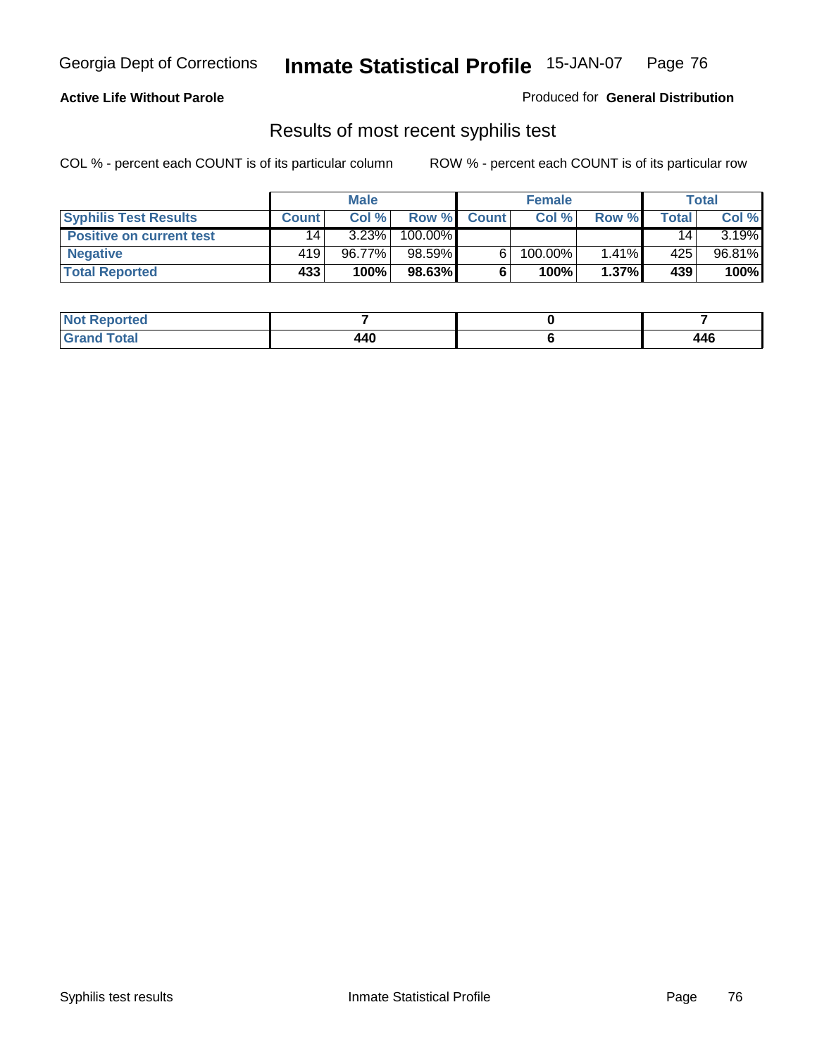**Active Life Without Parole**

Produced for **General Distribution**

## Results of most recent syphilis test

COL % - percent each COUNT is of its particular column

ROW % - percent each COUNT is of its particular row

| | Male | | | Female | | | Total | |
|---|---|---|---|---|---|---|---|---|
| **Syphilis Test Results** | **Count** | **Col %** | **Row %** | **Count** | **Col %** | **Row %** | **Total** | **Col %** |
| **Positive on current test** | 14 | 3.23% | 100.00% | | | | 14 | 3.19% |
| **Negative** | 419 | 96.77% | 98.59% | 6 | 100.00% | 1.41% | 425 | 96.81% |
| **Total Reported** | **433** | **100%** | **98.63%** | **6** | **100%** | **1.37%** | **439** | **100%** |

| | Male | Female | Total |
|---|---|---|---|
| **Not Reported** | **7** | **0** | **7** |
| **Grand Total** | **440** | **6** | **446** |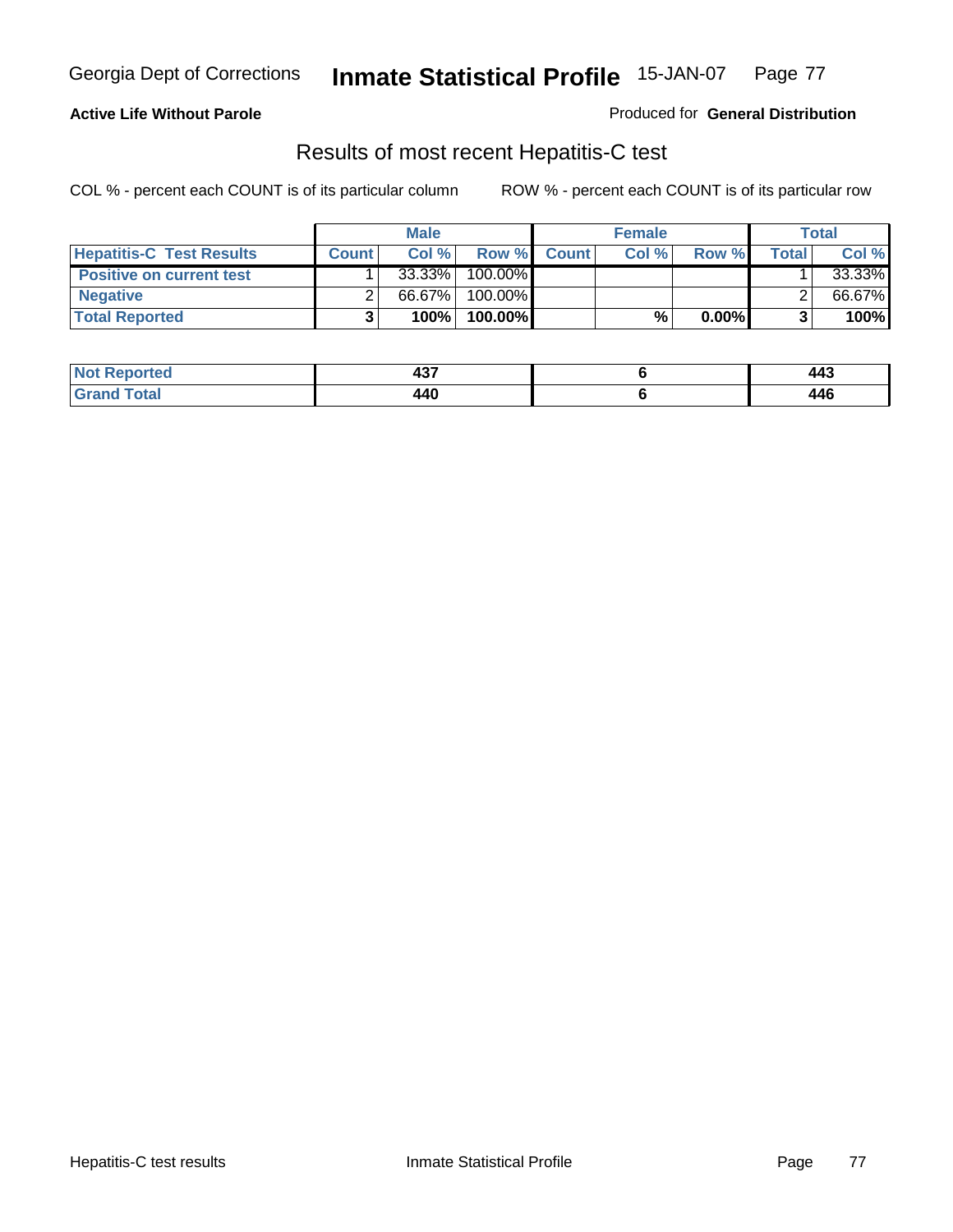**Active Life Without Parole**

Produced for **General Distribution**

## Results of most recent Hepatitis-C test

COL % - percent each COUNT is of its particular column

ROW % - percent each COUNT is of its particular row

| | Male | | | Female | | | Total | |
|---|---|---|---|---|---|---|---|---|
| **Hepatitis-C Test Results** | **Count** | **Col %** | **Row %** | **Count** | **Col %** | **Row %** | **Total** | **Col %** |
| **Positive on current test** | 1 | 33.33% | 100.00% | | | | 1 | 33.33% |
| **Negative** | 2 | 66.67% | 100.00% | | | | 2 | 66.67% |
| **Total Reported** | **3** | **100%** | **100.00%** | | **%** | **0.00%** | **3** | **100%** |

| | Male | Female | Total |
|---|---|---|---|
| **Not Reported** | **437** | **6** | **443** |
| **Grand Total** | **440** | **6** | **446** |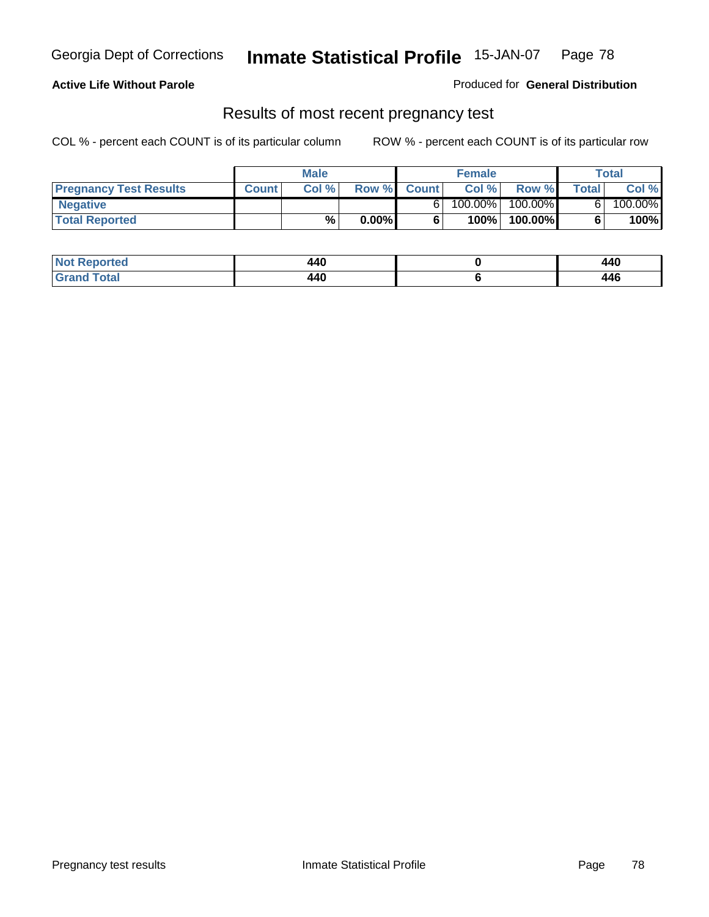**Active Life Without Parole**

Produced for **General Distribution**

## Results of most recent pregnancy test

COL % - percent each COUNT is of its particular column

ROW % - percent each COUNT is of its particular row

| | Male | | | Female | | | Total | |
|---|---|---|---|---|---|---|---|---|
| **Pregnancy Test Results** | **Count** | **Col %** | **Row %** | **Count** | **Col %** | **Row %** | **Total** | **Col %** |
| **Negative** | | | | 6 | 100.00% | 100.00% | 6 | 100.00% |
| **Total Reported** | | **%** | **0.00%** | **6** | **100%** | **100.00%** | **6** | **100%** |

| | Male | Female | Total |
|---|---|---|---|
| **Not Reported** | **440** | **0** | **440** |
| **Grand Total** | **440** | **6** | **446** |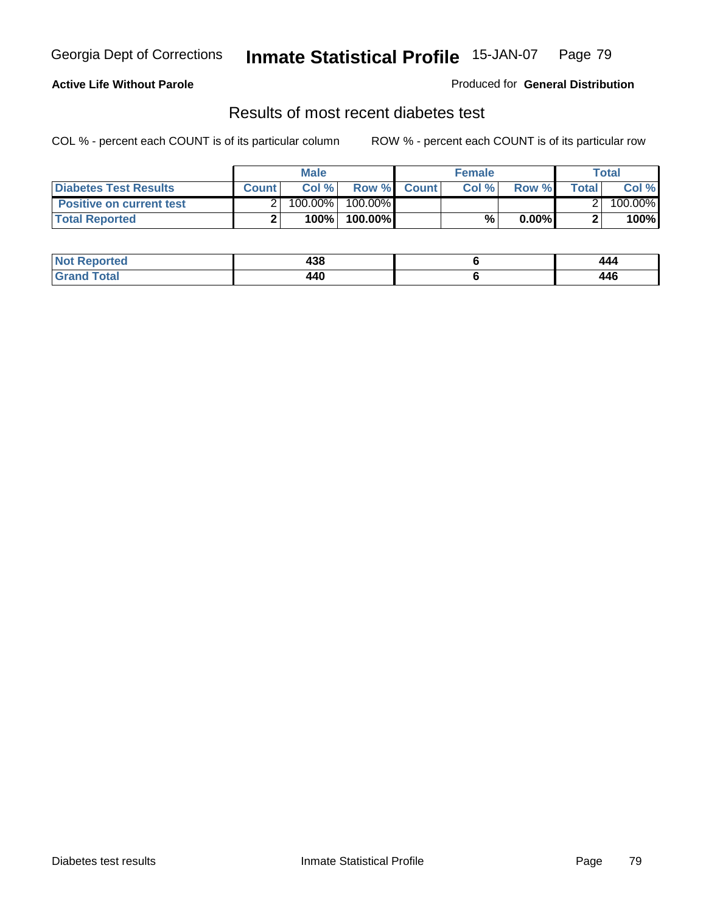**Active Life Without Parole**

Produced for **General Distribution**

## Results of most recent diabetes test

COL % - percent each COUNT is of its particular column

ROW % - percent each COUNT is of its particular row

| | Male | | | Female | | | Total | |
|---|---|---|---|---|---|---|---|---|
| **Diabetes Test Results** | **Count** | **Col %** | **Row %** | **Count** | **Col %** | **Row %** | **Total** | **Col %** |
| **Positive on current test** | 2 | 100.00% | 100.00% | | | | 2 | 100.00% |
| **Total Reported** | **2** | **100%** | **100.00%** | | **%** | **0.00%** | **2** | **100%** |

| | Male | Female | Total |
|---|---|---|---|
| **Not Reported** | **438** | **6** | **444** |
| **Grand Total** | **440** | **6** | **446** |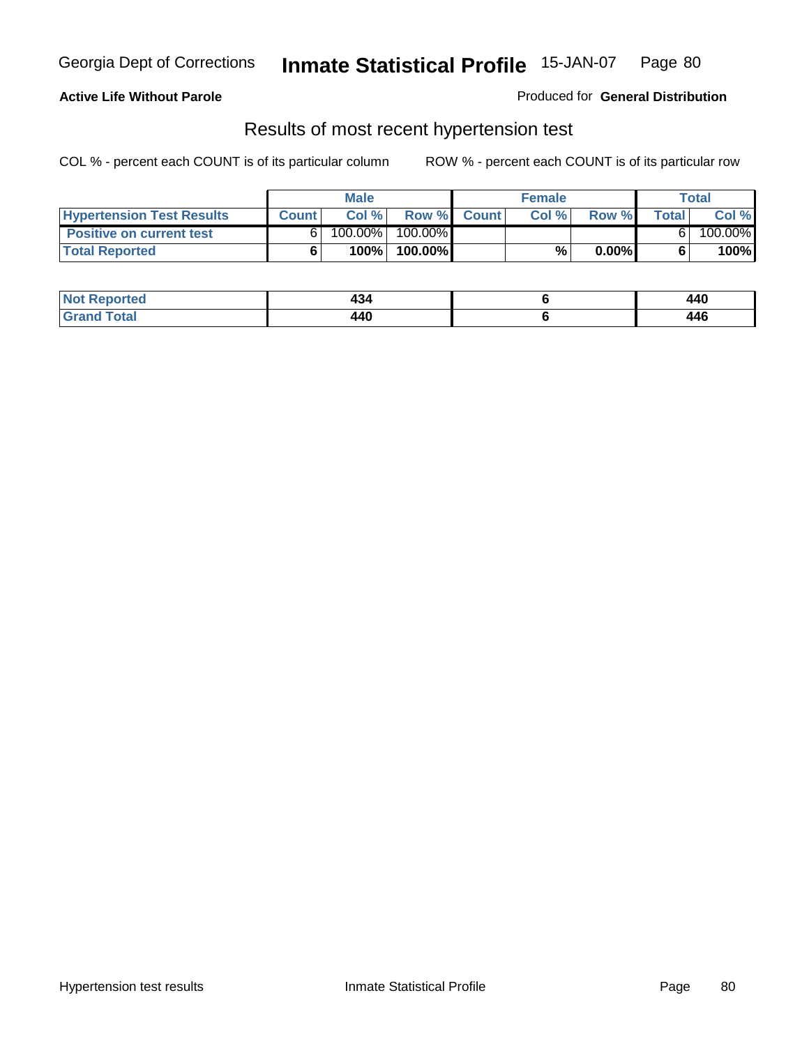Georgia Dept of Corrections **Inmate Statistical Profile** 15-JAN-07

**Active Life Without Parole**

Produced for **General Distribution**

## Results of most recent hypertension test

COL % - percent each COUNT is of its particular column

ROW % - percent each COUNT is of its particular row

| | Male | | | Female | | | Total | |
|---|---|---|---|---|---|---|---|---|
| **Hypertension Test Results** | **Count** | **Col %** | **Row %** | **Count** | **Col %** | **Row %** | **Total** | **Col %** |
| **Positive on current test** | 6 | 100.00% | 100.00% | | | | 6 | 100.00% |
| **Total Reported** | **6** | **100%** | **100.00%** | | **%** | **0.00%** | **6** | **100%** |

| | Male | Female | Total |
|---|---|---|---|
| **Not Reported** | **434** | **6** | **440** |
| **Grand Total** | **440** | **6** | **446** |

Hypertension test results

Inmate Statistical Profile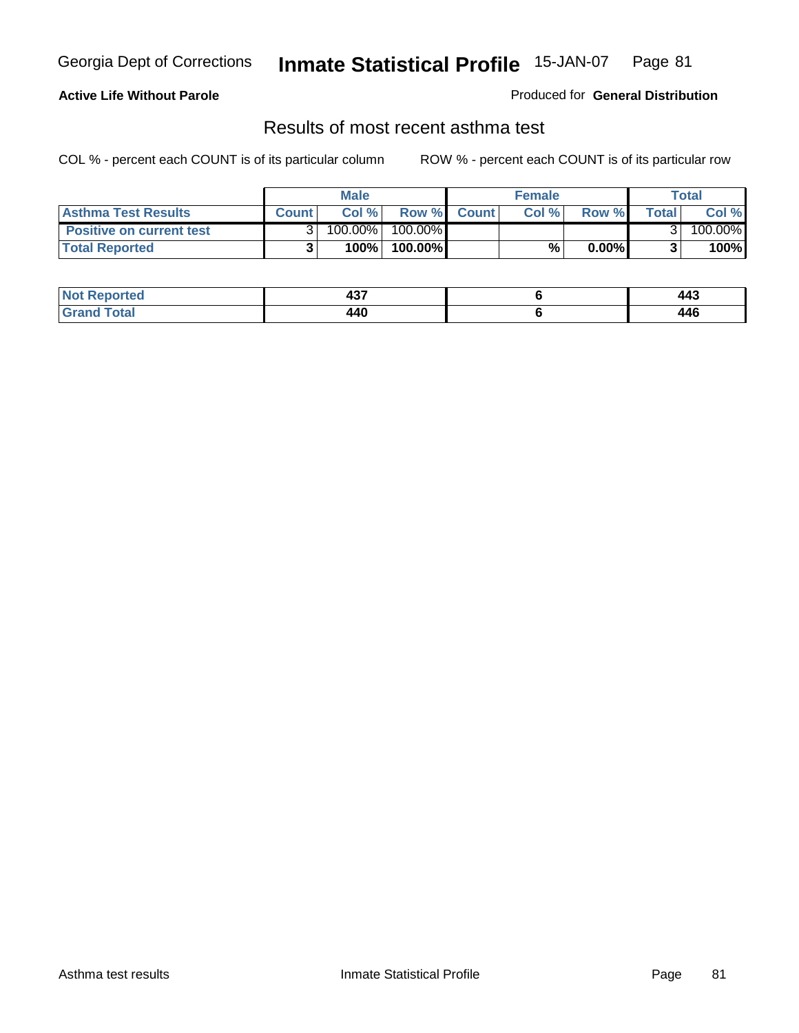Georgia Dept of Corrections **Inmate Statistical Profile** 15-JAN-07

**Active Life Without Parole**

Produced for **General Distribution**

## Results of most recent asthma test

COL % - percent each COUNT is of its particular column ROW % - percent each COUNT is of its particular row

| | Male | | | Female | | | Total | |
|---|---|---|---|---|---|---|---|---|
| **Asthma Test Results** | **Count** | **Col %** | **Row %** | **Count** | **Col %** | **Row %** | **Total** | **Col %** |
| **Positive on current test** | 3 | 100.00% | 100.00% | | | | 3 | 100.00% |
| **Total Reported** | **3** | **100%** | **100.00%** | | **%** | **0.00%** | **3** | **100%** |

| | Male | Female | Total |
|---|---|---|---|
| **Not Reported** | **437** | **6** | **443** |
| **Grand Total** | **440** | **6** | **446** |

Asthma test results Inmate Statistical Profile